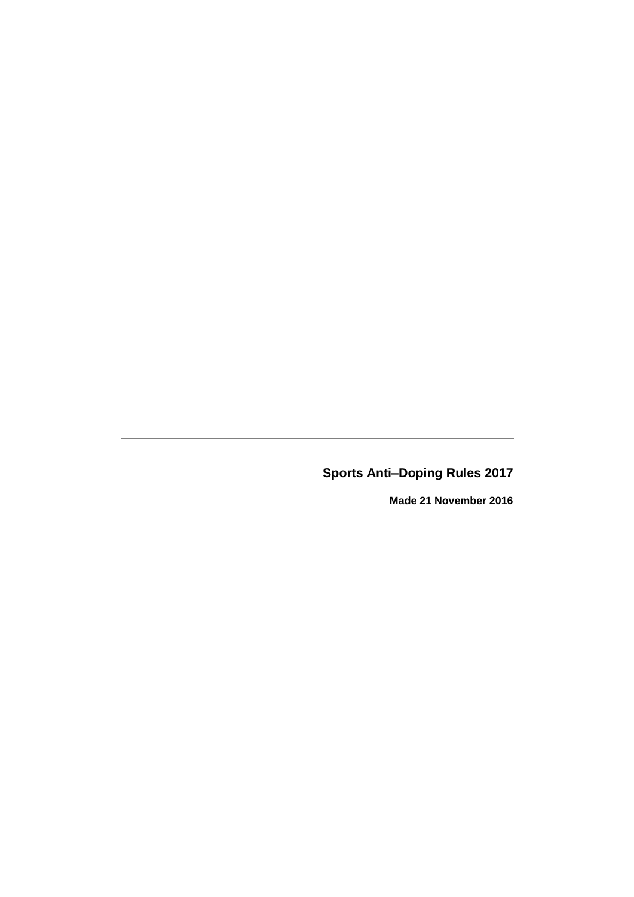# Sports Anti–Doping Rules 2017

**Made 21 November 2016**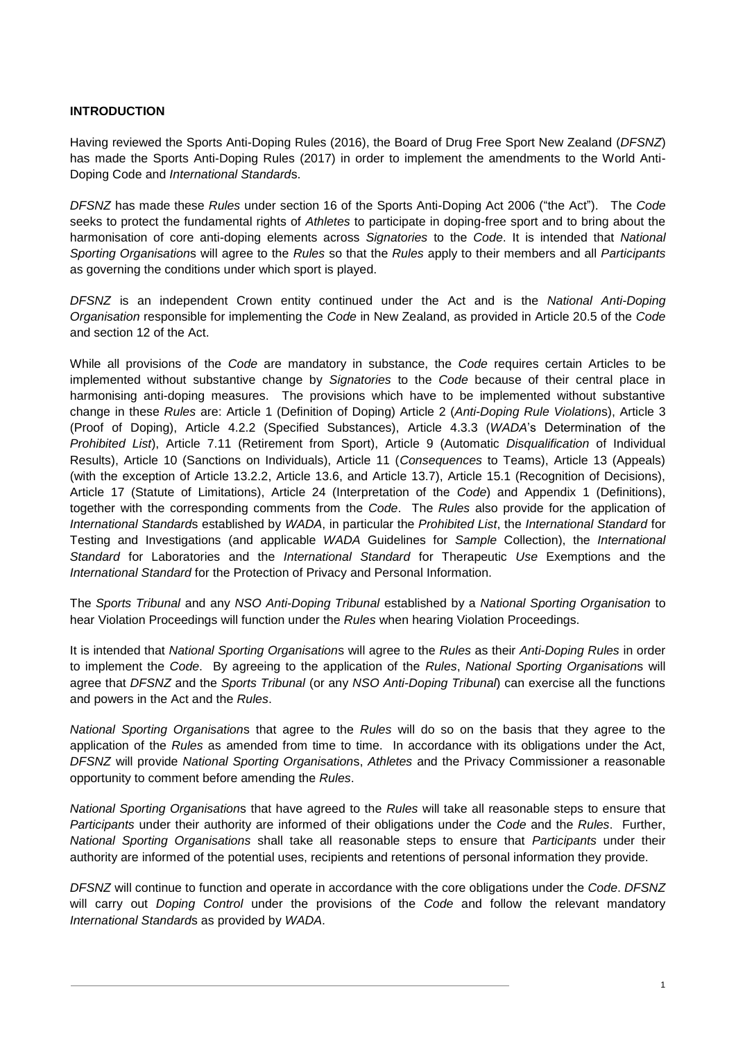**INTRODUCTION**

Having reviewed the Sports Anti-Doping Rules (2016), the Board of Drug Free Sport New Zealand (*DFSNZ*) has made the Sports Anti-Doping Rules (2017) in order to implement the amendments to the World Anti-Doping Code and *International Standard*s.

*DFSNZ* has made these *Rules* under section 16 of the Sports Anti-Doping Act 2006 ("the Act"). The *Code* seeks to protect the fundamental rights of *Athletes* to participate in doping-free sport and to bring about the harmonisation of core anti-doping elements across *Signatories* to the *Code*. It is intended that *National Sporting Organisation*s will agree to the *Rules* so that the *Rules* apply to their members and all *Participants* as governing the conditions under which sport is played.

*DFSNZ* is an independent Crown entity continued under the Act and is the *National Anti-Doping Organisation* responsible for implementing the *Code* in New Zealand, as provided in Article 20.5 of the *Code* and section 12 of the Act.

While all provisions of the *Code* are mandatory in substance, the *Code* requires certain Articles to be implemented without substantive change by *Signatories* to the *Code* because of their central place in harmonising anti-doping measures. The provisions which have to be implemented without substantive change in these *Rules* are: Article 1 (Definition of Doping) Article 2 (*Anti-Doping Rule Violation*s), Article 3 (Proof of Doping), Article 4.2.2 (Specified Substances), Article 4.3.3 (*WADA*'s Determination of the *Prohibited List*), Article 7.11 (Retirement from Sport), Article 9 (Automatic *Disqualification* of Individual Results), Article 10 (Sanctions on Individuals), Article 11 (*Consequences* to Teams), Article 13 (Appeals) (with the exception of Article 13.2.2, Article 13.6, and Article 13.7), Article 15.1 (Recognition of Decisions), Article 17 (Statute of Limitations), Article 24 (Interpretation of the *Code*) and Appendix 1 (Definitions), together with the corresponding comments from the *Code*. The *Rules* also provide for the application of *International Standard*s established by *WADA*, in particular the *Prohibited List*, the *International Standard* for Testing and Investigations (and applicable *WADA* Guidelines for *Sample* Collection), the *International Standard* for Laboratories and the *International Standard* for Therapeutic *Use* Exemptions and the *International Standard* for the Protection of Privacy and Personal Information.

The *Sports Tribunal* and any *NSO Anti-Doping Tribunal* established by a *National Sporting Organisation* to hear Violation Proceedings will function under the *Rules* when hearing Violation Proceedings.

It is intended that *National Sporting Organisation*s will agree to the *Rules* as their *Anti-Doping Rules* in order to implement the *Code*. By agreeing to the application of the *Rules*, *National Sporting Organisation*s will agree that *DFSNZ* and the *Sports Tribunal* (or any *NSO Anti-Doping Tribunal*) can exercise all the functions and powers in the Act and the *Rules*.

*National Sporting Organisation*s that agree to the *Rules* will do so on the basis that they agree to the application of the *Rules* as amended from time to time. In accordance with its obligations under the Act, *DFSNZ* will provide *National Sporting Organisation*s, *Athletes* and the Privacy Commissioner a reasonable opportunity to comment before amending the *Rules*.

*National Sporting Organisation*s that have agreed to the *Rules* will take all reasonable steps to ensure that *Participants* under their authority are informed of their obligations under the *Code* and the *Rules*. Further, *National Sporting Organisations* shall take all reasonable steps to ensure that *Participants* under their authority are informed of the potential uses, recipients and retentions of personal information they provide.

*DFSNZ* will continue to function and operate in accordance with the core obligations under the *Code*. *DFSNZ* will carry out *Doping Control* under the provisions of the *Code* and follow the relevant mandatory *International Standard*s as provided by *WADA*.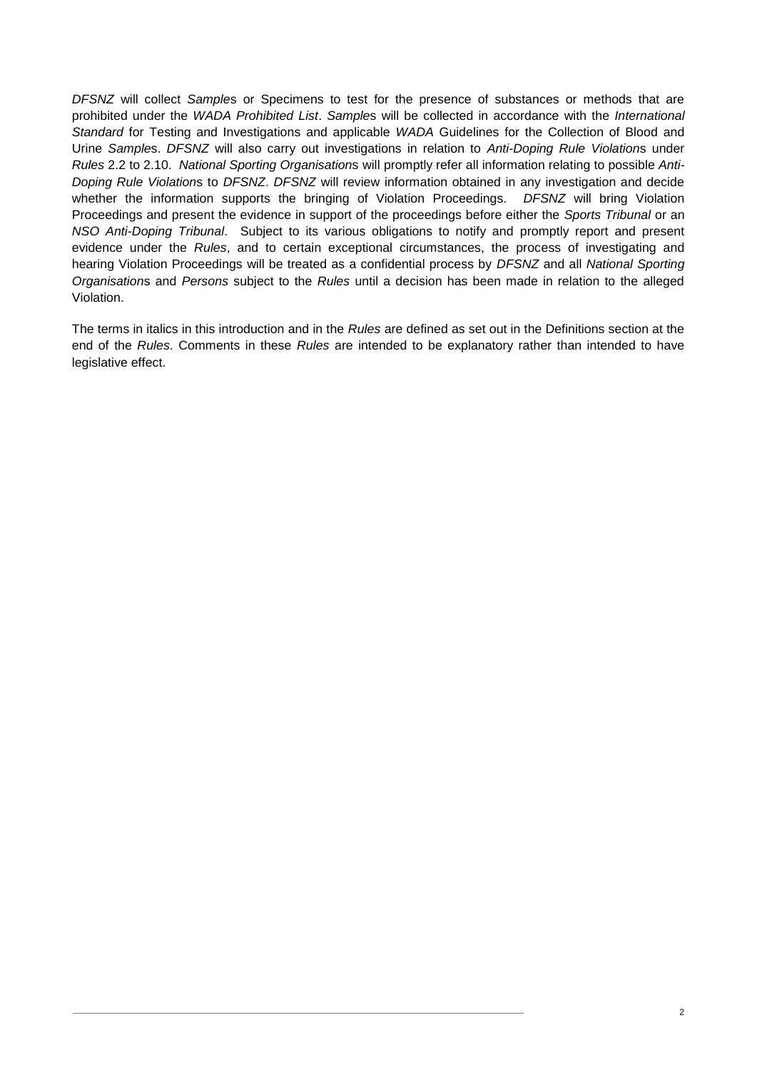*DFSNZ* will collect *Sample*s or Specimens to test for the presence of substances or methods that are prohibited under the *WADA Prohibited List*. *Sample*s will be collected in accordance with the *International Standard* for Testing and Investigations and applicable *WADA* Guidelines for the Collection of Blood and Urine *Sample*s. *DFSNZ* will also carry out investigations in relation to *Anti-Doping Rule Violation*s under *Rules* 2.2 to 2.10. *National Sporting Organisation*s will promptly refer all information relating to possible *Anti-Doping Rule Violation*s to *DFSNZ*. *DFSNZ* will review information obtained in any investigation and decide whether the information supports the bringing of Violation Proceedings. *DFSNZ* will bring Violation Proceedings and present the evidence in support of the proceedings before either the *Sports Tribunal* or an *NSO Anti-Doping Tribunal*. Subject to its various obligations to notify and promptly report and present evidence under the *Rules*, and to certain exceptional circumstances, the process of investigating and hearing Violation Proceedings will be treated as a confidential process by *DFSNZ* and all *National Sporting Organisation*s and *Persons* subject to the *Rules* until a decision has been made in relation to the alleged Violation.

The terms in italics in this introduction and in the *Rules* are defined as set out in the Definitions section at the end of the *Rules*. Comments in these *Rules* are intended to be explanatory rather than intended to have legislative effect.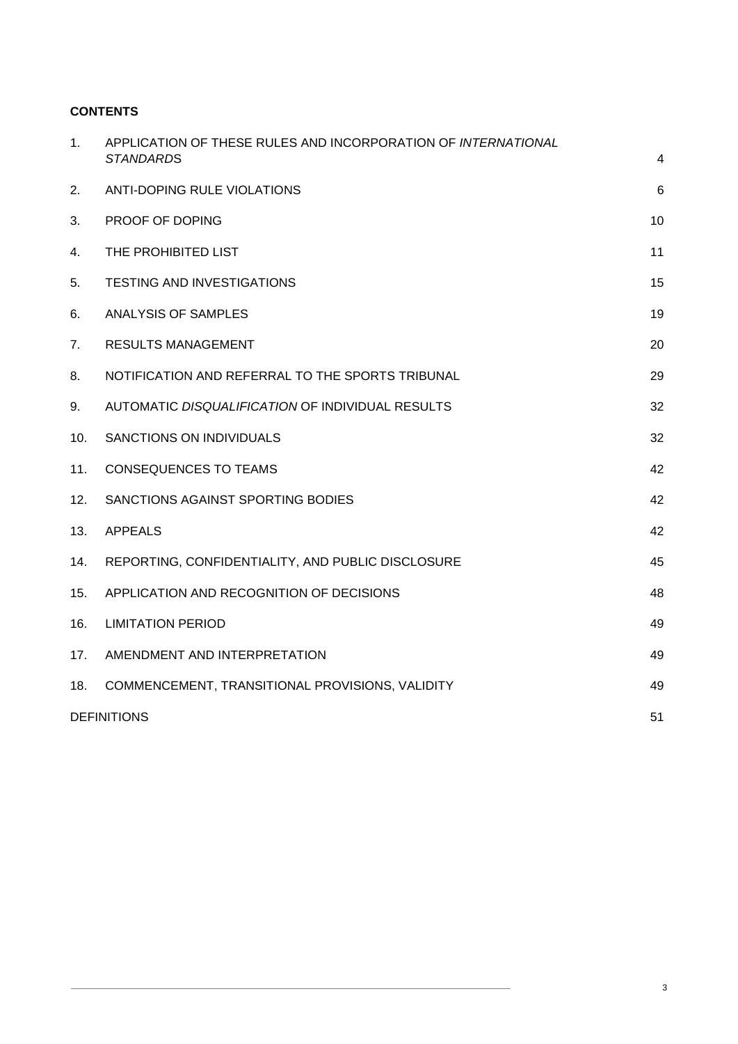**CONTENTS**

| | | |
|---|---|---|
| 1. | APPLICATION OF THESE RULES AND INCORPORATION OF *INTERNATIONAL STANDARDS* | 4 |
| 2. | ANTI-DOPING RULE VIOLATIONS | 6 |
| 3. | PROOF OF DOPING | 10 |
| 4. | THE PROHIBITED LIST | 11 |
| 5. | TESTING AND INVESTIGATIONS | 15 |
| 6. | ANALYSIS OF SAMPLES | 19 |
| 7. | RESULTS MANAGEMENT | 20 |
| 8. | NOTIFICATION AND REFERRAL TO THE SPORTS TRIBUNAL | 29 |
| 9. | AUTOMATIC *DISQUALIFICATION* OF INDIVIDUAL RESULTS | 32 |
| 10. | SANCTIONS ON INDIVIDUALS | 32 |
| 11. | CONSEQUENCES TO TEAMS | 42 |
| 12. | SANCTIONS AGAINST SPORTING BODIES | 42 |
| 13. | APPEALS | 42 |
| 14. | REPORTING, CONFIDENTIALITY, AND PUBLIC DISCLOSURE | 45 |
| 15. | APPLICATION AND RECOGNITION OF DECISIONS | 48 |
| 16. | LIMITATION PERIOD | 49 |
| 17. | AMENDMENT AND INTERPRETATION | 49 |
| 18. | COMMENCEMENT, TRANSITIONAL PROVISIONS, VALIDITY | 49 |
| | DEFINITIONS | 51 |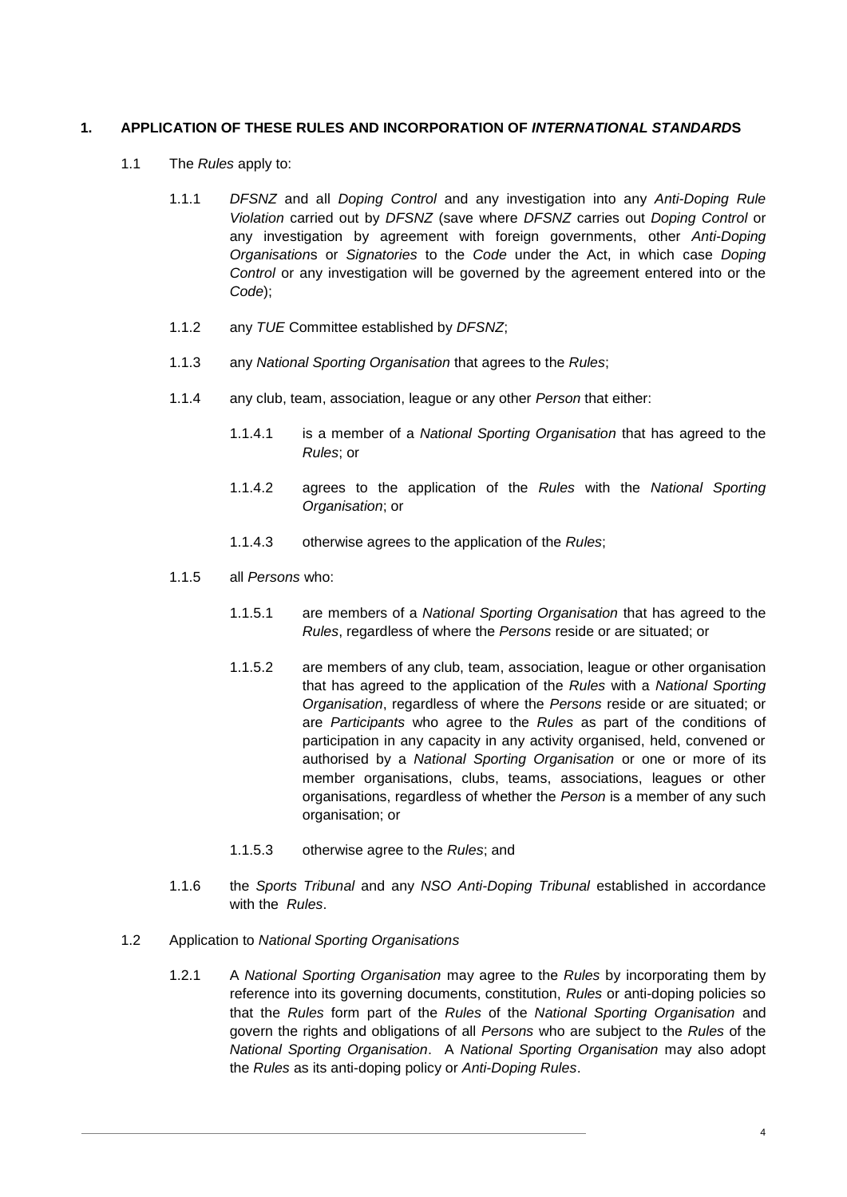## 1. APPLICATION OF THESE RULES AND INCORPORATION OF *INTERNATIONAL STANDARD*S

1.1 The *Rules* apply to:

1.1.1 *DFSNZ* and all *Doping Control* and any investigation into any *Anti-Doping Rule Violation* carried out by *DFSNZ* (save where *DFSNZ* carries out *Doping Control* or any investigation by agreement with foreign governments, other *Anti-Doping Organisation*s or *Signatories* to the *Code* under the Act, in which case *Doping Control* or any investigation will be governed by the agreement entered into or the *Code*);

1.1.2 any *TUE* Committee established by *DFSNZ*;

1.1.3 any *National Sporting Organisation* that agrees to the *Rules*;

1.1.4 any club, team, association, league or any other *Person* that either:

1.1.4.1 is a member of a *National Sporting Organisation* that has agreed to the *Rules*; or

1.1.4.2 agrees to the application of the *Rules* with the *National Sporting Organisation*; or

1.1.4.3 otherwise agrees to the application of the *Rules*;

1.1.5 all *Persons* who:

1.1.5.1 are members of a *National Sporting Organisation* that has agreed to the *Rules*, regardless of where the *Persons* reside or are situated; or

1.1.5.2 are members of any club, team, association, league or other organisation that has agreed to the application of the *Rules* with a *National Sporting Organisation*, regardless of where the *Persons* reside or are situated; or are *Participants* who agree to the *Rules* as part of the conditions of participation in any capacity in any activity organised, held, convened or authorised by a *National Sporting Organisation* or one or more of its member organisations, clubs, teams, associations, leagues or other organisations, regardless of whether the *Person* is a member of any such organisation; or

1.1.5.3 otherwise agree to the *Rules*; and

1.1.6 the *Sports Tribunal* and any *NSO Anti-Doping Tribunal* established in accordance with the *Rules*.

1.2 Application to *National Sporting Organisations*

1.2.1 A *National Sporting Organisation* may agree to the *Rules* by incorporating them by reference into its governing documents, constitution, *Rules* or anti-doping policies so that the *Rules* form part of the *Rules* of the *National Sporting Organisation* and govern the rights and obligations of all *Persons* who are subject to the *Rules* of the *National Sporting Organisation*. A *National Sporting Organisation* may also adopt the *Rules* as its anti-doping policy or *Anti-Doping Rules*.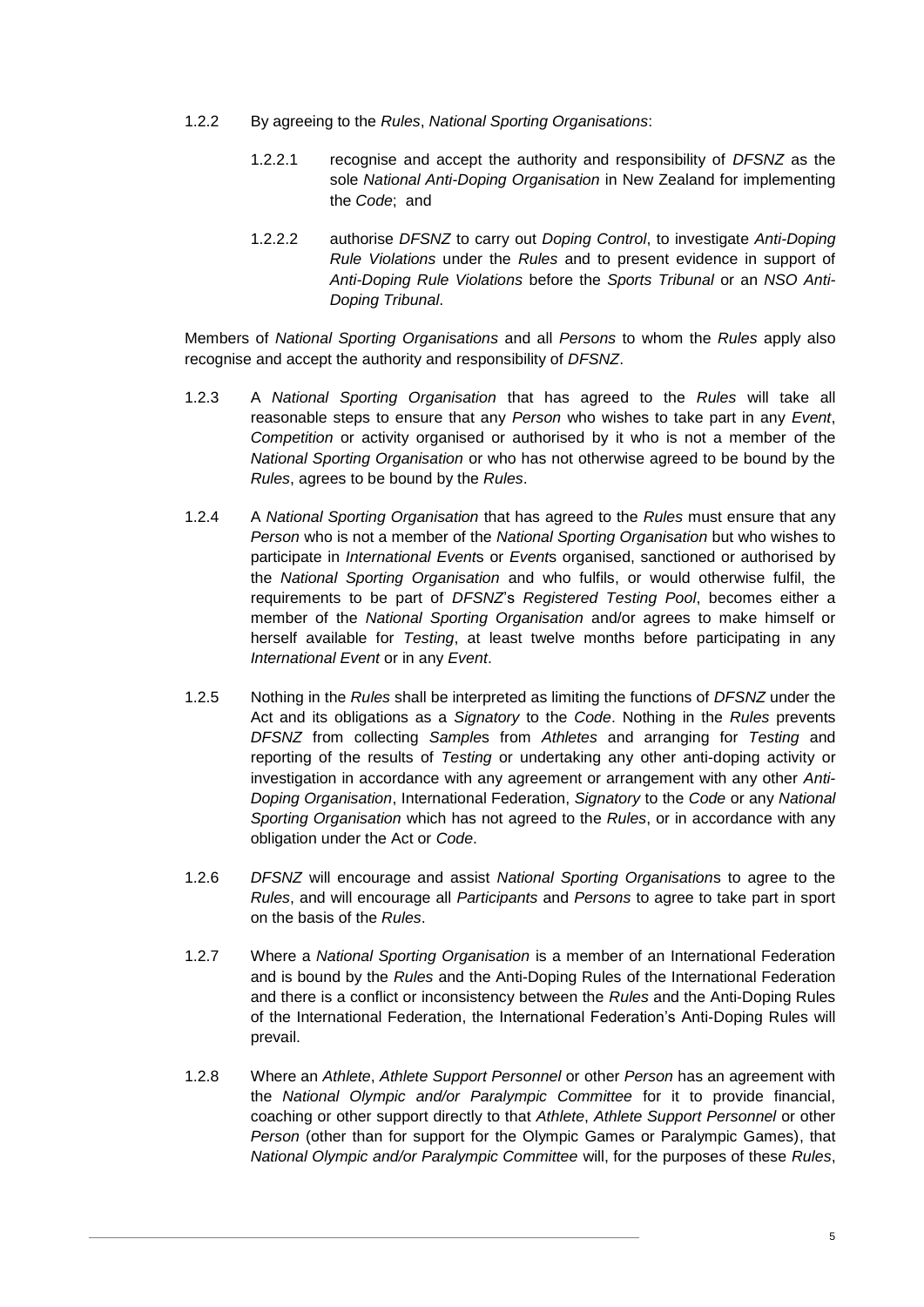1.2.2 By agreeing to the *Rules*, *National Sporting Organisations*:

1.2.2.1 recognise and accept the authority and responsibility of *DFSNZ* as the sole *National Anti-Doping Organisation* in New Zealand for implementing the *Code*; and

1.2.2.2 authorise *DFSNZ* to carry out *Doping Control*, to investigate *Anti-Doping Rule Violations* under the *Rules* and to present evidence in support of *Anti-Doping Rule Violations* before the *Sports Tribunal* or an *NSO Anti-Doping Tribunal*.

Members of *National Sporting Organisations* and all *Persons* to whom the *Rules* apply also recognise and accept the authority and responsibility of *DFSNZ*.

1.2.3 A *National Sporting Organisation* that has agreed to the *Rules* will take all reasonable steps to ensure that any *Person* who wishes to take part in any *Event*, *Competition* or activity organised or authorised by it who is not a member of the *National Sporting Organisation* or who has not otherwise agreed to be bound by the *Rules*, agrees to be bound by the *Rules*.

1.2.4 A *National Sporting Organisation* that has agreed to the *Rules* must ensure that any *Person* who is not a member of the *National Sporting Organisation* but who wishes to participate in *International Event*s or *Event*s organised, sanctioned or authorised by the *National Sporting Organisation* and who fulfils, or would otherwise fulfil, the requirements to be part of *DFSNZ*'s *Registered Testing Pool*, becomes either a member of the *National Sporting Organisation* and/or agrees to make himself or herself available for *Testing*, at least twelve months before participating in any *International Event* or in any *Event*.

1.2.5 Nothing in the *Rules* shall be interpreted as limiting the functions of *DFSNZ* under the Act and its obligations as a *Signatory* to the *Code*. Nothing in the *Rules* prevents *DFSNZ* from collecting *Sample*s from *Athletes* and arranging for *Testing* and reporting of the results of *Testing* or undertaking any other anti-doping activity or investigation in accordance with any agreement or arrangement with any other *Anti-Doping Organisation*, International Federation, *Signatory* to the *Code* or any *National Sporting Organisation* which has not agreed to the *Rules*, or in accordance with any obligation under the Act or *Code*.

1.2.6 *DFSNZ* will encourage and assist *National Sporting Organisation*s to agree to the *Rules*, and will encourage all *Participants* and *Persons* to agree to take part in sport on the basis of the *Rules*.

1.2.7 Where a *National Sporting Organisation* is a member of an International Federation and is bound by the *Rules* and the Anti-Doping Rules of the International Federation and there is a conflict or inconsistency between the *Rules* and the Anti-Doping Rules of the International Federation, the International Federation's Anti-Doping Rules will prevail.

1.2.8 Where an *Athlete*, *Athlete Support Personnel* or other *Person* has an agreement with the *National Olympic and/or Paralympic Committee* for it to provide financial, coaching or other support directly to that *Athlete*, *Athlete Support Personnel* or other *Person* (other than for support for the Olympic Games or Paralympic Games), that *National Olympic and/or Paralympic Committee* will, for the purposes of these *Rules*,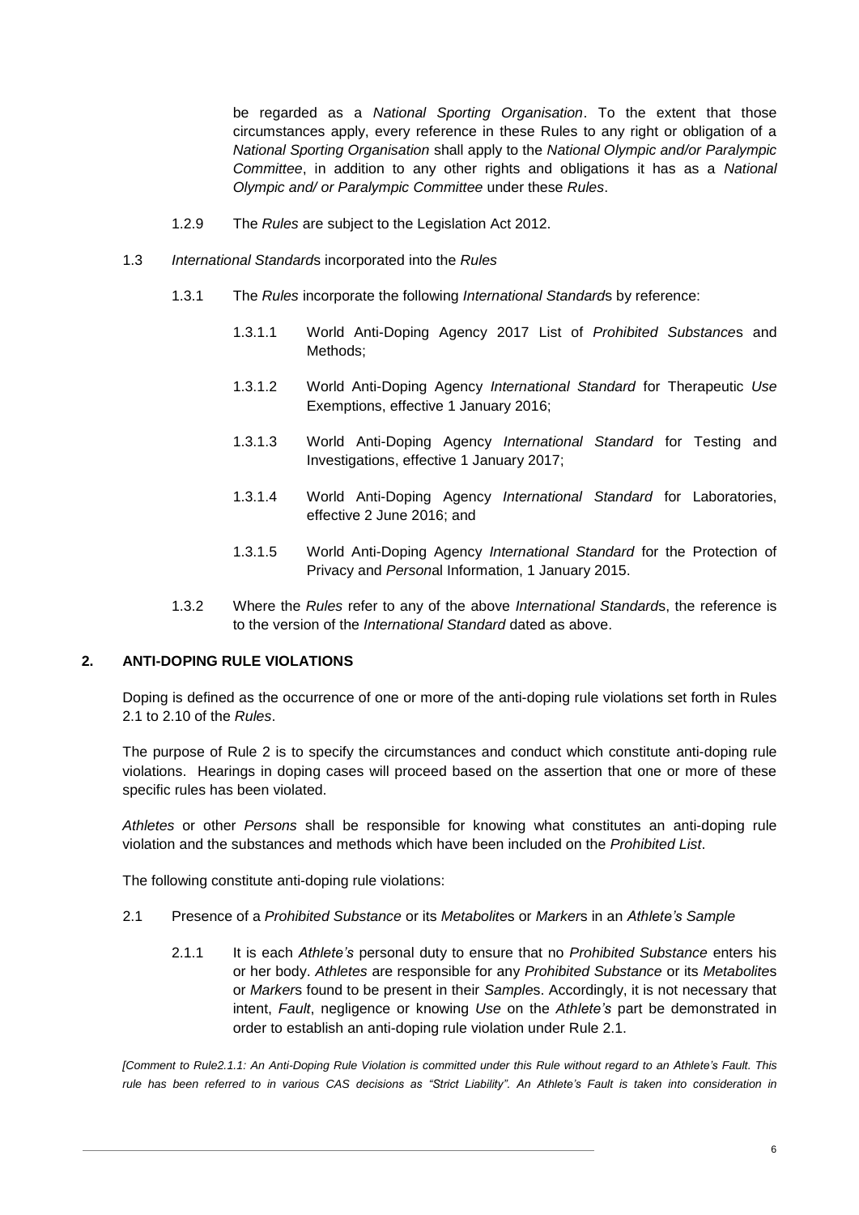be regarded as a *National Sporting Organisation*. To the extent that those circumstances apply, every reference in these Rules to any right or obligation of a *National Sporting Organisation* shall apply to the *National Olympic and/or Paralympic Committee*, in addition to any other rights and obligations it has as a *National Olympic and/ or Paralympic Committee* under these *Rules*.

1.2.9 The *Rules* are subject to the Legislation Act 2012.

1.3 *International Standard*s incorporated into the *Rules*

1.3.1 The *Rules* incorporate the following *International Standard*s by reference:

1.3.1.1 World Anti-Doping Agency 2017 List of *Prohibited Substance*s and Methods;

1.3.1.2 World Anti-Doping Agency *International Standard* for Therapeutic *Use* Exemptions, effective 1 January 2016;

1.3.1.3 World Anti-Doping Agency *International Standard* for Testing and Investigations, effective 1 January 2017;

1.3.1.4 World Anti-Doping Agency *International Standard* for Laboratories, effective 2 June 2016; and

1.3.1.5 World Anti-Doping Agency *International Standard* for the Protection of Privacy and *Person*al Information, 1 January 2015.

1.3.2 Where the *Rules* refer to any of the above *International Standard*s, the reference is to the version of the *International Standard* dated as above.

## 2. ANTI-DOPING RULE VIOLATIONS

Doping is defined as the occurrence of one or more of the anti-doping rule violations set forth in Rules 2.1 to 2.10 of the *Rules*.

The purpose of Rule 2 is to specify the circumstances and conduct which constitute anti-doping rule violations. Hearings in doping cases will proceed based on the assertion that one or more of these specific rules has been violated.

*Athletes* or other *Persons* shall be responsible for knowing what constitutes an anti-doping rule violation and the substances and methods which have been included on the *Prohibited List*.

The following constitute anti-doping rule violations:

2.1 Presence of a *Prohibited Substance* or its *Metabolite*s or *Marker*s in an *Athlete's Sample*

2.1.1 It is each *Athlete's* personal duty to ensure that no *Prohibited Substance* enters his or her body. *Athletes* are responsible for any *Prohibited Substance* or its *Metabolite*s or *Marker*s found to be present in their *Sample*s. Accordingly, it is not necessary that intent, *Fault*, negligence or knowing *Use* on the *Athlete's* part be demonstrated in order to establish an anti-doping rule violation under Rule 2.1.

*[Comment to Rule2.1.1: An Anti-Doping Rule Violation is committed under this Rule without regard to an Athlete's Fault. This rule has been referred to in various CAS decisions as "Strict Liability". An Athlete's Fault is taken into consideration in*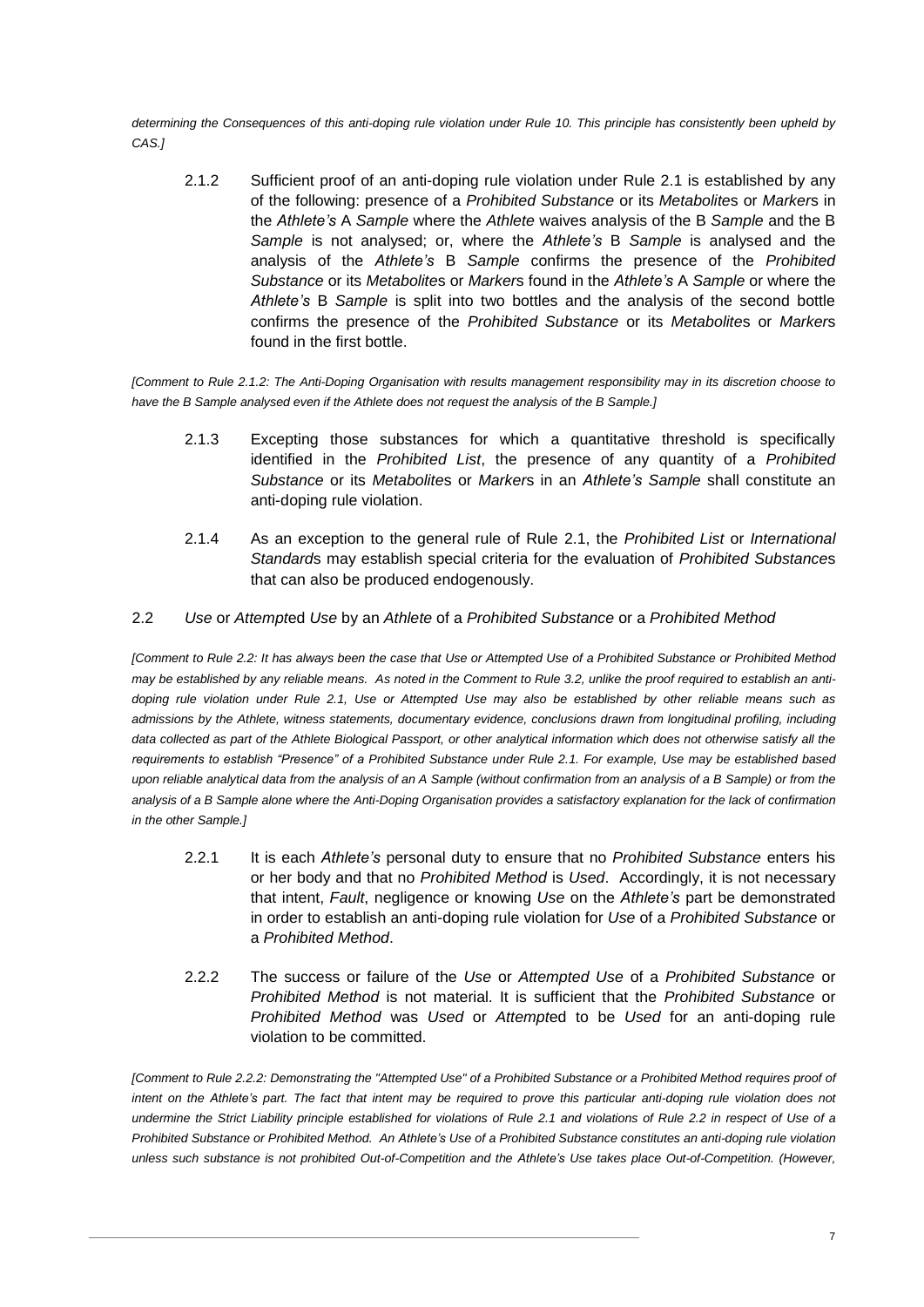*determining the Consequences of this anti-doping rule violation under Rule 10. This principle has consistently been upheld by CAS.]*

2.1.2 Sufficient proof of an anti-doping rule violation under Rule 2.1 is established by any of the following: presence of a *Prohibited Substance* or its *Metabolite*s or *Marker*s in the *Athlete's* A *Sample* where the *Athlete* waives analysis of the B *Sample* and the B *Sample* is not analysed; or, where the *Athlete's* B *Sample* is analysed and the analysis of the *Athlete's* B *Sample* confirms the presence of the *Prohibited Substance* or its *Metabolite*s or *Marker*s found in the *Athlete's* A *Sample* or where the *Athlete's* B *Sample* is split into two bottles and the analysis of the second bottle confirms the presence of the *Prohibited Substance* or its *Metabolite*s or *Marker*s found in the first bottle.

*[Comment to Rule 2.1.2: The Anti-Doping Organisation with results management responsibility may in its discretion choose to have the B Sample analysed even if the Athlete does not request the analysis of the B Sample.]*

2.1.3 Excepting those substances for which a quantitative threshold is specifically identified in the *Prohibited List*, the presence of any quantity of a *Prohibited Substance* or its *Metabolite*s or *Marker*s in an *Athlete's Sample* shall constitute an anti-doping rule violation.

2.1.4 As an exception to the general rule of Rule 2.1, the *Prohibited List* or *International Standard*s may establish special criteria for the evaluation of *Prohibited Substance*s that can also be produced endogenously.

## 2.2 *Use* or *Attempt*ed *Use* by an *Athlete* of a *Prohibited Substance* or a *Prohibited Method*

*[Comment to Rule 2.2: It has always been the case that Use or Attempted Use of a Prohibited Substance or Prohibited Method may be established by any reliable means. As noted in the Comment to Rule 3.2, unlike the proof required to establish an anti-doping rule violation under Rule 2.1, Use or Attempted Use may also be established by other reliable means such as admissions by the Athlete, witness statements, documentary evidence, conclusions drawn from longitudinal profiling, including data collected as part of the Athlete Biological Passport, or other analytical information which does not otherwise satisfy all the requirements to establish "Presence" of a Prohibited Substance under Rule 2.1. For example, Use may be established based upon reliable analytical data from the analysis of an A Sample (without confirmation from an analysis of a B Sample) or from the analysis of a B Sample alone where the Anti-Doping Organisation provides a satisfactory explanation for the lack of confirmation in the other Sample.]*

2.2.1 It is each *Athlete's* personal duty to ensure that no *Prohibited Substance* enters his or her body and that no *Prohibited Method* is *Used*. Accordingly, it is not necessary that intent, *Fault*, negligence or knowing *Use* on the *Athlete's* part be demonstrated in order to establish an anti-doping rule violation for *Use* of a *Prohibited Substance* or a *Prohibited Method*.

2.2.2 The success or failure of the *Use* or *Attempted Use* of a *Prohibited Substance* or *Prohibited Method* is not material. It is sufficient that the *Prohibited Substance* or *Prohibited Method* was *Used* or *Attempt*ed to be *Used* for an anti-doping rule violation to be committed.

*[Comment to Rule 2.2.2: Demonstrating the "Attempted Use" of a Prohibited Substance or a Prohibited Method requires proof of intent on the Athlete's part. The fact that intent may be required to prove this particular anti-doping rule violation does not undermine the Strict Liability principle established for violations of Rule 2.1 and violations of Rule 2.2 in respect of Use of a Prohibited Substance or Prohibited Method. An Athlete's Use of a Prohibited Substance constitutes an anti-doping rule violation unless such substance is not prohibited Out-of-Competition and the Athlete's Use takes place Out-of-Competition. (However,*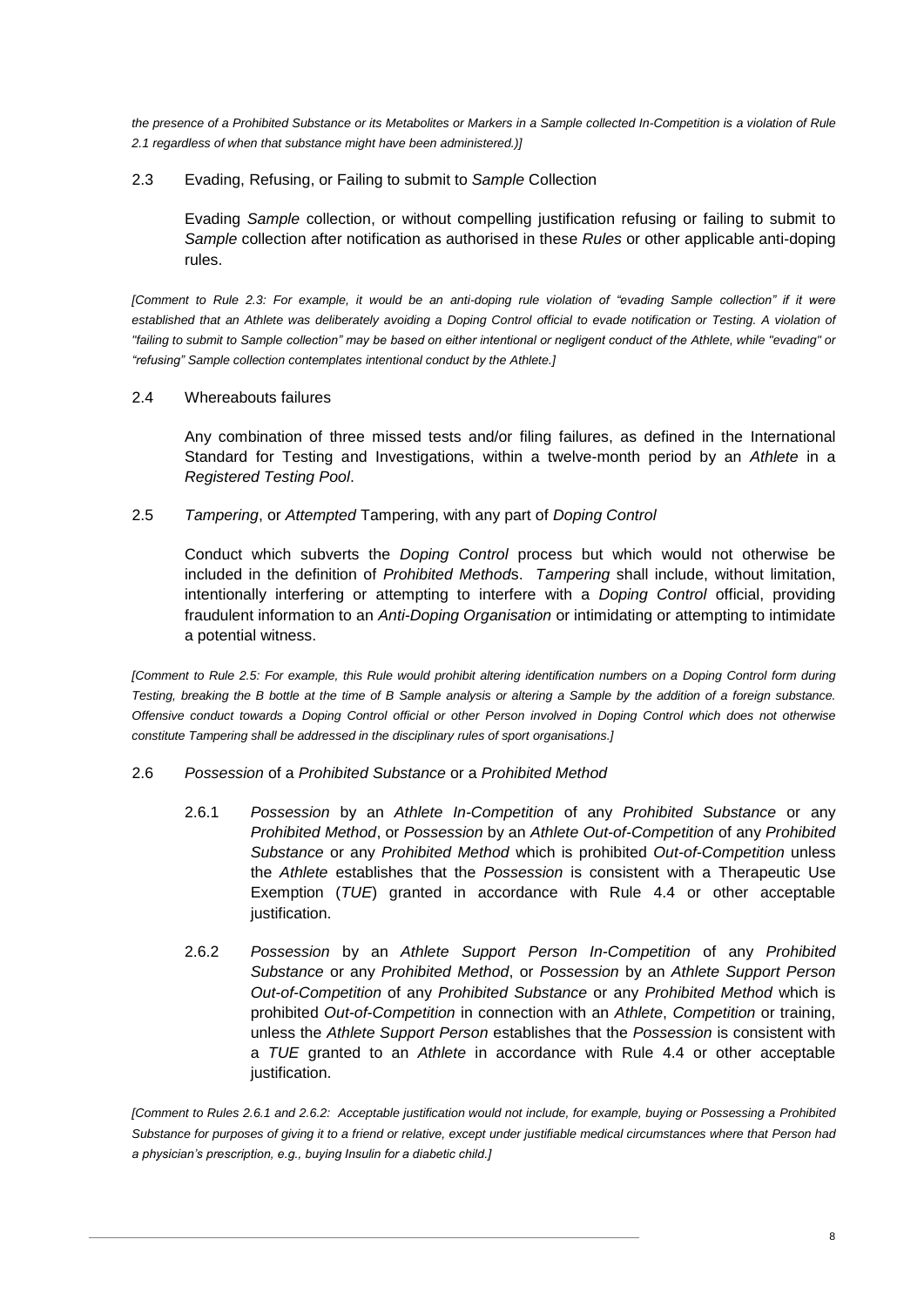*the presence of a Prohibited Substance or its Metabolites or Markers in a Sample collected In-Competition is a violation of Rule 2.1 regardless of when that substance might have been administered.)]*

2.3 Evading, Refusing, or Failing to submit to *Sample* Collection

Evading *Sample* collection, or without compelling justification refusing or failing to submit to *Sample* collection after notification as authorised in these *Rules* or other applicable anti-doping rules.

*[Comment to Rule 2.3: For example, it would be an anti-doping rule violation of "evading Sample collection" if it were established that an Athlete was deliberately avoiding a Doping Control official to evade notification or Testing. A violation of "failing to submit to Sample collection" may be based on either intentional or negligent conduct of the Athlete, while "evading" or "refusing" Sample collection contemplates intentional conduct by the Athlete.]*

2.4 Whereabouts failures

Any combination of three missed tests and/or filing failures, as defined in the International Standard for Testing and Investigations, within a twelve-month period by an *Athlete* in a *Registered Testing Pool*.

2.5 *Tampering*, or *Attempted* Tampering, with any part of *Doping Control*

Conduct which subverts the *Doping Control* process but which would not otherwise be included in the definition of *Prohibited Method*s. *Tampering* shall include, without limitation, intentionally interfering or attempting to interfere with a *Doping Control* official, providing fraudulent information to an *Anti-Doping Organisation* or intimidating or attempting to intimidate a potential witness.

*[Comment to Rule 2.5: For example, this Rule would prohibit altering identification numbers on a Doping Control form during Testing, breaking the B bottle at the time of B Sample analysis or altering a Sample by the addition of a foreign substance. Offensive conduct towards a Doping Control official or other Person involved in Doping Control which does not otherwise constitute Tampering shall be addressed in the disciplinary rules of sport organisations.]*

2.6 *Possession* of a *Prohibited Substance* or a *Prohibited Method*

2.6.1 *Possession* by an *Athlete In-Competition* of any *Prohibited Substance* or any *Prohibited Method*, or *Possession* by an *Athlete Out-of-Competition* of any *Prohibited Substance* or any *Prohibited Method* which is prohibited *Out-of-Competition* unless the *Athlete* establishes that the *Possession* is consistent with a Therapeutic Use Exemption (*TUE*) granted in accordance with Rule 4.4 or other acceptable justification.

2.6.2 *Possession* by an *Athlete Support Person In-Competition* of any *Prohibited Substance* or any *Prohibited Method*, or *Possession* by an *Athlete Support Person Out-of-Competition* of any *Prohibited Substance* or any *Prohibited Method* which is prohibited *Out-of-Competition* in connection with an *Athlete*, *Competition* or training, unless the *Athlete Support Person* establishes that the *Possession* is consistent with a *TUE* granted to an *Athlete* in accordance with Rule 4.4 or other acceptable justification.

*[Comment to Rules 2.6.1 and 2.6.2: Acceptable justification would not include, for example, buying or Possessing a Prohibited Substance for purposes of giving it to a friend or relative, except under justifiable medical circumstances where that Person had a physician's prescription, e.g., buying Insulin for a diabetic child.]*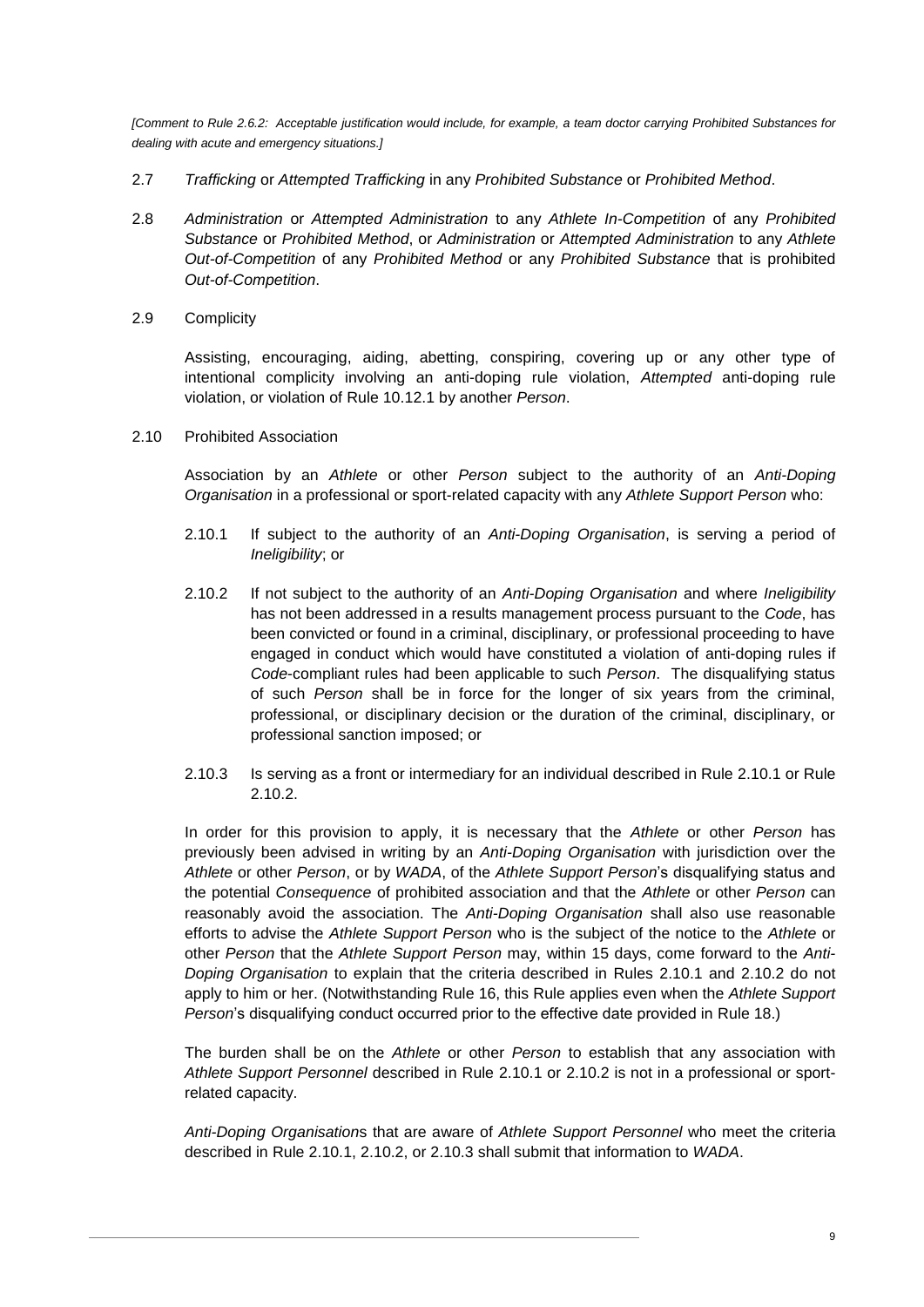*[Comment to Rule 2.6.2: Acceptable justification would include, for example, a team doctor carrying Prohibited Substances for dealing with acute and emergency situations.]*

2.7 *Trafficking* or *Attempted Trafficking* in any *Prohibited Substance* or *Prohibited Method*.

2.8 *Administration* or *Attempted Administration* to any *Athlete In-Competition* of any *Prohibited Substance* or *Prohibited Method*, or *Administration* or *Attempted Administration* to any *Athlete Out-of-Competition* of any *Prohibited Method* or any *Prohibited Substance* that is prohibited *Out-of-Competition*.

2.9 Complicity

Assisting, encouraging, aiding, abetting, conspiring, covering up or any other type of intentional complicity involving an anti-doping rule violation, *Attempted* anti-doping rule violation, or violation of Rule 10.12.1 by another *Person*.

2.10 Prohibited Association

Association by an *Athlete* or other *Person* subject to the authority of an *Anti-Doping Organisation* in a professional or sport-related capacity with any *Athlete Support Person* who:

2.10.1 If subject to the authority of an *Anti-Doping Organisation*, is serving a period of *Ineligibility*; or

2.10.2 If not subject to the authority of an *Anti-Doping Organisation* and where *Ineligibility* has not been addressed in a results management process pursuant to the *Code*, has been convicted or found in a criminal, disciplinary, or professional proceeding to have engaged in conduct which would have constituted a violation of anti-doping rules if *Code*-compliant rules had been applicable to such *Person*. The disqualifying status of such *Person* shall be in force for the longer of six years from the criminal, professional, or disciplinary decision or the duration of the criminal, disciplinary, or professional sanction imposed; or

2.10.3 Is serving as a front or intermediary for an individual described in Rule 2.10.1 or Rule 2.10.2.

In order for this provision to apply, it is necessary that the *Athlete* or other *Person* has previously been advised in writing by an *Anti-Doping Organisation* with jurisdiction over the *Athlete* or other *Person*, or by *WADA*, of the *Athlete Support Person*'s disqualifying status and the potential *Consequence* of prohibited association and that the *Athlete* or other *Person* can reasonably avoid the association. The *Anti-Doping Organisation* shall also use reasonable efforts to advise the *Athlete Support Person* who is the subject of the notice to the *Athlete* or other *Person* that the *Athlete Support Person* may, within 15 days, come forward to the *Anti-Doping Organisation* to explain that the criteria described in Rules 2.10.1 and 2.10.2 do not apply to him or her. (Notwithstanding Rule 16, this Rule applies even when the *Athlete Support Person*'s disqualifying conduct occurred prior to the effective date provided in Rule 18.)

The burden shall be on the *Athlete* or other *Person* to establish that any association with *Athlete Support Personnel* described in Rule 2.10.1 or 2.10.2 is not in a professional or sport-related capacity.

*Anti-Doping Organisation*s that are aware of *Athlete Support Personnel* who meet the criteria described in Rule 2.10.1, 2.10.2, or 2.10.3 shall submit that information to *WADA*.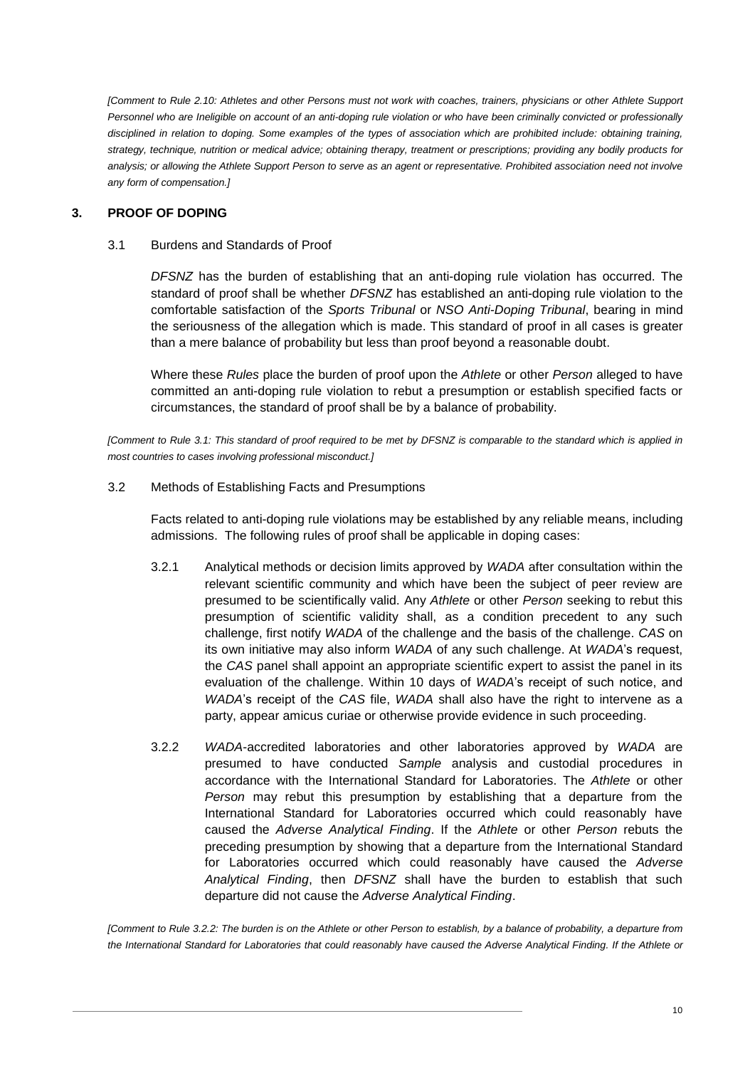*[Comment to Rule 2.10: Athletes and other Persons must not work with coaches, trainers, physicians or other Athlete Support Personnel who are Ineligible on account of an anti-doping rule violation or who have been criminally convicted or professionally disciplined in relation to doping. Some examples of the types of association which are prohibited include: obtaining training, strategy, technique, nutrition or medical advice; obtaining therapy, treatment or prescriptions; providing any bodily products for analysis; or allowing the Athlete Support Person to serve as an agent or representative. Prohibited association need not involve any form of compensation.]*

## 3. PROOF OF DOPING

### 3.1 Burdens and Standards of Proof

*DFSNZ* has the burden of establishing that an anti-doping rule violation has occurred. The standard of proof shall be whether *DFSNZ* has established an anti-doping rule violation to the comfortable satisfaction of the *Sports Tribunal* or *NSO Anti-Doping Tribunal*, bearing in mind the seriousness of the allegation which is made. This standard of proof in all cases is greater than a mere balance of probability but less than proof beyond a reasonable doubt.

Where these *Rules* place the burden of proof upon the *Athlete* or other *Person* alleged to have committed an anti-doping rule violation to rebut a presumption or establish specified facts or circumstances, the standard of proof shall be by a balance of probability.

*[Comment to Rule 3.1: This standard of proof required to be met by DFSNZ is comparable to the standard which is applied in most countries to cases involving professional misconduct.]*

### 3.2 Methods of Establishing Facts and Presumptions

Facts related to anti-doping rule violations may be established by any reliable means, including admissions. The following rules of proof shall be applicable in doping cases:

3.2.1 Analytical methods or decision limits approved by *WADA* after consultation within the relevant scientific community and which have been the subject of peer review are presumed to be scientifically valid. Any *Athlete* or other *Person* seeking to rebut this presumption of scientific validity shall, as a condition precedent to any such challenge, first notify *WADA* of the challenge and the basis of the challenge. *CAS* on its own initiative may also inform *WADA* of any such challenge. At *WADA*'s request, the *CAS* panel shall appoint an appropriate scientific expert to assist the panel in its evaluation of the challenge. Within 10 days of *WADA*'s receipt of such notice, and *WADA*'s receipt of the *CAS* file, *WADA* shall also have the right to intervene as a party, appear amicus curiae or otherwise provide evidence in such proceeding.

3.2.2 *WADA*-accredited laboratories and other laboratories approved by *WADA* are presumed to have conducted *Sample* analysis and custodial procedures in accordance with the International Standard for Laboratories. The *Athlete* or other *Person* may rebut this presumption by establishing that a departure from the International Standard for Laboratories occurred which could reasonably have caused the *Adverse Analytical Finding*. If the *Athlete* or other *Person* rebuts the preceding presumption by showing that a departure from the International Standard for Laboratories occurred which could reasonably have caused the *Adverse Analytical Finding*, then *DFSNZ* shall have the burden to establish that such departure did not cause the *Adverse Analytical Finding*.

*[Comment to Rule 3.2.2: The burden is on the Athlete or other Person to establish, by a balance of probability, a departure from the International Standard for Laboratories that could reasonably have caused the Adverse Analytical Finding. If the Athlete or*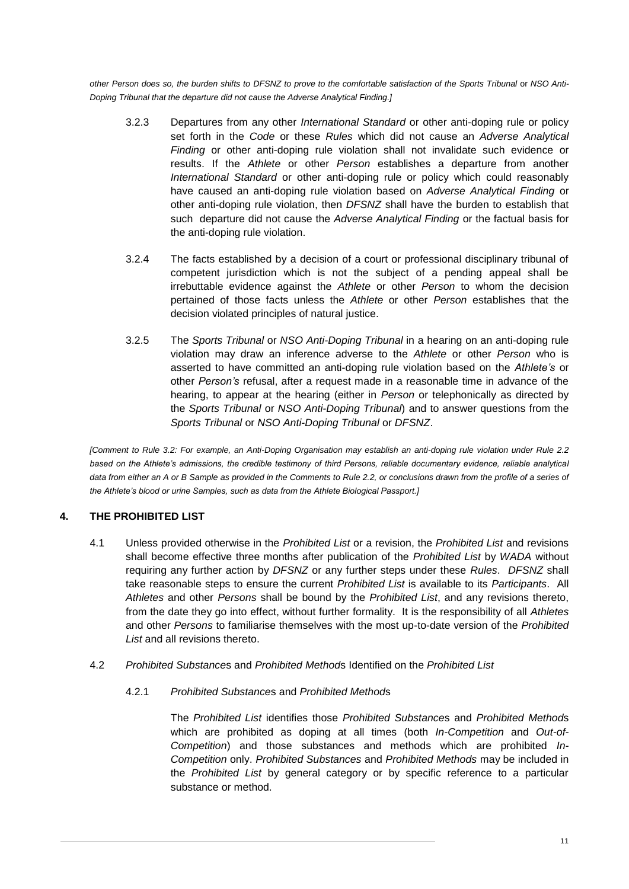*other Person does so, the burden shifts to DFSNZ to prove to the comfortable satisfaction of the Sports Tribunal* or *NSO Anti-Doping Tribunal that the departure did not cause the Adverse Analytical Finding.]*

3.2.3 Departures from any other *International Standard* or other anti-doping rule or policy set forth in the *Code* or these *Rules* which did not cause an *Adverse Analytical Finding* or other anti-doping rule violation shall not invalidate such evidence or results. If the *Athlete* or other *Person* establishes a departure from another *International Standard* or other anti-doping rule or policy which could reasonably have caused an anti-doping rule violation based on *Adverse Analytical Finding* or other anti-doping rule violation, then *DFSNZ* shall have the burden to establish that such departure did not cause the *Adverse Analytical Finding* or the factual basis for the anti-doping rule violation.

3.2.4 The facts established by a decision of a court or professional disciplinary tribunal of competent jurisdiction which is not the subject of a pending appeal shall be irrebuttable evidence against the *Athlete* or other *Person* to whom the decision pertained of those facts unless the *Athlete* or other *Person* establishes that the decision violated principles of natural justice.

3.2.5 The *Sports Tribunal* or *NSO Anti-Doping Tribunal* in a hearing on an anti-doping rule violation may draw an inference adverse to the *Athlete* or other *Person* who is asserted to have committed an anti-doping rule violation based on the *Athlete's* or other *Person's* refusal, after a request made in a reasonable time in advance of the hearing, to appear at the hearing (either in *Person* or telephonically as directed by the *Sports Tribunal* or *NSO Anti-Doping Tribunal*) and to answer questions from the *Sports Tribunal* or *NSO Anti-Doping Tribunal* or *DFSNZ*.

*[Comment to Rule 3.2: For example, an Anti-Doping Organisation may establish an anti-doping rule violation under Rule 2.2 based on the Athlete's admissions, the credible testimony of third Persons, reliable documentary evidence, reliable analytical data from either an A or B Sample as provided in the Comments to Rule 2.2, or conclusions drawn from the profile of a series of the Athlete's blood or urine Samples, such as data from the Athlete Biological Passport.]*

## 4. THE PROHIBITED LIST

4.1 Unless provided otherwise in the *Prohibited List* or a revision, the *Prohibited List* and revisions shall become effective three months after publication of the *Prohibited List* by *WADA* without requiring any further action by *DFSNZ* or any further steps under these *Rules*. *DFSNZ* shall take reasonable steps to ensure the current *Prohibited List* is available to its *Participants*. All *Athletes* and other *Persons* shall be bound by the *Prohibited List*, and any revisions thereto, from the date they go into effect, without further formality. It is the responsibility of all *Athletes* and other *Persons* to familiarise themselves with the most up-to-date version of the *Prohibited List* and all revisions thereto.

4.2 *Prohibited Substance*s and *Prohibited Method*s Identified on the *Prohibited List*

4.2.1 *Prohibited Substance*s and *Prohibited Method*s

The *Prohibited List* identifies those *Prohibited Substance*s and *Prohibited Method*s which are prohibited as doping at all times (both *In-Competition* and *Out-of-Competition*) and those substances and methods which are prohibited *In-Competition* only. *Prohibited Substances* and *Prohibited Methods* may be included in the *Prohibited List* by general category or by specific reference to a particular substance or method.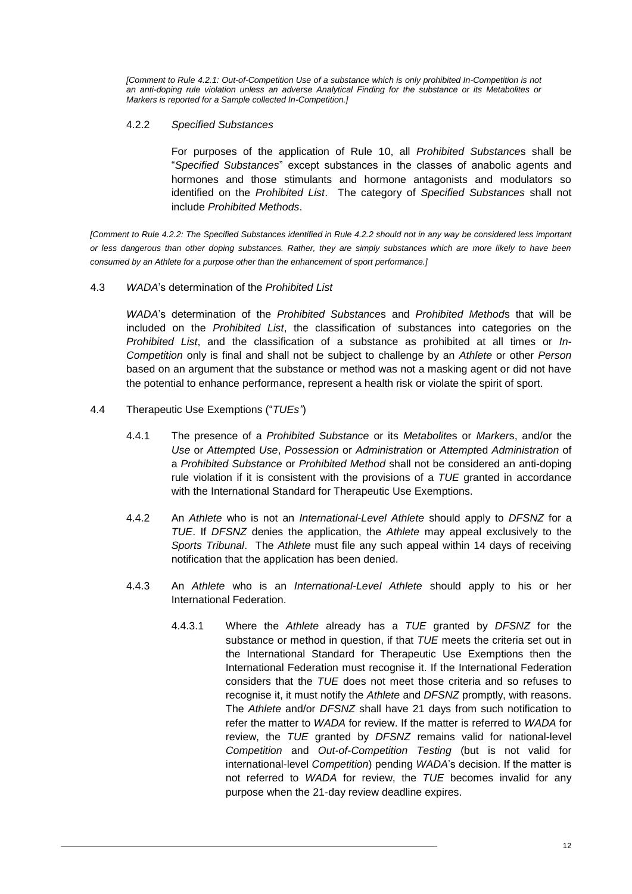*[Comment to Rule 4.2.1: Out-of-Competition Use of a substance which is only prohibited In-Competition is not an anti-doping rule violation unless an adverse Analytical Finding for the substance or its Metabolites or Markers is reported for a Sample collected In-Competition.]*

4.2.2 *Specified Substances*

For purposes of the application of Rule 10, all *Prohibited Substance*s shall be "*Specified Substances*" except substances in the classes of anabolic agents and hormones and those stimulants and hormone antagonists and modulators so identified on the *Prohibited List*. The category of *Specified Substances* shall not include *Prohibited Methods*.

*[Comment to Rule 4.2.2: The Specified Substances identified in Rule 4.2.2 should not in any way be considered less important or less dangerous than other doping substances. Rather, they are simply substances which are more likely to have been consumed by an Athlete for a purpose other than the enhancement of sport performance.]*

4.3 *WADA*'s determination of the *Prohibited List*

*WADA*'s determination of the *Prohibited Substance*s and *Prohibited Method*s that will be included on the *Prohibited List*, the classification of substances into categories on the *Prohibited List*, and the classification of a substance as prohibited at all times or *In-Competition* only is final and shall not be subject to challenge by an *Athlete* or other *Person* based on an argument that the substance or method was not a masking agent or did not have the potential to enhance performance, represent a health risk or violate the spirit of sport.

4.4 Therapeutic Use Exemptions ("*TUEs*")

4.4.1 The presence of a *Prohibited Substance* or its *Metabolite*s or *Marker*s, and/or the *Use* or *Attempt*ed *Use*, *Possession* or *Administration* or *Attempt*ed *Administration* of a *Prohibited Substance* or *Prohibited Method* shall not be considered an anti-doping rule violation if it is consistent with the provisions of a *TUE* granted in accordance with the International Standard for Therapeutic Use Exemptions.

4.4.2 An *Athlete* who is not an *International-Level Athlete* should apply to *DFSNZ* for a *TUE*. If *DFSNZ* denies the application, the *Athlete* may appeal exclusively to the *Sports Tribunal*. The *Athlete* must file any such appeal within 14 days of receiving notification that the application has been denied.

4.4.3 An *Athlete* who is an *International-Level Athlete* should apply to his or her International Federation.

4.4.3.1 Where the *Athlete* already has a *TUE* granted by *DFSNZ* for the substance or method in question, if that *TUE* meets the criteria set out in the International Standard for Therapeutic Use Exemptions then the International Federation must recognise it. If the International Federation considers that the *TUE* does not meet those criteria and so refuses to recognise it, it must notify the *Athlete* and *DFSNZ* promptly, with reasons. The *Athlete* and/or *DFSNZ* shall have 21 days from such notification to refer the matter to *WADA* for review. If the matter is referred to *WADA* for review, the *TUE* granted by *DFSNZ* remains valid for national-level *Competition* and *Out-of-Competition Testing* (but is not valid for international-level *Competition*) pending *WADA*'s decision. If the matter is not referred to *WADA* for review, the *TUE* becomes invalid for any purpose when the 21-day review deadline expires.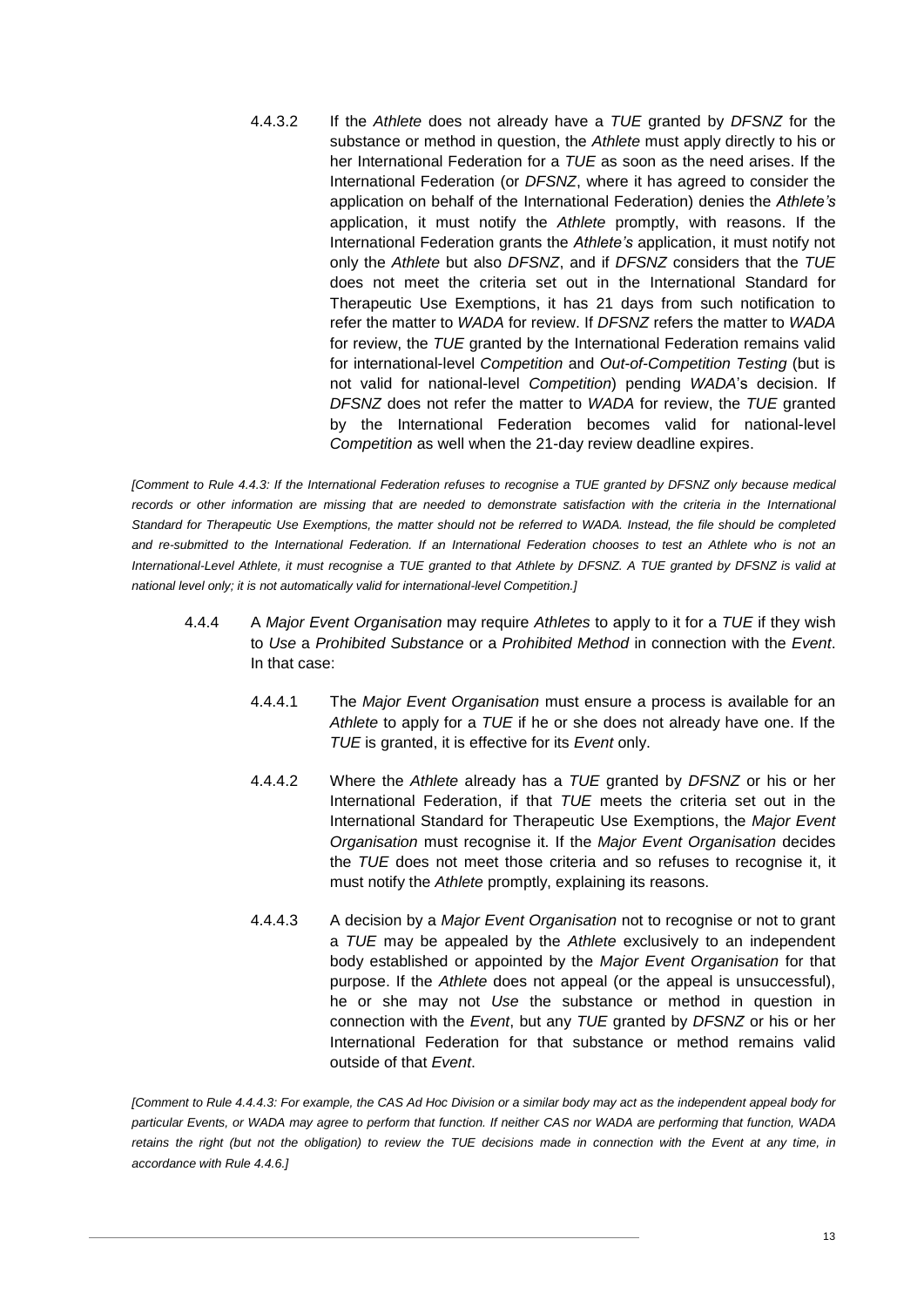4.4.3.2 If the *Athlete* does not already have a *TUE* granted by *DFSNZ* for the substance or method in question, the *Athlete* must apply directly to his or her International Federation for a *TUE* as soon as the need arises. If the International Federation (or *DFSNZ*, where it has agreed to consider the application on behalf of the International Federation) denies the *Athlete's* application, it must notify the *Athlete* promptly, with reasons. If the International Federation grants the *Athlete's* application, it must notify not only the *Athlete* but also *DFSNZ*, and if *DFSNZ* considers that the *TUE* does not meet the criteria set out in the International Standard for Therapeutic Use Exemptions, it has 21 days from such notification to refer the matter to *WADA* for review. If *DFSNZ* refers the matter to *WADA* for review, the *TUE* granted by the International Federation remains valid for international-level *Competition* and *Out-of-Competition Testing* (but is not valid for national-level *Competition*) pending *WADA*'s decision. If *DFSNZ* does not refer the matter to *WADA* for review, the *TUE* granted by the International Federation becomes valid for national-level *Competition* as well when the 21-day review deadline expires.

*[Comment to Rule 4.4.3: If the International Federation refuses to recognise a TUE granted by DFSNZ only because medical records or other information are missing that are needed to demonstrate satisfaction with the criteria in the International Standard for Therapeutic Use Exemptions, the matter should not be referred to WADA. Instead, the file should be completed and re-submitted to the International Federation. If an International Federation chooses to test an Athlete who is not an International-Level Athlete, it must recognise a TUE granted to that Athlete by DFSNZ. A TUE granted by DFSNZ is valid at national level only; it is not automatically valid for international-level Competition.]*

4.4.4 A *Major Event Organisation* may require *Athletes* to apply to it for a *TUE* if they wish to *Use* a *Prohibited Substance* or a *Prohibited Method* in connection with the *Event*. In that case:

4.4.4.1 The *Major Event Organisation* must ensure a process is available for an *Athlete* to apply for a *TUE* if he or she does not already have one. If the *TUE* is granted, it is effective for its *Event* only.

4.4.4.2 Where the *Athlete* already has a *TUE* granted by *DFSNZ* or his or her International Federation, if that *TUE* meets the criteria set out in the International Standard for Therapeutic Use Exemptions, the *Major Event Organisation* must recognise it. If the *Major Event Organisation* decides the *TUE* does not meet those criteria and so refuses to recognise it, it must notify the *Athlete* promptly, explaining its reasons.

4.4.4.3 A decision by a *Major Event Organisation* not to recognise or not to grant a *TUE* may be appealed by the *Athlete* exclusively to an independent body established or appointed by the *Major Event Organisation* for that purpose. If the *Athlete* does not appeal (or the appeal is unsuccessful), he or she may not *Use* the substance or method in question in connection with the *Event*, but any *TUE* granted by *DFSNZ* or his or her International Federation for that substance or method remains valid outside of that *Event*.

*[Comment to Rule 4.4.4.3: For example, the CAS Ad Hoc Division or a similar body may act as the independent appeal body for particular Events, or WADA may agree to perform that function. If neither CAS nor WADA are performing that function, WADA retains the right (but not the obligation) to review the TUE decisions made in connection with the Event at any time, in accordance with Rule 4.4.6.]*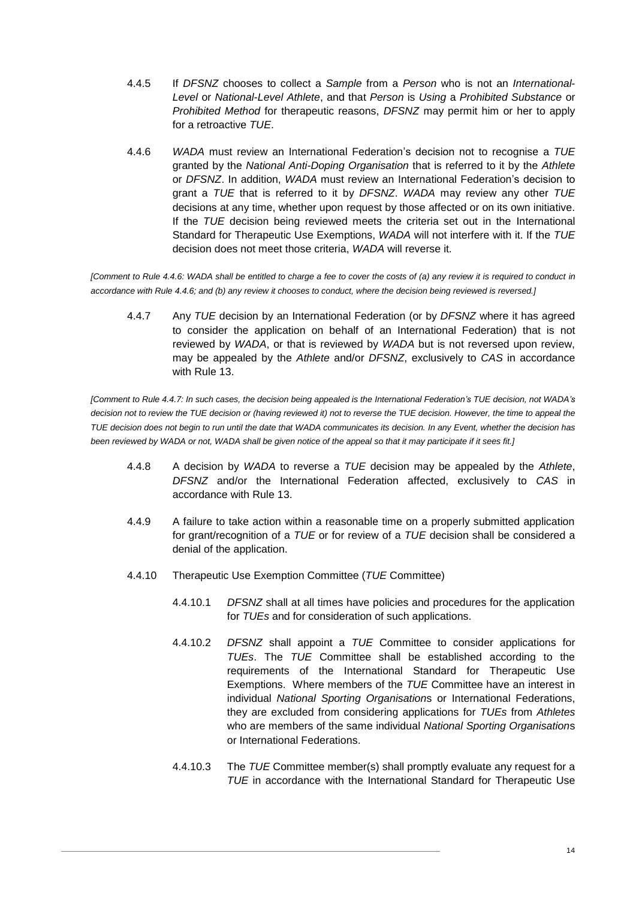4.4.5 If *DFSNZ* chooses to collect a *Sample* from a *Person* who is not an *International-Level* or *National-Level Athlete*, and that *Person* is *Using* a *Prohibited Substance* or *Prohibited Method* for therapeutic reasons, *DFSNZ* may permit him or her to apply for a retroactive *TUE*.

4.4.6 *WADA* must review an International Federation's decision not to recognise a *TUE* granted by the *National Anti-Doping Organisation* that is referred to it by the *Athlete* or *DFSNZ*. In addition, *WADA* must review an International Federation's decision to grant a *TUE* that is referred to it by *DFSNZ*. *WADA* may review any other *TUE* decisions at any time, whether upon request by those affected or on its own initiative. If the *TUE* decision being reviewed meets the criteria set out in the International Standard for Therapeutic Use Exemptions, *WADA* will not interfere with it. If the *TUE* decision does not meet those criteria, *WADA* will reverse it.

*[Comment to Rule 4.4.6: WADA shall be entitled to charge a fee to cover the costs of (a) any review it is required to conduct in accordance with Rule 4.4.6; and (b) any review it chooses to conduct, where the decision being reviewed is reversed.]*

4.4.7 Any *TUE* decision by an International Federation (or by *DFSNZ* where it has agreed to consider the application on behalf of an International Federation) that is not reviewed by *WADA*, or that is reviewed by *WADA* but is not reversed upon review, may be appealed by the *Athlete* and/or *DFSNZ*, exclusively to *CAS* in accordance with Rule 13.

*[Comment to Rule 4.4.7: In such cases, the decision being appealed is the International Federation's TUE decision, not WADA's decision not to review the TUE decision or (having reviewed it) not to reverse the TUE decision. However, the time to appeal the TUE decision does not begin to run until the date that WADA communicates its decision. In any Event, whether the decision has been reviewed by WADA or not, WADA shall be given notice of the appeal so that it may participate if it sees fit.]*

4.4.8 A decision by *WADA* to reverse a *TUE* decision may be appealed by the *Athlete*, *DFSNZ* and/or the International Federation affected, exclusively to *CAS* in accordance with Rule 13.

4.4.9 A failure to take action within a reasonable time on a properly submitted application for grant/recognition of a *TUE* or for review of a *TUE* decision shall be considered a denial of the application.

4.4.10 Therapeutic Use Exemption Committee (*TUE* Committee)

4.4.10.1 *DFSNZ* shall at all times have policies and procedures for the application for *TUEs* and for consideration of such applications.

4.4.10.2 *DFSNZ* shall appoint a *TUE* Committee to consider applications for *TUEs*. The *TUE* Committee shall be established according to the requirements of the International Standard for Therapeutic Use Exemptions. Where members of the *TUE* Committee have an interest in individual *National Sporting Organisation*s or International Federations, they are excluded from considering applications for *TUEs* from *Athletes* who are members of the same individual *National Sporting Organisation*s or International Federations.

4.4.10.3 The *TUE* Committee member(s) shall promptly evaluate any request for a *TUE* in accordance with the International Standard for Therapeutic Use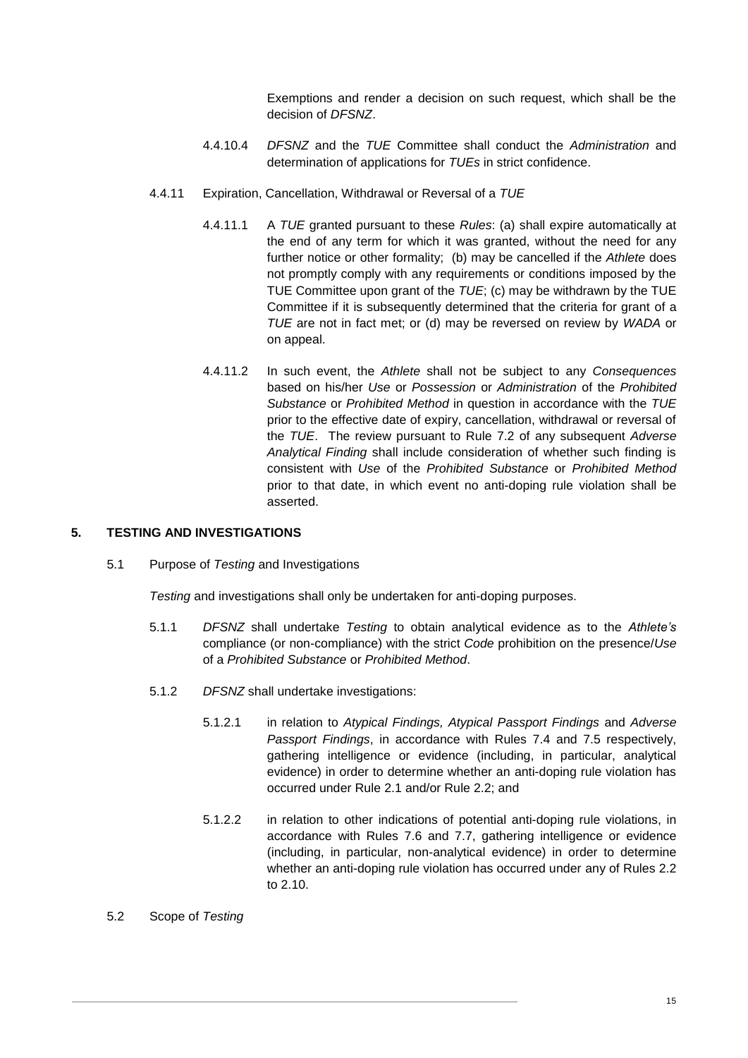Exemptions and render a decision on such request, which shall be the decision of *DFSNZ*.

4.4.10.4 *DFSNZ* and the *TUE* Committee shall conduct the *Administration* and determination of applications for *TUEs* in strict confidence.

4.4.11 Expiration, Cancellation, Withdrawal or Reversal of a *TUE*

4.4.11.1 A *TUE* granted pursuant to these *Rules*: (a) shall expire automatically at the end of any term for which it was granted, without the need for any further notice or other formality; (b) may be cancelled if the *Athlete* does not promptly comply with any requirements or conditions imposed by the TUE Committee upon grant of the *TUE*; (c) may be withdrawn by the TUE Committee if it is subsequently determined that the criteria for grant of a *TUE* are not in fact met; or (d) may be reversed on review by *WADA* or on appeal.

4.4.11.2 In such event, the *Athlete* shall not be subject to any *Consequences* based on his/her *Use* or *Possession* or *Administration* of the *Prohibited Substance* or *Prohibited Method* in question in accordance with the *TUE* prior to the effective date of expiry, cancellation, withdrawal or reversal of the *TUE*. The review pursuant to Rule 7.2 of any subsequent *Adverse Analytical Finding* shall include consideration of whether such finding is consistent with *Use* of the *Prohibited Substance* or *Prohibited Method* prior to that date, in which event no anti-doping rule violation shall be asserted.

## 5. TESTING AND INVESTIGATIONS

5.1 Purpose of *Testing* and Investigations

*Testing* and investigations shall only be undertaken for anti-doping purposes.

5.1.1 *DFSNZ* shall undertake *Testing* to obtain analytical evidence as to the *Athlete's* compliance (or non-compliance) with the strict *Code* prohibition on the presence/*Use* of a *Prohibited Substance* or *Prohibited Method*.

5.1.2 *DFSNZ* shall undertake investigations:

5.1.2.1 in relation to *Atypical Findings, Atypical Passport Findings* and *Adverse Passport Findings*, in accordance with Rules 7.4 and 7.5 respectively, gathering intelligence or evidence (including, in particular, analytical evidence) in order to determine whether an anti-doping rule violation has occurred under Rule 2.1 and/or Rule 2.2; and

5.1.2.2 in relation to other indications of potential anti-doping rule violations, in accordance with Rules 7.6 and 7.7, gathering intelligence or evidence (including, in particular, non-analytical evidence) in order to determine whether an anti-doping rule violation has occurred under any of Rules 2.2 to 2.10.

5.2 Scope of *Testing*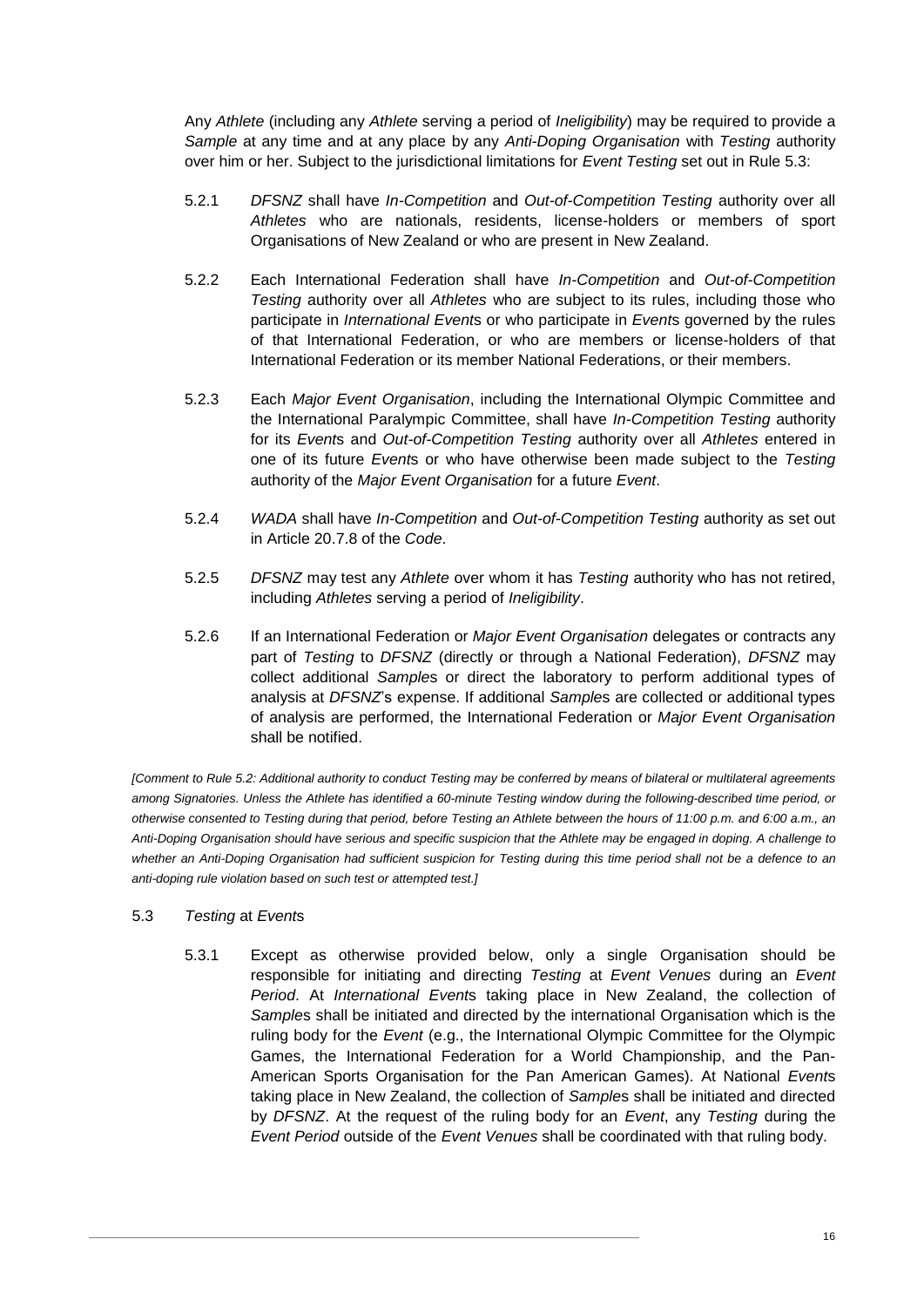Any *Athlete* (including any *Athlete* serving a period of *Ineligibility*) may be required to provide a *Sample* at any time and at any place by any *Anti-Doping Organisation* with *Testing* authority over him or her. Subject to the jurisdictional limitations for *Event Testing* set out in Rule 5.3:

5.2.1 *DFSNZ* shall have *In-Competition* and *Out-of-Competition Testing* authority over all *Athletes* who are nationals, residents, license-holders or members of sport Organisations of New Zealand or who are present in New Zealand.

5.2.2 Each International Federation shall have *In-Competition* and *Out-of-Competition Testing* authority over all *Athletes* who are subject to its rules, including those who participate in *International Event*s or who participate in *Event*s governed by the rules of that International Federation, or who are members or license-holders of that International Federation or its member National Federations, or their members.

5.2.3 Each *Major Event Organisation*, including the International Olympic Committee and the International Paralympic Committee, shall have *In-Competition Testing* authority for its *Event*s and *Out-of-Competition Testing* authority over all *Athletes* entered in one of its future *Event*s or who have otherwise been made subject to the *Testing* authority of the *Major Event Organisation* for a future *Event*.

5.2.4 *WADA* shall have *In-Competition* and *Out-of-Competition Testing* authority as set out in Article 20.7.8 of the *Code*.

5.2.5 *DFSNZ* may test any *Athlete* over whom it has *Testing* authority who has not retired, including *Athletes* serving a period of *Ineligibility*.

5.2.6 If an International Federation or *Major Event Organisation* delegates or contracts any part of *Testing* to *DFSNZ* (directly or through a National Federation), *DFSNZ* may collect additional *Sample*s or direct the laboratory to perform additional types of analysis at *DFSNZ*'s expense. If additional *Sample*s are collected or additional types of analysis are performed, the International Federation or *Major Event Organisation* shall be notified.

*[Comment to Rule 5.2: Additional authority to conduct Testing may be conferred by means of bilateral or multilateral agreements among Signatories. Unless the Athlete has identified a 60-minute Testing window during the following-described time period, or otherwise consented to Testing during that period, before Testing an Athlete between the hours of 11:00 p.m. and 6:00 a.m., an Anti-Doping Organisation should have serious and specific suspicion that the Athlete may be engaged in doping. A challenge to whether an Anti-Doping Organisation had sufficient suspicion for Testing during this time period shall not be a defence to an anti-doping rule violation based on such test or attempted test.]*

5.3 *Testing* at *Event*s

5.3.1 Except as otherwise provided below, only a single Organisation should be responsible for initiating and directing *Testing* at *Event Venues* during an *Event Period*. At *International Event*s taking place in New Zealand, the collection of *Sample*s shall be initiated and directed by the international Organisation which is the ruling body for the *Event* (e.g., the International Olympic Committee for the Olympic Games, the International Federation for a World Championship, and the Pan-American Sports Organisation for the Pan American Games). At National *Event*s taking place in New Zealand, the collection of *Sample*s shall be initiated and directed by *DFSNZ*. At the request of the ruling body for an *Event*, any *Testing* during the *Event Period* outside of the *Event Venues* shall be coordinated with that ruling body.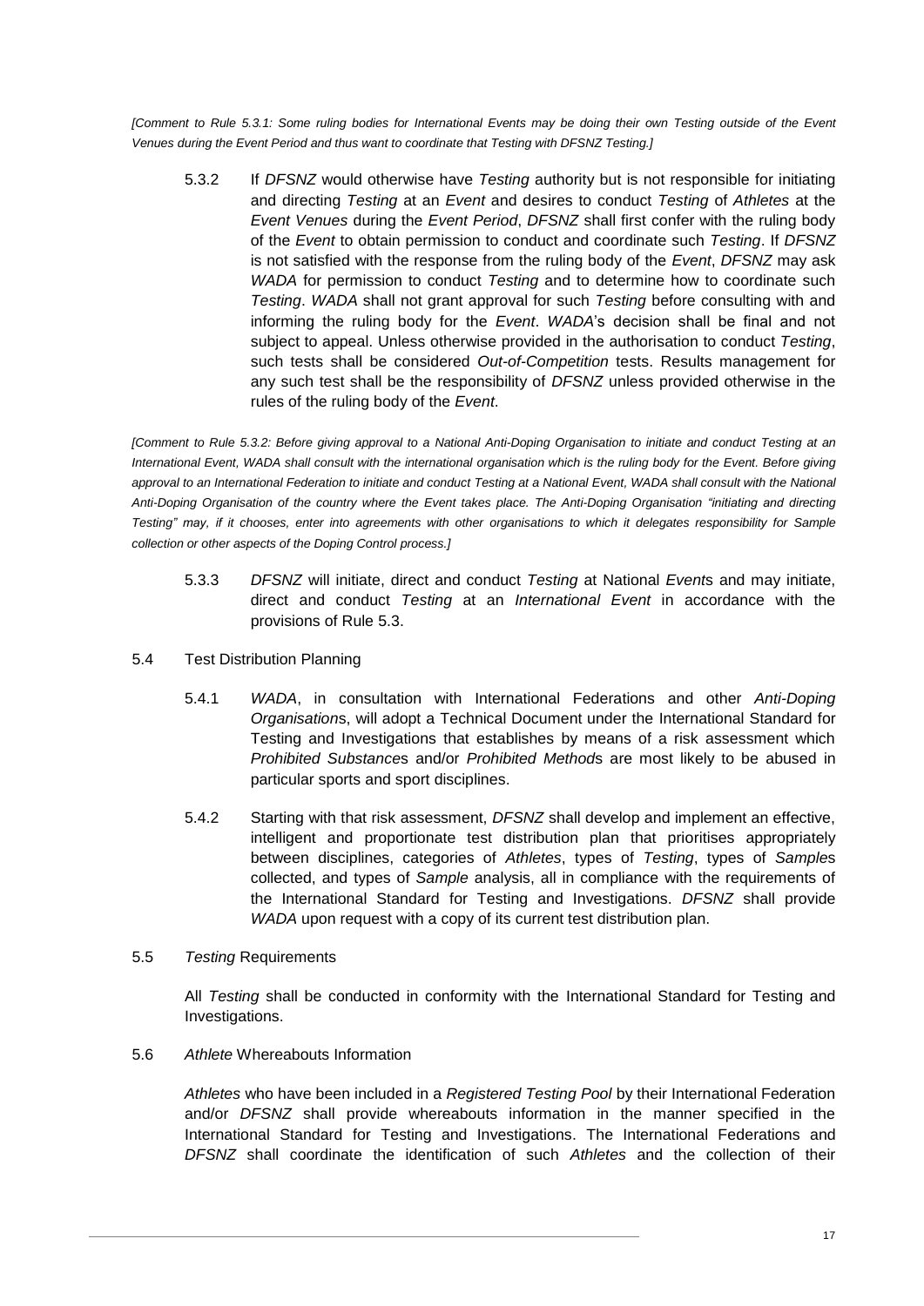*[Comment to Rule 5.3.1: Some ruling bodies for International Events may be doing their own Testing outside of the Event Venues during the Event Period and thus want to coordinate that Testing with DFSNZ Testing.]*

5.3.2 If *DFSNZ* would otherwise have *Testing* authority but is not responsible for initiating and directing *Testing* at an *Event* and desires to conduct *Testing* of *Athletes* at the *Event Venues* during the *Event Period*, *DFSNZ* shall first confer with the ruling body of the *Event* to obtain permission to conduct and coordinate such *Testing*. If *DFSNZ* is not satisfied with the response from the ruling body of the *Event*, *DFSNZ* may ask *WADA* for permission to conduct *Testing* and to determine how to coordinate such *Testing*. *WADA* shall not grant approval for such *Testing* before consulting with and informing the ruling body for the *Event*. *WADA*'s decision shall be final and not subject to appeal. Unless otherwise provided in the authorisation to conduct *Testing*, such tests shall be considered *Out-of-Competition* tests. Results management for any such test shall be the responsibility of *DFSNZ* unless provided otherwise in the rules of the ruling body of the *Event*.

*[Comment to Rule 5.3.2: Before giving approval to a National Anti-Doping Organisation to initiate and conduct Testing at an International Event, WADA shall consult with the international organisation which is the ruling body for the Event. Before giving approval to an International Federation to initiate and conduct Testing at a National Event, WADA shall consult with the National Anti-Doping Organisation of the country where the Event takes place. The Anti-Doping Organisation "initiating and directing Testing" may, if it chooses, enter into agreements with other organisations to which it delegates responsibility for Sample collection or other aspects of the Doping Control process.]*

5.3.3 *DFSNZ* will initiate, direct and conduct *Testing* at National *Event*s and may initiate, direct and conduct *Testing* at an *International Event* in accordance with the provisions of Rule 5.3.

5.4 Test Distribution Planning

5.4.1 *WADA*, in consultation with International Federations and other *Anti-Doping Organisation*s, will adopt a Technical Document under the International Standard for Testing and Investigations that establishes by means of a risk assessment which *Prohibited Substance*s and/or *Prohibited Method*s are most likely to be abused in particular sports and sport disciplines.

5.4.2 Starting with that risk assessment, *DFSNZ* shall develop and implement an effective, intelligent and proportionate test distribution plan that prioritises appropriately between disciplines, categories of *Athletes*, types of *Testing*, types of *Sample*s collected, and types of *Sample* analysis, all in compliance with the requirements of the International Standard for Testing and Investigations. *DFSNZ* shall provide *WADA* upon request with a copy of its current test distribution plan.

5.5 *Testing* Requirements

All *Testing* shall be conducted in conformity with the International Standard for Testing and Investigations.

5.6 *Athlete* Whereabouts Information

*Athletes* who have been included in a *Registered Testing Pool* by their International Federation and/or *DFSNZ* shall provide whereabouts information in the manner specified in the International Standard for Testing and Investigations. The International Federations and *DFSNZ* shall coordinate the identification of such *Athletes* and the collection of their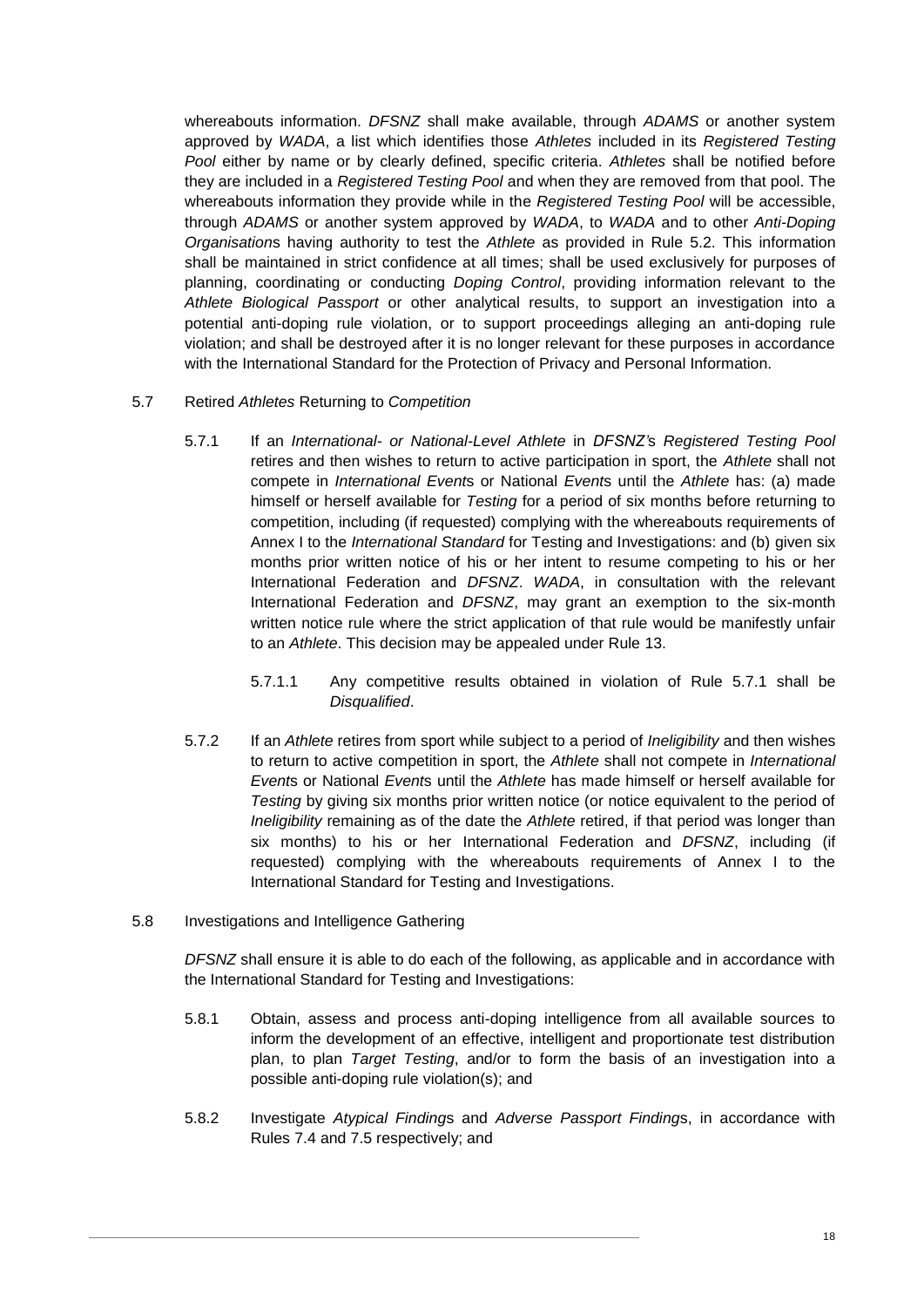whereabouts information. *DFSNZ* shall make available, through *ADAMS* or another system approved by *WADA*, a list which identifies those *Athletes* included in its *Registered Testing Pool* either by name or by clearly defined, specific criteria. *Athletes* shall be notified before they are included in a *Registered Testing Pool* and when they are removed from that pool. The whereabouts information they provide while in the *Registered Testing Pool* will be accessible, through *ADAMS* or another system approved by *WADA*, to *WADA* and to other *Anti-Doping Organisation*s having authority to test the *Athlete* as provided in Rule 5.2. This information shall be maintained in strict confidence at all times; shall be used exclusively for purposes of planning, coordinating or conducting *Doping Control*, providing information relevant to the *Athlete Biological Passport* or other analytical results, to support an investigation into a potential anti-doping rule violation, or to support proceedings alleging an anti-doping rule violation; and shall be destroyed after it is no longer relevant for these purposes in accordance with the International Standard for the Protection of Privacy and Personal Information.

5.7 Retired *Athletes* Returning to *Competition*

5.7.1 If an *International- or National-Level Athlete* in *DFSNZ*'s *Registered Testing Pool* retires and then wishes to return to active participation in sport, the *Athlete* shall not compete in *International Event*s or National *Event*s until the *Athlete* has: (a) made himself or herself available for *Testing* for a period of six months before returning to competition, including (if requested) complying with the whereabouts requirements of Annex I to the *International Standard* for Testing and Investigations: and (b) given six months prior written notice of his or her intent to resume competing to his or her International Federation and *DFSNZ*. *WADA*, in consultation with the relevant International Federation and *DFSNZ*, may grant an exemption to the six-month written notice rule where the strict application of that rule would be manifestly unfair to an *Athlete*. This decision may be appealed under Rule 13.

5.7.1.1 Any competitive results obtained in violation of Rule 5.7.1 shall be *Disqualified*.

5.7.2 If an *Athlete* retires from sport while subject to a period of *Ineligibility* and then wishes to return to active competition in sport, the *Athlete* shall not compete in *International Event*s or National *Event*s until the *Athlete* has made himself or herself available for *Testing* by giving six months prior written notice (or notice equivalent to the period of *Ineligibility* remaining as of the date the *Athlete* retired, if that period was longer than six months) to his or her International Federation and *DFSNZ*, including (if requested) complying with the whereabouts requirements of Annex I to the International Standard for Testing and Investigations.

5.8 Investigations and Intelligence Gathering

*DFSNZ* shall ensure it is able to do each of the following, as applicable and in accordance with the International Standard for Testing and Investigations:

5.8.1 Obtain, assess and process anti-doping intelligence from all available sources to inform the development of an effective, intelligent and proportionate test distribution plan, to plan *Target Testing*, and/or to form the basis of an investigation into a possible anti-doping rule violation(s); and

5.8.2 Investigate *Atypical Finding*s and *Adverse Passport Finding*s, in accordance with Rules 7.4 and 7.5 respectively; and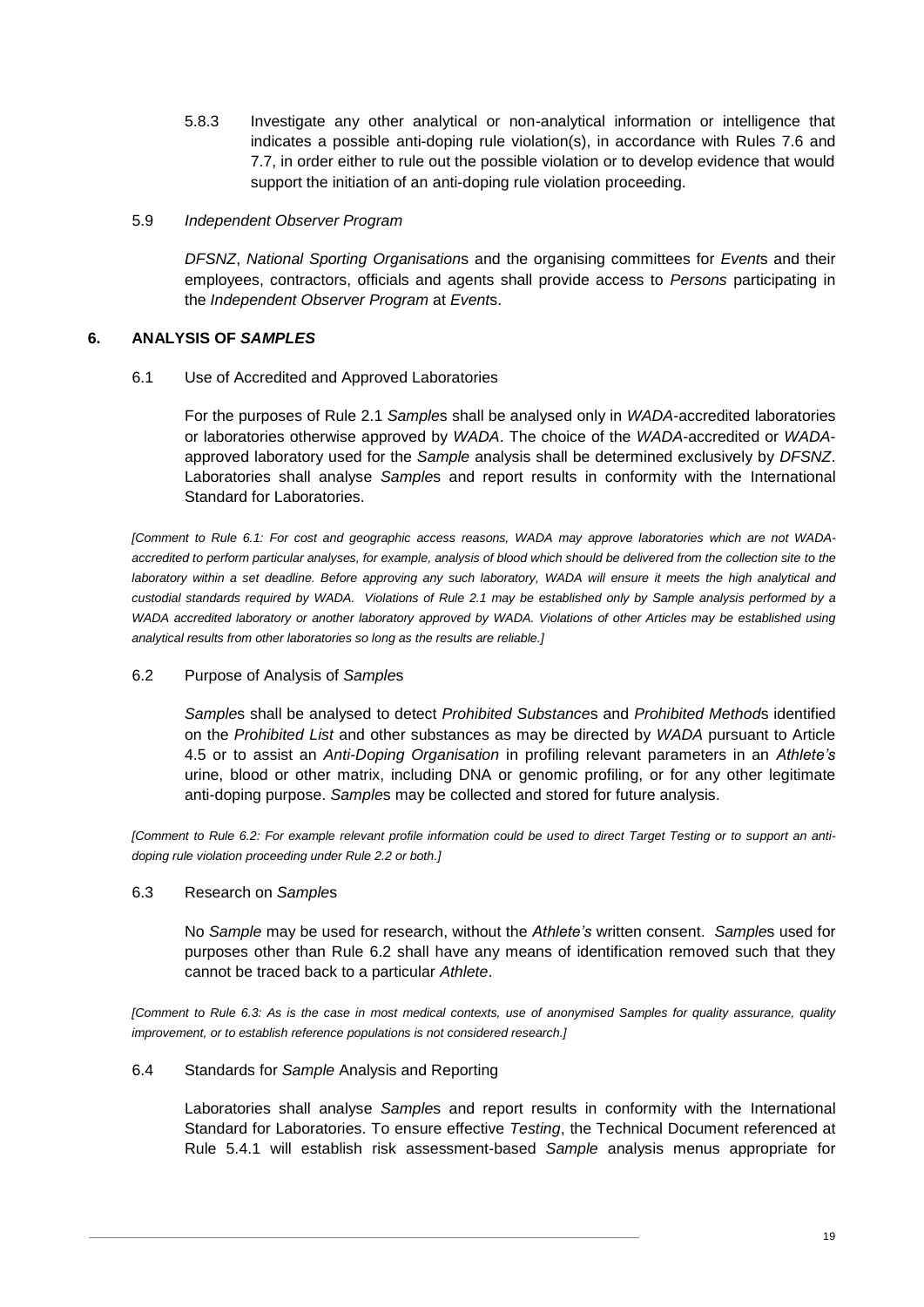5.8.3 Investigate any other analytical or non-analytical information or intelligence that indicates a possible anti-doping rule violation(s), in accordance with Rules 7.6 and 7.7, in order either to rule out the possible violation or to develop evidence that would support the initiation of an anti-doping rule violation proceeding.

5.9 *Independent Observer Program*

*DFSNZ*, *National Sporting Organisation*s and the organising committees for *Event*s and their employees, contractors, officials and agents shall provide access to *Persons* participating in the *Independent Observer Program* at *Event*s.

## 6. ANALYSIS OF *SAMPLES*

6.1 Use of Accredited and Approved Laboratories

For the purposes of Rule 2.1 *Sample*s shall be analysed only in *WADA*-accredited laboratories or laboratories otherwise approved by *WADA*. The choice of the *WADA*-accredited or *WADA*-approved laboratory used for the *Sample* analysis shall be determined exclusively by *DFSNZ*. Laboratories shall analyse *Sample*s and report results in conformity with the International Standard for Laboratories.

*[Comment to Rule 6.1: For cost and geographic access reasons, WADA may approve laboratories which are not WADA-accredited to perform particular analyses, for example, analysis of blood which should be delivered from the collection site to the laboratory within a set deadline. Before approving any such laboratory, WADA will ensure it meets the high analytical and custodial standards required by WADA. Violations of Rule 2.1 may be established only by Sample analysis performed by a WADA accredited laboratory or another laboratory approved by WADA. Violations of other Articles may be established using analytical results from other laboratories so long as the results are reliable.]*

6.2 Purpose of Analysis of *Sample*s

*Sample*s shall be analysed to detect *Prohibited Substance*s and *Prohibited Method*s identified on the *Prohibited List* and other substances as may be directed by *WADA* pursuant to Article 4.5 or to assist an *Anti-Doping Organisation* in profiling relevant parameters in an *Athlete's* urine, blood or other matrix, including DNA or genomic profiling, or for any other legitimate anti-doping purpose. *Sample*s may be collected and stored for future analysis.

*[Comment to Rule 6.2: For example relevant profile information could be used to direct Target Testing or to support an anti-doping rule violation proceeding under Rule 2.2 or both.]*

6.3 Research on *Sample*s

No *Sample* may be used for research, without the *Athlete's* written consent. *Sample*s used for purposes other than Rule 6.2 shall have any means of identification removed such that they cannot be traced back to a particular *Athlete*.

*[Comment to Rule 6.3: As is the case in most medical contexts, use of anonymised Samples for quality assurance, quality improvement, or to establish reference populations is not considered research.]*

6.4 Standards for *Sample* Analysis and Reporting

Laboratories shall analyse *Sample*s and report results in conformity with the International Standard for Laboratories. To ensure effective *Testing*, the Technical Document referenced at Rule 5.4.1 will establish risk assessment-based *Sample* analysis menus appropriate for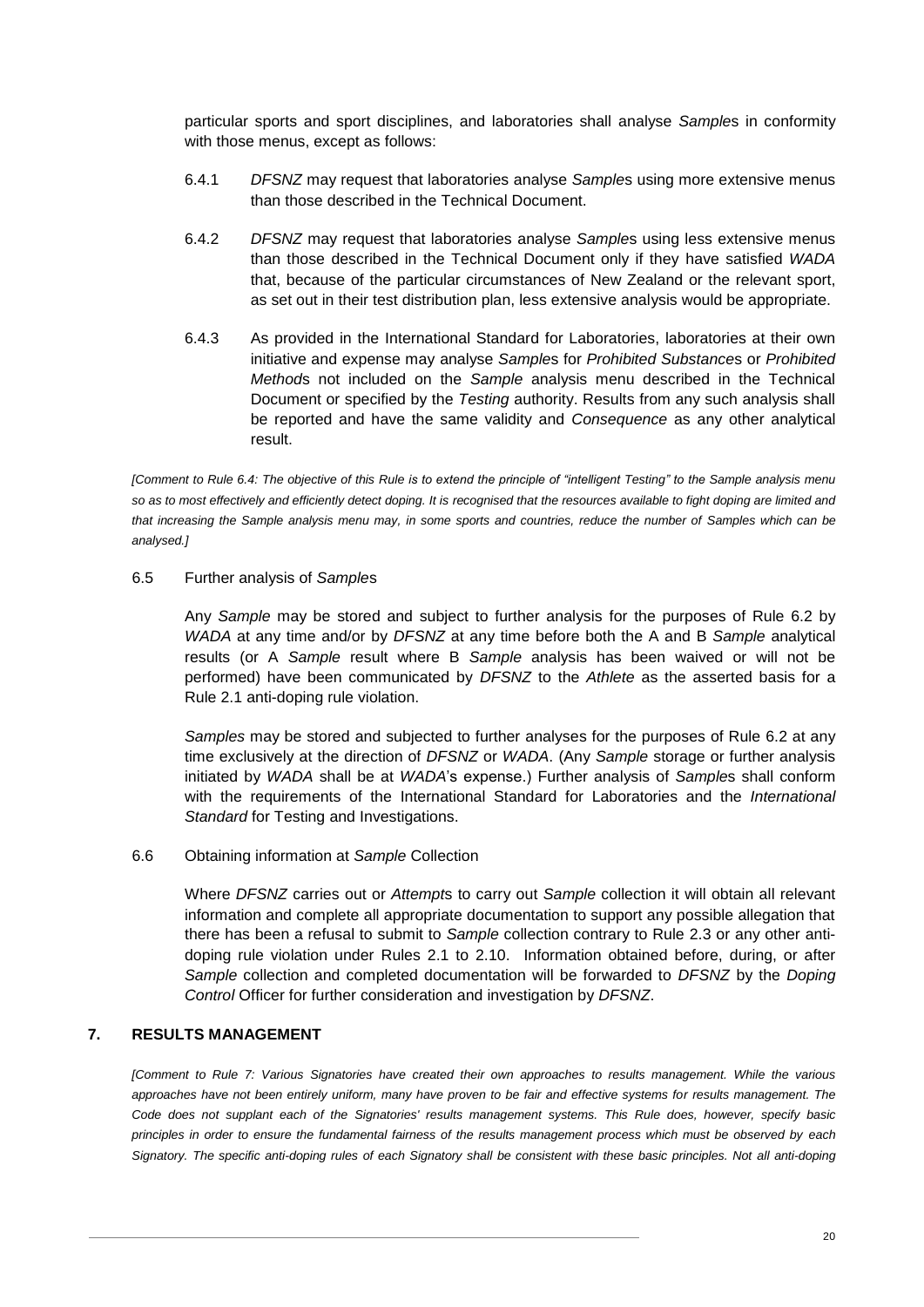particular sports and sport disciplines, and laboratories shall analyse *Sample*s in conformity with those menus, except as follows:

6.4.1 *DFSNZ* may request that laboratories analyse *Sample*s using more extensive menus than those described in the Technical Document.

6.4.2 *DFSNZ* may request that laboratories analyse *Sample*s using less extensive menus than those described in the Technical Document only if they have satisfied *WADA* that, because of the particular circumstances of New Zealand or the relevant sport, as set out in their test distribution plan, less extensive analysis would be appropriate.

6.4.3 As provided in the International Standard for Laboratories, laboratories at their own initiative and expense may analyse *Sample*s for *Prohibited Substance*s or *Prohibited Method*s not included on the *Sample* analysis menu described in the Technical Document or specified by the *Testing* authority. Results from any such analysis shall be reported and have the same validity and *Consequence* as any other analytical result.

*[Comment to Rule 6.4: The objective of this Rule is to extend the principle of "intelligent Testing" to the Sample analysis menu so as to most effectively and efficiently detect doping. It is recognised that the resources available to fight doping are limited and that increasing the Sample analysis menu may, in some sports and countries, reduce the number of Samples which can be analysed.]*

6.5 Further analysis of *Sample*s

Any *Sample* may be stored and subject to further analysis for the purposes of Rule 6.2 by *WADA* at any time and/or by *DFSNZ* at any time before both the A and B *Sample* analytical results (or A *Sample* result where B *Sample* analysis has been waived or will not be performed) have been communicated by *DFSNZ* to the *Athlete* as the asserted basis for a Rule 2.1 anti-doping rule violation.

*Samples* may be stored and subjected to further analyses for the purposes of Rule 6.2 at any time exclusively at the direction of *DFSNZ* or *WADA*. (Any *Sample* storage or further analysis initiated by *WADA* shall be at *WADA*'s expense.) Further analysis of *Sample*s shall conform with the requirements of the International Standard for Laboratories and the *International Standard* for Testing and Investigations.

6.6 Obtaining information at *Sample* Collection

Where *DFSNZ* carries out or *Attempt*s to carry out *Sample* collection it will obtain all relevant information and complete all appropriate documentation to support any possible allegation that there has been a refusal to submit to *Sample* collection contrary to Rule 2.3 or any other anti-doping rule violation under Rules 2.1 to 2.10. Information obtained before, during, or after *Sample* collection and completed documentation will be forwarded to *DFSNZ* by the *Doping Control* Officer for further consideration and investigation by *DFSNZ*.

## 7. RESULTS MANAGEMENT

*[Comment to Rule 7: Various Signatories have created their own approaches to results management. While the various approaches have not been entirely uniform, many have proven to be fair and effective systems for results management. The Code does not supplant each of the Signatories' results management systems. This Rule does, however, specify basic principles in order to ensure the fundamental fairness of the results management process which must be observed by each Signatory. The specific anti-doping rules of each Signatory shall be consistent with these basic principles. Not all anti-doping*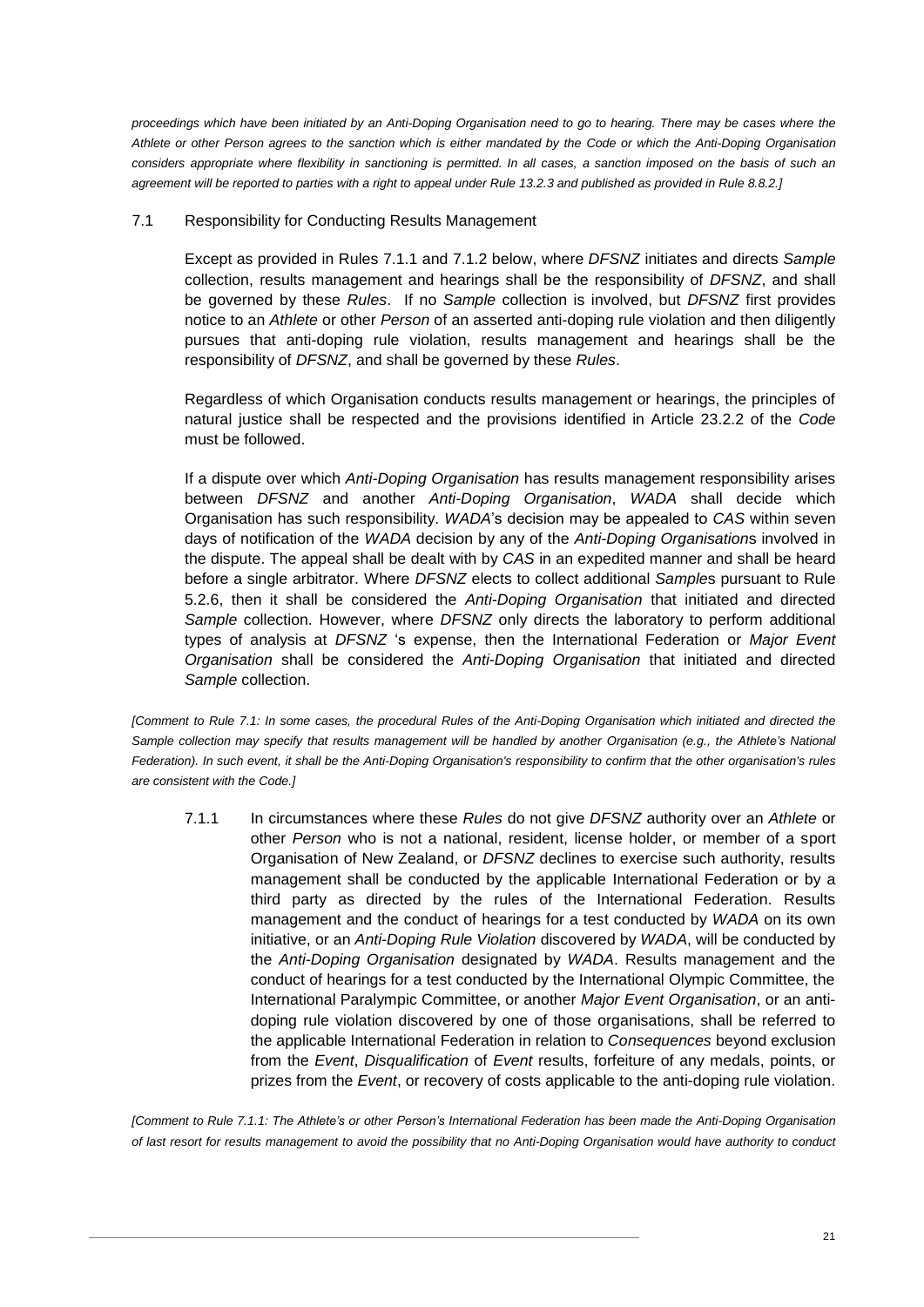*proceedings which have been initiated by an Anti-Doping Organisation need to go to hearing. There may be cases where the Athlete or other Person agrees to the sanction which is either mandated by the Code or which the Anti-Doping Organisation considers appropriate where flexibility in sanctioning is permitted. In all cases, a sanction imposed on the basis of such an agreement will be reported to parties with a right to appeal under Rule 13.2.3 and published as provided in Rule 8.8.2.]*

### 7.1 Responsibility for Conducting Results Management

Except as provided in Rules 7.1.1 and 7.1.2 below, where *DFSNZ* initiates and directs *Sample* collection, results management and hearings shall be the responsibility of *DFSNZ*, and shall be governed by these *Rules*. If no *Sample* collection is involved, but *DFSNZ* first provides notice to an *Athlete* or other *Person* of an asserted anti-doping rule violation and then diligently pursues that anti-doping rule violation, results management and hearings shall be the responsibility of *DFSNZ*, and shall be governed by these *Rules*.

Regardless of which Organisation conducts results management or hearings, the principles of natural justice shall be respected and the provisions identified in Article 23.2.2 of the *Code* must be followed.

If a dispute over which *Anti-Doping Organisation* has results management responsibility arises between *DFSNZ* and another *Anti-Doping Organisation*, *WADA* shall decide which Organisation has such responsibility. *WADA*'s decision may be appealed to *CAS* within seven days of notification of the *WADA* decision by any of the *Anti-Doping Organisation*s involved in the dispute. The appeal shall be dealt with by *CAS* in an expedited manner and shall be heard before a single arbitrator. Where *DFSNZ* elects to collect additional *Sample*s pursuant to Rule 5.2.6, then it shall be considered the *Anti-Doping Organisation* that initiated and directed *Sample* collection. However, where *DFSNZ* only directs the laboratory to perform additional types of analysis at *DFSNZ* 's expense, then the International Federation or *Major Event Organisation* shall be considered the *Anti-Doping Organisation* that initiated and directed *Sample* collection.

*[Comment to Rule 7.1: In some cases, the procedural Rules of the Anti-Doping Organisation which initiated and directed the Sample collection may specify that results management will be handled by another Organisation (e.g., the Athlete's National Federation). In such event, it shall be the Anti-Doping Organisation's responsibility to confirm that the other organisation's rules are consistent with the Code.]*

7.1.1 In circumstances where these *Rules* do not give *DFSNZ* authority over an *Athlete* or other *Person* who is not a national, resident, license holder, or member of a sport Organisation of New Zealand, or *DFSNZ* declines to exercise such authority, results management shall be conducted by the applicable International Federation or by a third party as directed by the rules of the International Federation. Results management and the conduct of hearings for a test conducted by *WADA* on its own initiative, or an *Anti-Doping Rule Violation* discovered by *WADA*, will be conducted by the *Anti-Doping Organisation* designated by *WADA*. Results management and the conduct of hearings for a test conducted by the International Olympic Committee, the International Paralympic Committee, or another *Major Event Organisation*, or an anti-doping rule violation discovered by one of those organisations, shall be referred to the applicable International Federation in relation to *Consequences* beyond exclusion from the *Event*, *Disqualification* of *Event* results, forfeiture of any medals, points, or prizes from the *Event*, or recovery of costs applicable to the anti-doping rule violation.

*[Comment to Rule 7.1.1: The Athlete's or other Person's International Federation has been made the Anti-Doping Organisation of last resort for results management to avoid the possibility that no Anti-Doping Organisation would have authority to conduct*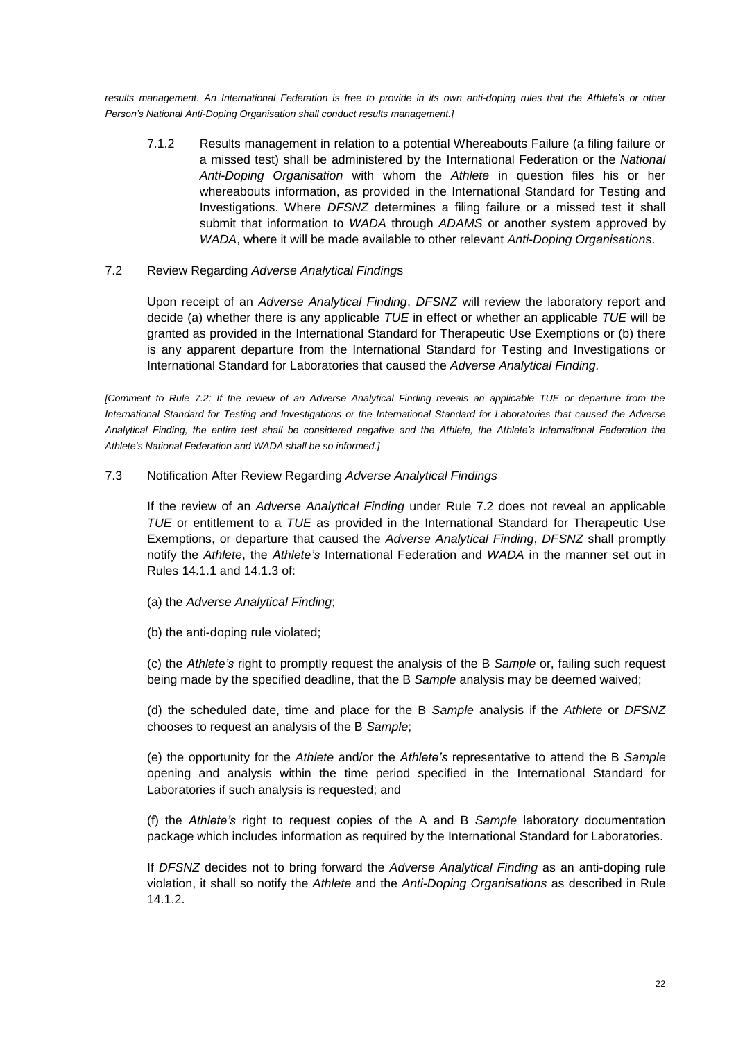*results management. An International Federation is free to provide in its own anti-doping rules that the Athlete's or other Person's National Anti-Doping Organisation shall conduct results management.]*

7.1.2 Results management in relation to a potential Whereabouts Failure (a filing failure or a missed test) shall be administered by the International Federation or the *National Anti-Doping Organisation* with whom the *Athlete* in question files his or her whereabouts information, as provided in the International Standard for Testing and Investigations. Where *DFSNZ* determines a filing failure or a missed test it shall submit that information to *WADA* through *ADAMS* or another system approved by *WADA*, where it will be made available to other relevant *Anti-Doping Organisation*s.

7.2 Review Regarding *Adverse Analytical Finding*s

Upon receipt of an *Adverse Analytical Finding*, *DFSNZ* will review the laboratory report and decide (a) whether there is any applicable *TUE* in effect or whether an applicable *TUE* will be granted as provided in the International Standard for Therapeutic Use Exemptions or (b) there is any apparent departure from the International Standard for Testing and Investigations or International Standard for Laboratories that caused the *Adverse Analytical Finding*.

*[Comment to Rule 7.2: If the review of an Adverse Analytical Finding reveals an applicable TUE or departure from the International Standard for Testing and Investigations or the International Standard for Laboratories that caused the Adverse Analytical Finding, the entire test shall be considered negative and the Athlete, the Athlete's International Federation the Athlete's National Federation and WADA shall be so informed.]*

7.3 Notification After Review Regarding *Adverse Analytical Findings*

If the review of an *Adverse Analytical Finding* under Rule 7.2 does not reveal an applicable *TUE* or entitlement to a *TUE* as provided in the International Standard for Therapeutic Use Exemptions, or departure that caused the *Adverse Analytical Finding*, *DFSNZ* shall promptly notify the *Athlete*, the *Athlete's* International Federation and *WADA* in the manner set out in Rules 14.1.1 and 14.1.3 of:

(a) the *Adverse Analytical Finding*;

(b) the anti-doping rule violated;

(c) the *Athlete's* right to promptly request the analysis of the B *Sample* or, failing such request being made by the specified deadline, that the B *Sample* analysis may be deemed waived;

(d) the scheduled date, time and place for the B *Sample* analysis if the *Athlete* or *DFSNZ* chooses to request an analysis of the B *Sample*;

(e) the opportunity for the *Athlete* and/or the *Athlete's* representative to attend the B *Sample* opening and analysis within the time period specified in the International Standard for Laboratories if such analysis is requested; and

(f) the *Athlete's* right to request copies of the A and B *Sample* laboratory documentation package which includes information as required by the International Standard for Laboratories.

If *DFSNZ* decides not to bring forward the *Adverse Analytical Finding* as an anti-doping rule violation, it shall so notify the *Athlete* and the *Anti-Doping Organisations* as described in Rule 14.1.2.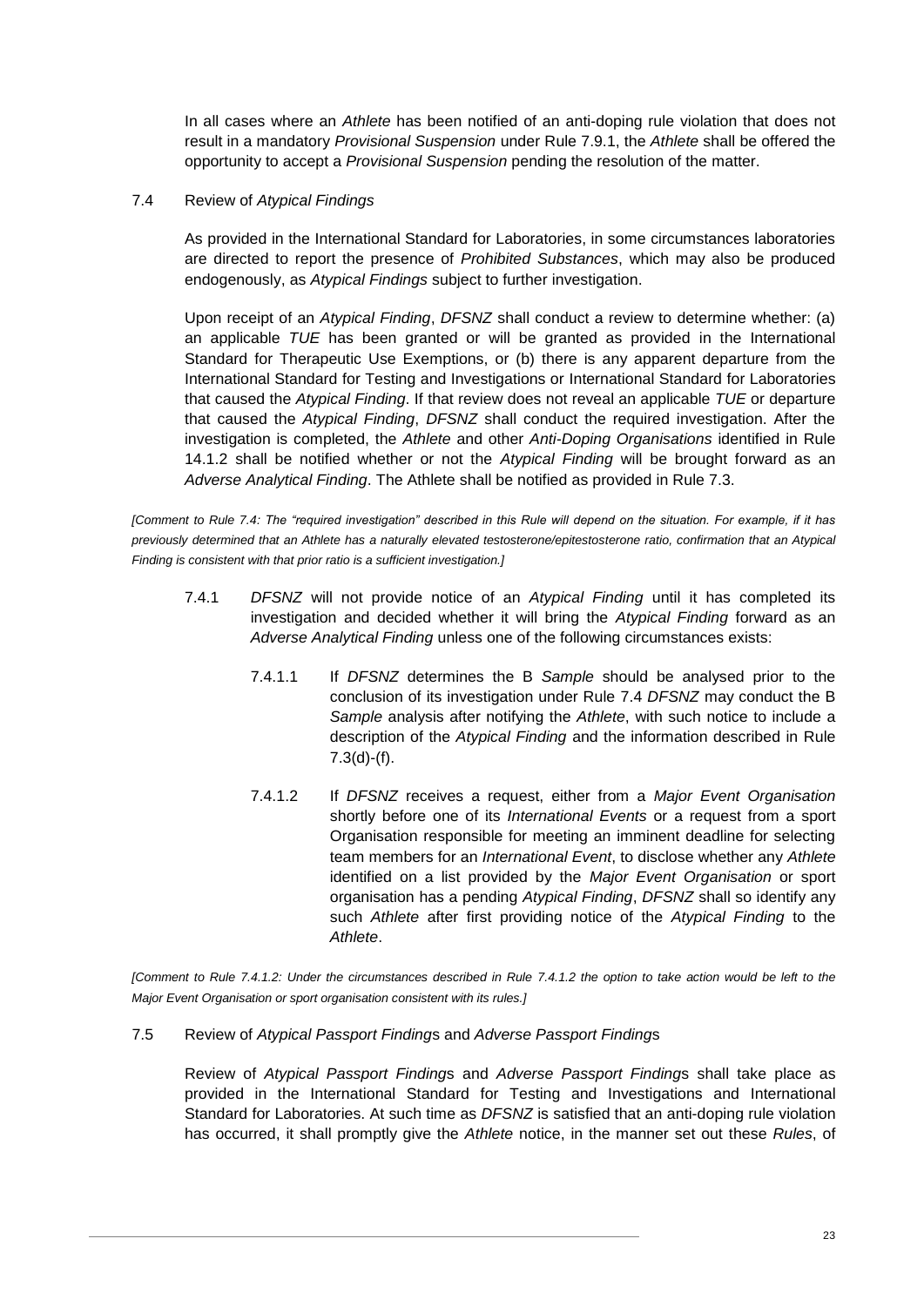In all cases where an *Athlete* has been notified of an anti-doping rule violation that does not result in a mandatory *Provisional Suspension* under Rule 7.9.1, the *Athlete* shall be offered the opportunity to accept a *Provisional Suspension* pending the resolution of the matter.

7.4 Review of *Atypical Findings*

As provided in the International Standard for Laboratories, in some circumstances laboratories are directed to report the presence of *Prohibited Substances*, which may also be produced endogenously, as *Atypical Findings* subject to further investigation.

Upon receipt of an *Atypical Finding*, *DFSNZ* shall conduct a review to determine whether: (a) an applicable *TUE* has been granted or will be granted as provided in the International Standard for Therapeutic Use Exemptions, or (b) there is any apparent departure from the International Standard for Testing and Investigations or International Standard for Laboratories that caused the *Atypical Finding*. If that review does not reveal an applicable *TUE* or departure that caused the *Atypical Finding*, *DFSNZ* shall conduct the required investigation. After the investigation is completed, the *Athlete* and other *Anti-Doping Organisations* identified in Rule 14.1.2 shall be notified whether or not the *Atypical Finding* will be brought forward as an *Adverse Analytical Finding*. The Athlete shall be notified as provided in Rule 7.3.

*[Comment to Rule 7.4: The "required investigation" described in this Rule will depend on the situation. For example, if it has previously determined that an Athlete has a naturally elevated testosterone/epitestosterone ratio, confirmation that an Atypical Finding is consistent with that prior ratio is a sufficient investigation.]*

7.4.1 *DFSNZ* will not provide notice of an *Atypical Finding* until it has completed its investigation and decided whether it will bring the *Atypical Finding* forward as an *Adverse Analytical Finding* unless one of the following circumstances exists:

7.4.1.1 If *DFSNZ* determines the B *Sample* should be analysed prior to the conclusion of its investigation under Rule 7.4 *DFSNZ* may conduct the B *Sample* analysis after notifying the *Athlete*, with such notice to include a description of the *Atypical Finding* and the information described in Rule 7.3(d)-(f).

7.4.1.2 If *DFSNZ* receives a request, either from a *Major Event Organisation* shortly before one of its *International Events* or a request from a sport Organisation responsible for meeting an imminent deadline for selecting team members for an *International Event*, to disclose whether any *Athlete* identified on a list provided by the *Major Event Organisation* or sport organisation has a pending *Atypical Finding*, *DFSNZ* shall so identify any such *Athlete* after first providing notice of the *Atypical Finding* to the *Athlete*.

*[Comment to Rule 7.4.1.2: Under the circumstances described in Rule 7.4.1.2 the option to take action would be left to the Major Event Organisation or sport organisation consistent with its rules.]*

7.5 Review of *Atypical Passport Finding*s and *Adverse Passport Finding*s

Review of *Atypical Passport Finding*s and *Adverse Passport Finding*s shall take place as provided in the International Standard for Testing and Investigations and International Standard for Laboratories. At such time as *DFSNZ* is satisfied that an anti-doping rule violation has occurred, it shall promptly give the *Athlete* notice, in the manner set out these *Rules*, of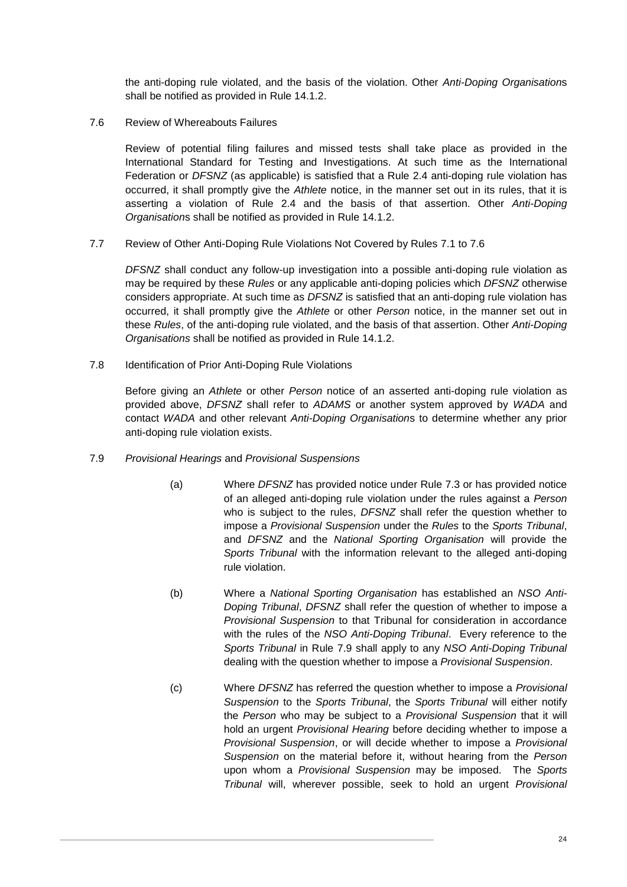the anti-doping rule violated, and the basis of the violation. Other *Anti-Doping Organisation*s shall be notified as provided in Rule 14.1.2.

7.6 Review of Whereabouts Failures

Review of potential filing failures and missed tests shall take place as provided in the International Standard for Testing and Investigations. At such time as the International Federation or *DFSNZ* (as applicable) is satisfied that a Rule 2.4 anti-doping rule violation has occurred, it shall promptly give the *Athlete* notice, in the manner set out in its rules, that it is asserting a violation of Rule 2.4 and the basis of that assertion. Other *Anti-Doping Organisation*s shall be notified as provided in Rule 14.1.2.

7.7 Review of Other Anti-Doping Rule Violations Not Covered by Rules 7.1 to 7.6

*DFSNZ* shall conduct any follow-up investigation into a possible anti-doping rule violation as may be required by these *Rules* or any applicable anti-doping policies which *DFSNZ* otherwise considers appropriate. At such time as *DFSNZ* is satisfied that an anti-doping rule violation has occurred, it shall promptly give the *Athlete* or other *Person* notice, in the manner set out in these *Rules*, of the anti-doping rule violated, and the basis of that assertion. Other *Anti-Doping Organisations* shall be notified as provided in Rule 14.1.2.

7.8 Identification of Prior Anti-Doping Rule Violations

Before giving an *Athlete* or other *Person* notice of an asserted anti-doping rule violation as provided above, *DFSNZ* shall refer to *ADAMS* or another system approved by *WADA* and contact *WADA* and other relevant *Anti-Doping Organisation*s to determine whether any prior anti-doping rule violation exists.

7.9 *Provisional Hearings* and *Provisional Suspensions*

(a) Where *DFSNZ* has provided notice under Rule 7.3 or has provided notice of an alleged anti-doping rule violation under the rules against a *Person* who is subject to the rules, *DFSNZ* shall refer the question whether to impose a *Provisional Suspension* under the *Rules* to the *Sports Tribunal*, and *DFSNZ* and the *National Sporting Organisation* will provide the *Sports Tribunal* with the information relevant to the alleged anti-doping rule violation.

(b) Where a *National Sporting Organisation* has established an *NSO Anti-Doping Tribunal*, *DFSNZ* shall refer the question of whether to impose a *Provisional Suspension* to that Tribunal for consideration in accordance with the rules of the *NSO Anti-Doping Tribunal*. Every reference to the *Sports Tribunal* in Rule 7.9 shall apply to any *NSO Anti-Doping Tribunal* dealing with the question whether to impose a *Provisional Suspension*.

(c) Where *DFSNZ* has referred the question whether to impose a *Provisional Suspension* to the *Sports Tribunal*, the *Sports Tribunal* will either notify the *Person* who may be subject to a *Provisional Suspension* that it will hold an urgent *Provisional Hearing* before deciding whether to impose a *Provisional Suspension*, or will decide whether to impose a *Provisional Suspension* on the material before it, without hearing from the *Person* upon whom a *Provisional Suspension* may be imposed. The *Sports Tribunal* will, wherever possible, seek to hold an urgent *Provisional*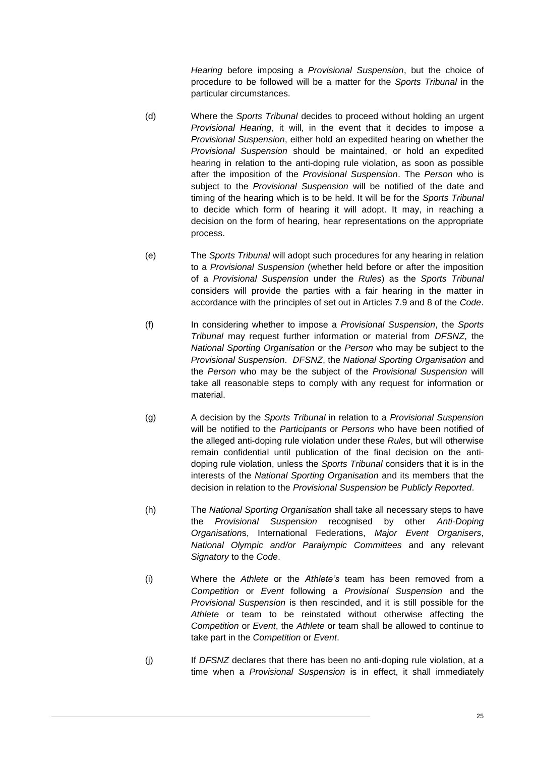*Hearing* before imposing a *Provisional Suspension*, but the choice of procedure to be followed will be a matter for the *Sports Tribunal* in the particular circumstances.

(d) Where the *Sports Tribunal* decides to proceed without holding an urgent *Provisional Hearing*, it will, in the event that it decides to impose a *Provisional Suspension*, either hold an expedited hearing on whether the *Provisional Suspension* should be maintained, or hold an expedited hearing in relation to the anti-doping rule violation, as soon as possible after the imposition of the *Provisional Suspension*. The *Person* who is subject to the *Provisional Suspension* will be notified of the date and timing of the hearing which is to be held. It will be for the *Sports Tribunal* to decide which form of hearing it will adopt. It may, in reaching a decision on the form of hearing, hear representations on the appropriate process.

(e) The *Sports Tribunal* will adopt such procedures for any hearing in relation to a *Provisional Suspension* (whether held before or after the imposition of a *Provisional Suspension* under the *Rules*) as the *Sports Tribunal* considers will provide the parties with a fair hearing in the matter in accordance with the principles of set out in Articles 7.9 and 8 of the *Code*.

(f) In considering whether to impose a *Provisional Suspension*, the *Sports Tribunal* may request further information or material from *DFSNZ*, the *National Sporting Organisation* or the *Person* who may be subject to the *Provisional Suspension*. *DFSNZ*, the *National Sporting Organisation* and the *Person* who may be the subject of the *Provisional Suspension* will take all reasonable steps to comply with any request for information or material.

(g) A decision by the *Sports Tribunal* in relation to a *Provisional Suspension* will be notified to the *Participants* or *Persons* who have been notified of the alleged anti-doping rule violation under these *Rules*, but will otherwise remain confidential until publication of the final decision on the anti-doping rule violation, unless the *Sports Tribunal* considers that it is in the interests of the *National Sporting Organisation* and its members that the decision in relation to the *Provisional Suspension* be *Publicly Reported*.

(h) The *National Sporting Organisation* shall take all necessary steps to have the *Provisional Suspension* recognised by other *Anti-Doping Organisation*s, International Federations, *Major Event Organisers*, *National Olympic and/or Paralympic Committees* and any relevant *Signatory* to the *Code*.

(i) Where the *Athlete* or the *Athlete's* team has been removed from a *Competition* or *Event* following a *Provisional Suspension* and the *Provisional Suspension* is then rescinded, and it is still possible for the *Athlete* or team to be reinstated without otherwise affecting the *Competition* or *Event*, the *Athlete* or team shall be allowed to continue to take part in the *Competition* or *Event*.

(j) If *DFSNZ* declares that there has been no anti-doping rule violation, at a time when a *Provisional Suspension* is in effect, it shall immediately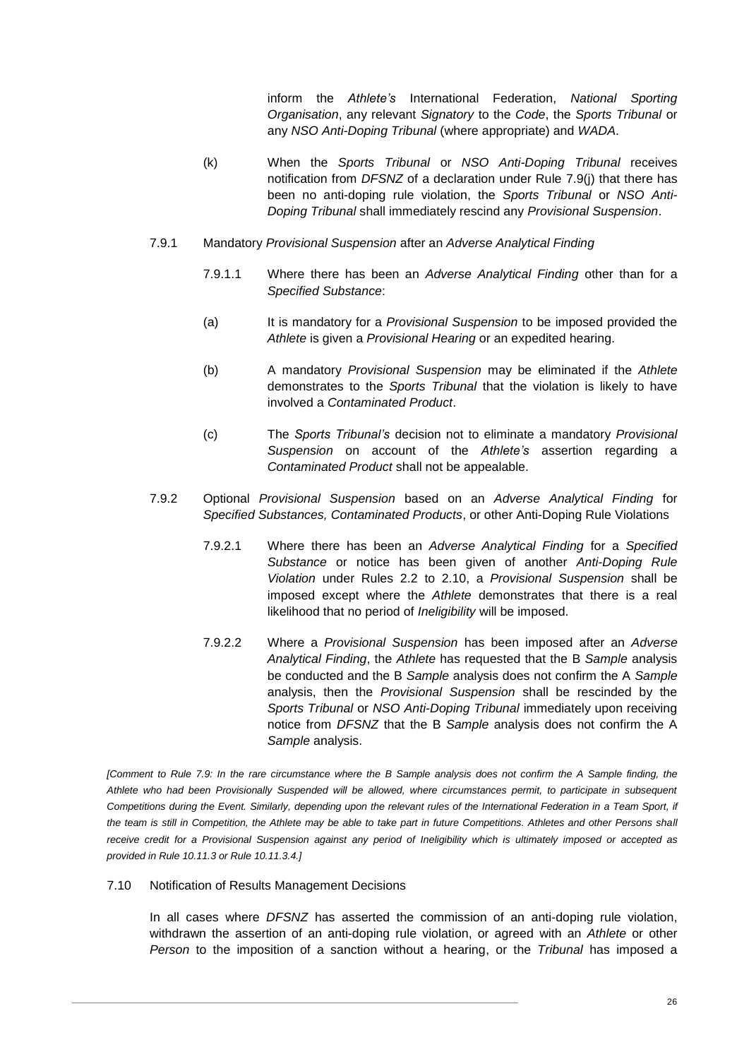inform the *Athlete's* International Federation, *National Sporting Organisation*, any relevant *Signatory* to the *Code*, the *Sports Tribunal* or any *NSO Anti-Doping Tribunal* (where appropriate) and *WADA*.

(k) When the *Sports Tribunal* or *NSO Anti-Doping Tribunal* receives notification from *DFSNZ* of a declaration under Rule 7.9(j) that there has been no anti-doping rule violation, the *Sports Tribunal* or *NSO Anti-Doping Tribunal* shall immediately rescind any *Provisional Suspension*.

7.9.1 Mandatory *Provisional Suspension* after an *Adverse Analytical Finding*

7.9.1.1 Where there has been an *Adverse Analytical Finding* other than for a *Specified Substance*:

(a) It is mandatory for a *Provisional Suspension* to be imposed provided the *Athlete* is given a *Provisional Hearing* or an expedited hearing.

(b) A mandatory *Provisional Suspension* may be eliminated if the *Athlete* demonstrates to the *Sports Tribunal* that the violation is likely to have involved a *Contaminated Product*.

(c) The *Sports Tribunal's* decision not to eliminate a mandatory *Provisional Suspension* on account of the *Athlete's* assertion regarding a *Contaminated Product* shall not be appealable.

7.9.2 Optional *Provisional Suspension* based on an *Adverse Analytical Finding* for *Specified Substances, Contaminated Products*, or other Anti-Doping Rule Violations

7.9.2.1 Where there has been an *Adverse Analytical Finding* for a *Specified Substance* or notice has been given of another *Anti-Doping Rule Violation* under Rules 2.2 to 2.10, a *Provisional Suspension* shall be imposed except where the *Athlete* demonstrates that there is a real likelihood that no period of *Ineligibility* will be imposed.

7.9.2.2 Where a *Provisional Suspension* has been imposed after an *Adverse Analytical Finding*, the *Athlete* has requested that the B *Sample* analysis be conducted and the B *Sample* analysis does not confirm the A *Sample* analysis, then the *Provisional Suspension* shall be rescinded by the *Sports Tribunal* or *NSO Anti-Doping Tribunal* immediately upon receiving notice from *DFSNZ* that the B *Sample* analysis does not confirm the A *Sample* analysis.

*[Comment to Rule 7.9: In the rare circumstance where the B Sample analysis does not confirm the A Sample finding, the Athlete who had been Provisionally Suspended will be allowed, where circumstances permit, to participate in subsequent Competitions during the Event. Similarly, depending upon the relevant rules of the International Federation in a Team Sport, if the team is still in Competition, the Athlete may be able to take part in future Competitions. Athletes and other Persons shall receive credit for a Provisional Suspension against any period of Ineligibility which is ultimately imposed or accepted as provided in Rule 10.11.3 or Rule 10.11.3.4.]*

7.10 Notification of Results Management Decisions

In all cases where *DFSNZ* has asserted the commission of an anti-doping rule violation, withdrawn the assertion of an anti-doping rule violation, or agreed with an *Athlete* or other *Person* to the imposition of a sanction without a hearing, or the *Tribunal* has imposed a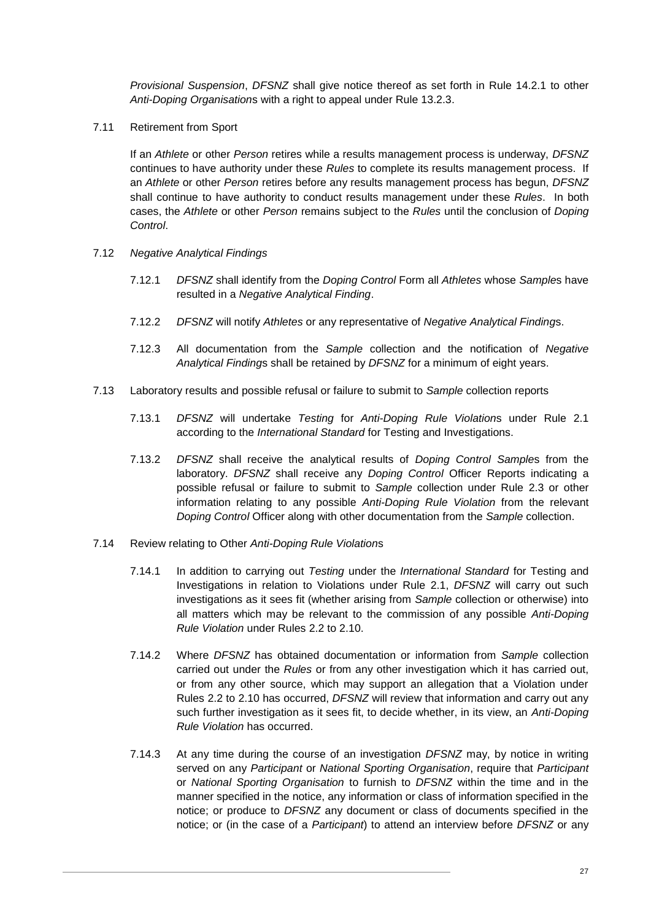*Provisional Suspension*, *DFSNZ* shall give notice thereof as set forth in Rule 14.2.1 to other *Anti-Doping Organisation*s with a right to appeal under Rule 13.2.3.

7.11 Retirement from Sport

If an *Athlete* or other *Person* retires while a results management process is underway, *DFSNZ* continues to have authority under these *Rules* to complete its results management process. If an *Athlete* or other *Person* retires before any results management process has begun, *DFSNZ* shall continue to have authority to conduct results management under these *Rules*. In both cases, the *Athlete* or other *Person* remains subject to the *Rules* until the conclusion of *Doping Control*.

7.12 *Negative Analytical Findings*

7.12.1 *DFSNZ* shall identify from the *Doping Control* Form all *Athletes* whose *Sample*s have resulted in a *Negative Analytical Finding*.

7.12.2 *DFSNZ* will notify *Athletes* or any representative of *Negative Analytical Finding*s.

7.12.3 All documentation from the *Sample* collection and the notification of *Negative Analytical Finding*s shall be retained by *DFSNZ* for a minimum of eight years.

7.13 Laboratory results and possible refusal or failure to submit to *Sample* collection reports

7.13.1 *DFSNZ* will undertake *Testing* for *Anti-Doping Rule Violation*s under Rule 2.1 according to the *International Standard* for Testing and Investigations.

7.13.2 *DFSNZ* shall receive the analytical results of *Doping Control Sample*s from the laboratory. *DFSNZ* shall receive any *Doping Control* Officer Reports indicating a possible refusal or failure to submit to *Sample* collection under Rule 2.3 or other information relating to any possible *Anti-Doping Rule Violation* from the relevant *Doping Control* Officer along with other documentation from the *Sample* collection.

7.14 Review relating to Other *Anti-Doping Rule Violation*s

7.14.1 In addition to carrying out *Testing* under the *International Standard* for Testing and Investigations in relation to Violations under Rule 2.1, *DFSNZ* will carry out such investigations as it sees fit (whether arising from *Sample* collection or otherwise) into all matters which may be relevant to the commission of any possible *Anti-Doping Rule Violation* under Rules 2.2 to 2.10.

7.14.2 Where *DFSNZ* has obtained documentation or information from *Sample* collection carried out under the *Rules* or from any other investigation which it has carried out, or from any other source, which may support an allegation that a Violation under Rules 2.2 to 2.10 has occurred, *DFSNZ* will review that information and carry out any such further investigation as it sees fit, to decide whether, in its view, an *Anti-Doping Rule Violation* has occurred.

7.14.3 At any time during the course of an investigation *DFSNZ* may, by notice in writing served on any *Participant* or *National Sporting Organisation*, require that *Participant* or *National Sporting Organisation* to furnish to *DFSNZ* within the time and in the manner specified in the notice, any information or class of information specified in the notice; or produce to *DFSNZ* any document or class of documents specified in the notice; or (in the case of a *Participant*) to attend an interview before *DFSNZ* or any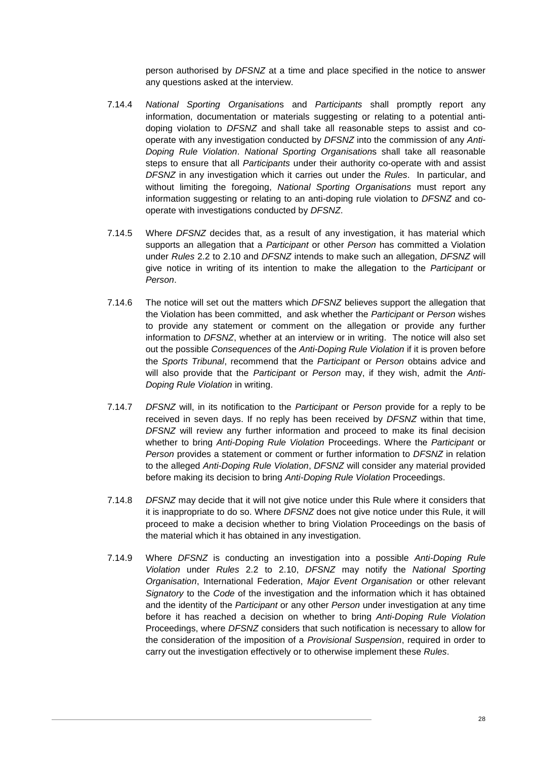person authorised by *DFSNZ* at a time and place specified in the notice to answer any questions asked at the interview.

7.14.4 *National Sporting Organisation*s and *Participants* shall promptly report any information, documentation or materials suggesting or relating to a potential anti-doping violation to *DFSNZ* and shall take all reasonable steps to assist and co-operate with any investigation conducted by *DFSNZ* into the commission of any *Anti-Doping Rule Violation*. *National Sporting Organisation*s shall take all reasonable steps to ensure that all *Participants* under their authority co-operate with and assist *DFSNZ* in any investigation which it carries out under the *Rules*. In particular, and without limiting the foregoing, *National Sporting Organisations* must report any information suggesting or relating to an anti-doping rule violation to *DFSNZ* and co-operate with investigations conducted by *DFSNZ*.

7.14.5 Where *DFSNZ* decides that, as a result of any investigation, it has material which supports an allegation that a *Participant* or other *Person* has committed a Violation under *Rules* 2.2 to 2.10 and *DFSNZ* intends to make such an allegation, *DFSNZ* will give notice in writing of its intention to make the allegation to the *Participant* or *Person*.

7.14.6 The notice will set out the matters which *DFSNZ* believes support the allegation that the Violation has been committed, and ask whether the *Participant* or *Person* wishes to provide any statement or comment on the allegation or provide any further information to *DFSNZ*, whether at an interview or in writing. The notice will also set out the possible *Consequences* of the *Anti-Doping Rule Violation* if it is proven before the *Sports Tribunal*, recommend that the *Participant* or *Person* obtains advice and will also provide that the *Participant* or *Person* may, if they wish, admit the *Anti-Doping Rule Violation* in writing.

7.14.7 *DFSNZ* will, in its notification to the *Participant* or *Person* provide for a reply to be received in seven days. If no reply has been received by *DFSNZ* within that time, *DFSNZ* will review any further information and proceed to make its final decision whether to bring *Anti-Doping Rule Violation* Proceedings. Where the *Participant* or *Person* provides a statement or comment or further information to *DFSNZ* in relation to the alleged *Anti-Doping Rule Violation*, *DFSNZ* will consider any material provided before making its decision to bring *Anti-Doping Rule Violation* Proceedings.

7.14.8 *DFSNZ* may decide that it will not give notice under this Rule where it considers that it is inappropriate to do so. Where *DFSNZ* does not give notice under this Rule, it will proceed to make a decision whether to bring Violation Proceedings on the basis of the material which it has obtained in any investigation.

7.14.9 Where *DFSNZ* is conducting an investigation into a possible *Anti-Doping Rule Violation* under *Rules* 2.2 to 2.10, *DFSNZ* may notify the *National Sporting Organisation*, International Federation, *Major Event Organisation* or other relevant *Signatory* to the *Code* of the investigation and the information which it has obtained and the identity of the *Participant* or any other *Person* under investigation at any time before it has reached a decision on whether to bring *Anti-Doping Rule Violation* Proceedings, where *DFSNZ* considers that such notification is necessary to allow for the consideration of the imposition of a *Provisional Suspension*, required in order to carry out the investigation effectively or to otherwise implement these *Rules*.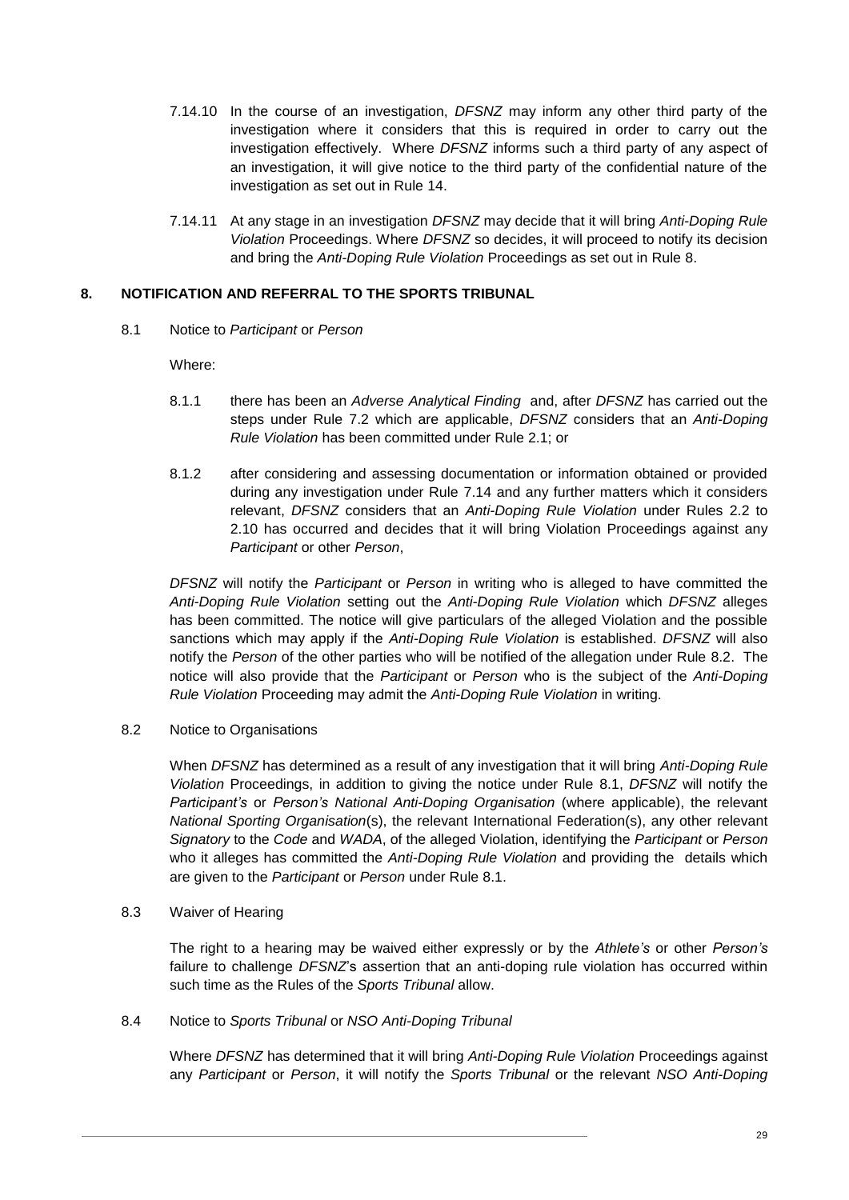7.14.10 In the course of an investigation, *DFSNZ* may inform any other third party of the investigation where it considers that this is required in order to carry out the investigation effectively. Where *DFSNZ* informs such a third party of any aspect of an investigation, it will give notice to the third party of the confidential nature of the investigation as set out in Rule 14.

7.14.11 At any stage in an investigation *DFSNZ* may decide that it will bring *Anti-Doping Rule Violation* Proceedings. Where *DFSNZ* so decides, it will proceed to notify its decision and bring the *Anti-Doping Rule Violation* Proceedings as set out in Rule 8.

## 8. NOTIFICATION AND REFERRAL TO THE SPORTS TRIBUNAL

8.1 Notice to *Participant* or *Person*

Where:

8.1.1 there has been an *Adverse Analytical Finding* and, after *DFSNZ* has carried out the steps under Rule 7.2 which are applicable, *DFSNZ* considers that an *Anti-Doping Rule Violation* has been committed under Rule 2.1; or

8.1.2 after considering and assessing documentation or information obtained or provided during any investigation under Rule 7.14 and any further matters which it considers relevant, *DFSNZ* considers that an *Anti-Doping Rule Violation* under Rules 2.2 to 2.10 has occurred and decides that it will bring Violation Proceedings against any *Participant* or other *Person*,

*DFSNZ* will notify the *Participant* or *Person* in writing who is alleged to have committed the *Anti-Doping Rule Violation* setting out the *Anti-Doping Rule Violation* which *DFSNZ* alleges has been committed. The notice will give particulars of the alleged Violation and the possible sanctions which may apply if the *Anti-Doping Rule Violation* is established. *DFSNZ* will also notify the *Person* of the other parties who will be notified of the allegation under Rule 8.2. The notice will also provide that the *Participant* or *Person* who is the subject of the *Anti-Doping Rule Violation* Proceeding may admit the *Anti-Doping Rule Violation* in writing.

8.2 Notice to Organisations

When *DFSNZ* has determined as a result of any investigation that it will bring *Anti-Doping Rule Violation* Proceedings, in addition to giving the notice under Rule 8.1, *DFSNZ* will notify the *Participant's* or *Person's National Anti-Doping Organisation* (where applicable), the relevant *National Sporting Organisation*(s), the relevant International Federation(s), any other relevant *Signatory* to the *Code* and *WADA*, of the alleged Violation, identifying the *Participant* or *Person* who it alleges has committed the *Anti-Doping Rule Violation* and providing the details which are given to the *Participant* or *Person* under Rule 8.1.

8.3 Waiver of Hearing

The right to a hearing may be waived either expressly or by the *Athlete's* or other *Person's* failure to challenge *DFSNZ*'s assertion that an anti-doping rule violation has occurred within such time as the Rules of the *Sports Tribunal* allow.

8.4 Notice to *Sports Tribunal* or *NSO Anti-Doping Tribunal*

Where *DFSNZ* has determined that it will bring *Anti-Doping Rule Violation* Proceedings against any *Participant* or *Person*, it will notify the *Sports Tribunal* or the relevant *NSO Anti-Doping*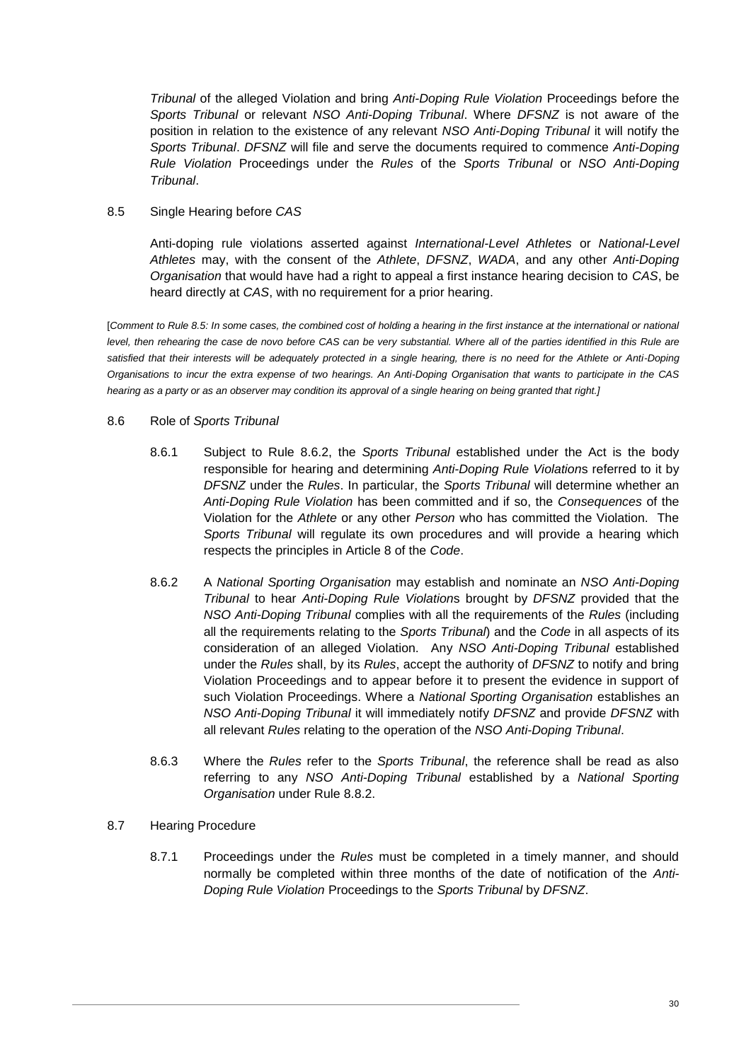*Tribunal* of the alleged Violation and bring *Anti-Doping Rule Violation* Proceedings before the *Sports Tribunal* or relevant *NSO Anti-Doping Tribunal*. Where *DFSNZ* is not aware of the position in relation to the existence of any relevant *NSO Anti-Doping Tribunal* it will notify the *Sports Tribunal*. *DFSNZ* will file and serve the documents required to commence *Anti-Doping Rule Violation* Proceedings under the *Rules* of the *Sports Tribunal* or *NSO Anti-Doping Tribunal*.

8.5 Single Hearing before *CAS*

Anti-doping rule violations asserted against *International-Level Athletes* or *National-Level Athletes* may, with the consent of the *Athlete*, *DFSNZ*, *WADA*, and any other *Anti-Doping Organisation* that would have had a right to appeal a first instance hearing decision to *CAS*, be heard directly at *CAS*, with no requirement for a prior hearing.

[*Comment to Rule 8.5: In some cases, the combined cost of holding a hearing in the first instance at the international or national level, then rehearing the case de novo before CAS can be very substantial. Where all of the parties identified in this Rule are satisfied that their interests will be adequately protected in a single hearing, there is no need for the Athlete or Anti-Doping Organisations to incur the extra expense of two hearings. An Anti-Doping Organisation that wants to participate in the CAS hearing as a party or as an observer may condition its approval of a single hearing on being granted that right.*]

8.6 Role of *Sports Tribunal*

8.6.1 Subject to Rule 8.6.2, the *Sports Tribunal* established under the Act is the body responsible for hearing and determining *Anti-Doping Rule Violation*s referred to it by *DFSNZ* under the *Rules*. In particular, the *Sports Tribunal* will determine whether an *Anti-Doping Rule Violation* has been committed and if so, the *Consequences* of the Violation for the *Athlete* or any other *Person* who has committed the Violation. The *Sports Tribunal* will regulate its own procedures and will provide a hearing which respects the principles in Article 8 of the *Code*.

8.6.2 A *National Sporting Organisation* may establish and nominate an *NSO Anti-Doping Tribunal* to hear *Anti-Doping Rule Violation*s brought by *DFSNZ* provided that the *NSO Anti-Doping Tribunal* complies with all the requirements of the *Rules* (including all the requirements relating to the *Sports Tribunal*) and the *Code* in all aspects of its consideration of an alleged Violation. Any *NSO Anti-Doping Tribunal* established under the *Rules* shall, by its *Rules*, accept the authority of *DFSNZ* to notify and bring Violation Proceedings and to appear before it to present the evidence in support of such Violation Proceedings. Where a *National Sporting Organisation* establishes an *NSO Anti-Doping Tribunal* it will immediately notify *DFSNZ* and provide *DFSNZ* with all relevant *Rules* relating to the operation of the *NSO Anti-Doping Tribunal*.

8.6.3 Where the *Rules* refer to the *Sports Tribunal*, the reference shall be read as also referring to any *NSO Anti-Doping Tribunal* established by a *National Sporting Organisation* under Rule 8.8.2.

8.7 Hearing Procedure

8.7.1 Proceedings under the *Rules* must be completed in a timely manner, and should normally be completed within three months of the date of notification of the *Anti-Doping Rule Violation* Proceedings to the *Sports Tribunal* by *DFSNZ*.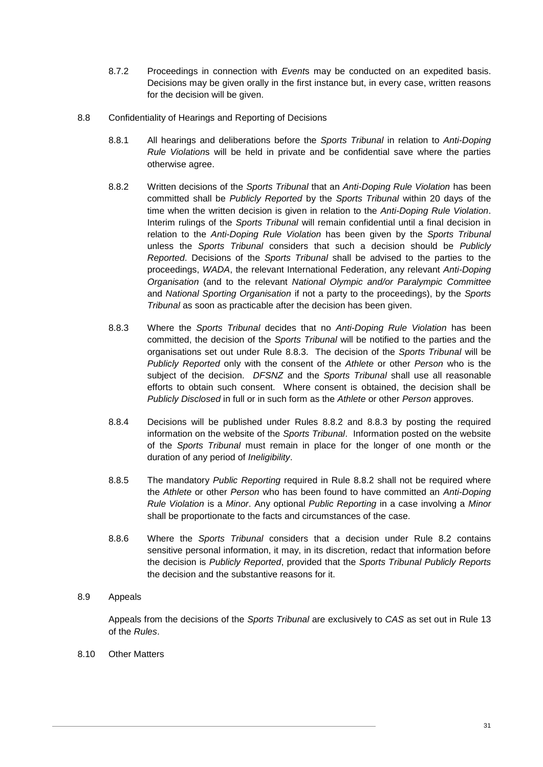8.7.2 Proceedings in connection with *Event*s may be conducted on an expedited basis. Decisions may be given orally in the first instance but, in every case, written reasons for the decision will be given.

8.8 Confidentiality of Hearings and Reporting of Decisions

8.8.1 All hearings and deliberations before the *Sports Tribunal* in relation to *Anti-Doping Rule Violation*s will be held in private and be confidential save where the parties otherwise agree.

8.8.2 Written decisions of the *Sports Tribunal* that an *Anti-Doping Rule Violation* has been committed shall be *Publicly Reported* by the *Sports Tribunal* within 20 days of the time when the written decision is given in relation to the *Anti-Doping Rule Violation*. Interim rulings of the *Sports Tribunal* will remain confidential until a final decision in relation to the *Anti-Doping Rule Violation* has been given by the *Sports Tribunal* unless the *Sports Tribunal* considers that such a decision should be *Publicly Reported*. Decisions of the *Sports Tribunal* shall be advised to the parties to the proceedings, *WADA*, the relevant International Federation, any relevant *Anti-Doping Organisation* (and to the relevant *National Olympic and/or Paralympic Committee* and *National Sporting Organisation* if not a party to the proceedings), by the *Sports Tribunal* as soon as practicable after the decision has been given.

8.8.3 Where the *Sports Tribunal* decides that no *Anti-Doping Rule Violation* has been committed, the decision of the *Sports Tribunal* will be notified to the parties and the organisations set out under Rule 8.8.3. The decision of the *Sports Tribunal* will be *Publicly Reported* only with the consent of the *Athlete* or other *Person* who is the subject of the decision. *DFSNZ* and the *Sports Tribunal* shall use all reasonable efforts to obtain such consent. Where consent is obtained, the decision shall be *Publicly Disclosed* in full or in such form as the *Athlete* or other *Person* approves.

8.8.4 Decisions will be published under Rules 8.8.2 and 8.8.3 by posting the required information on the website of the *Sports Tribunal*. Information posted on the website of the *Sports Tribunal* must remain in place for the longer of one month or the duration of any period of *Ineligibility*.

8.8.5 The mandatory *Public Reporting* required in Rule 8.8.2 shall not be required where the *Athlete* or other *Person* who has been found to have committed an *Anti-Doping Rule Violation* is a *Minor*. Any optional *Public Reporting* in a case involving a *Minor* shall be proportionate to the facts and circumstances of the case.

8.8.6 Where the *Sports Tribunal* considers that a decision under Rule 8.2 contains sensitive personal information, it may, in its discretion, redact that information before the decision is *Publicly Reported*, provided that the *Sports Tribunal Publicly Reports* the decision and the substantive reasons for it.

8.9 Appeals

Appeals from the decisions of the *Sports Tribunal* are exclusively to *CAS* as set out in Rule 13 of the *Rules*.

8.10 Other Matters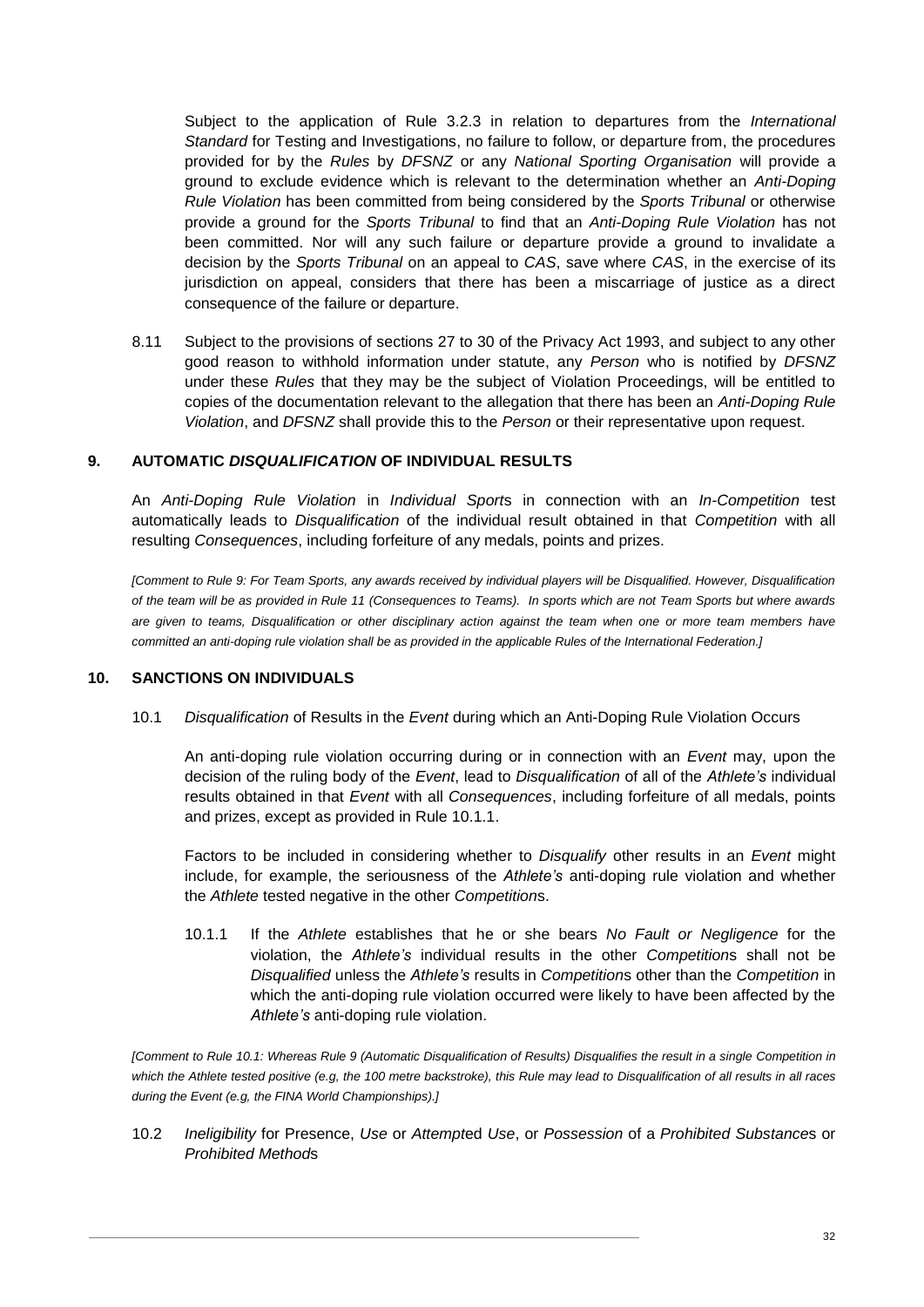Subject to the application of Rule 3.2.3 in relation to departures from the *International Standard* for Testing and Investigations, no failure to follow, or departure from, the procedures provided for by the *Rules* by *DFSNZ* or any *National Sporting Organisation* will provide a ground to exclude evidence which is relevant to the determination whether an *Anti-Doping Rule Violation* has been committed from being considered by the *Sports Tribunal* or otherwise provide a ground for the *Sports Tribunal* to find that an *Anti-Doping Rule Violation* has not been committed. Nor will any such failure or departure provide a ground to invalidate a decision by the *Sports Tribunal* on an appeal to *CAS*, save where *CAS*, in the exercise of its jurisdiction on appeal, considers that there has been a miscarriage of justice as a direct consequence of the failure or departure.

8.11 Subject to the provisions of sections 27 to 30 of the Privacy Act 1993, and subject to any other good reason to withhold information under statute, any *Person* who is notified by *DFSNZ* under these *Rules* that they may be the subject of Violation Proceedings, will be entitled to copies of the documentation relevant to the allegation that there has been an *Anti-Doping Rule Violation*, and *DFSNZ* shall provide this to the *Person* or their representative upon request.

## 9. AUTOMATIC *DISQUALIFICATION* OF INDIVIDUAL RESULTS

An *Anti-Doping Rule Violation* in *Individual Sport*s in connection with an *In-Competition* test automatically leads to *Disqualification* of the individual result obtained in that *Competition* with all resulting *Consequences*, including forfeiture of any medals, points and prizes.

*[Comment to Rule 9: For Team Sports, any awards received by individual players will be Disqualified. However, Disqualification of the team will be as provided in Rule 11 (Consequences to Teams). In sports which are not Team Sports but where awards are given to teams, Disqualification or other disciplinary action against the team when one or more team members have committed an anti-doping rule violation shall be as provided in the applicable Rules of the International Federation.]*

## 10. SANCTIONS ON INDIVIDUALS

10.1 *Disqualification* of Results in the *Event* during which an Anti-Doping Rule Violation Occurs

An anti-doping rule violation occurring during or in connection with an *Event* may, upon the decision of the ruling body of the *Event*, lead to *Disqualification* of all of the *Athlete's* individual results obtained in that *Event* with all *Consequences*, including forfeiture of all medals, points and prizes, except as provided in Rule 10.1.1.

Factors to be included in considering whether to *Disqualify* other results in an *Event* might include, for example, the seriousness of the *Athlete's* anti-doping rule violation and whether the *Athlete* tested negative in the other *Competition*s.

10.1.1 If the *Athlete* establishes that he or she bears *No Fault or Negligence* for the violation, the *Athlete's* individual results in the other *Competition*s shall not be *Disqualified* unless the *Athlete's* results in *Competition*s other than the *Competition* in which the anti-doping rule violation occurred were likely to have been affected by the *Athlete's* anti-doping rule violation.

*[Comment to Rule 10.1: Whereas Rule 9 (Automatic Disqualification of Results) Disqualifies the result in a single Competition in which the Athlete tested positive (e.g, the 100 metre backstroke), this Rule may lead to Disqualification of all results in all races during the Event (e.g, the FINA World Championships).]*

10.2 *Ineligibility* for Presence, *Use* or *Attempt*ed *Use*, or *Possession* of a *Prohibited Substance*s or *Prohibited Method*s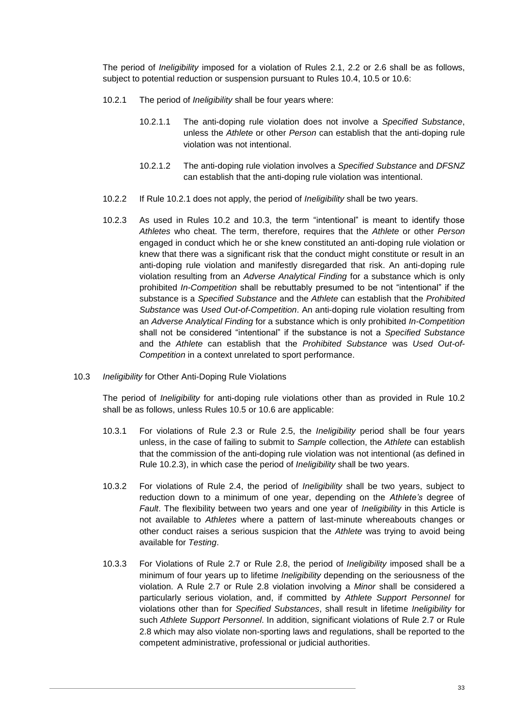The period of *Ineligibility* imposed for a violation of Rules 2.1, 2.2 or 2.6 shall be as follows, subject to potential reduction or suspension pursuant to Rules 10.4, 10.5 or 10.6:

10.2.1 The period of *Ineligibility* shall be four years where:

10.2.1.1 The anti-doping rule violation does not involve a *Specified Substance*, unless the *Athlete* or other *Person* can establish that the anti-doping rule violation was not intentional.

10.2.1.2 The anti-doping rule violation involves a *Specified Substance* and *DFSNZ* can establish that the anti-doping rule violation was intentional.

10.2.2 If Rule 10.2.1 does not apply, the period of *Ineligibility* shall be two years.

10.2.3 As used in Rules 10.2 and 10.3, the term "intentional" is meant to identify those *Athletes* who cheat. The term, therefore, requires that the *Athlete* or other *Person* engaged in conduct which he or she knew constituted an anti-doping rule violation or knew that there was a significant risk that the conduct might constitute or result in an anti-doping rule violation and manifestly disregarded that risk. An anti-doping rule violation resulting from an *Adverse Analytical Finding* for a substance which is only prohibited *In-Competition* shall be rebuttably presumed to be not "intentional" if the substance is a *Specified Substance* and the *Athlete* can establish that the *Prohibited Substance* was *Used Out-of-Competition*. An anti-doping rule violation resulting from an *Adverse Analytical Finding* for a substance which is only prohibited *In-Competition* shall not be considered "intentional" if the substance is not a *Specified Substance* and the *Athlete* can establish that the *Prohibited Substance* was *Used Out-of-Competition* in a context unrelated to sport performance.

10.3 *Ineligibility* for Other Anti-Doping Rule Violations

The period of *Ineligibility* for anti-doping rule violations other than as provided in Rule 10.2 shall be as follows, unless Rules 10.5 or 10.6 are applicable:

10.3.1 For violations of Rule 2.3 or Rule 2.5, the *Ineligibility* period shall be four years unless, in the case of failing to submit to *Sample* collection, the *Athlete* can establish that the commission of the anti-doping rule violation was not intentional (as defined in Rule 10.2.3), in which case the period of *Ineligibility* shall be two years.

10.3.2 For violations of Rule 2.4, the period of *Ineligibility* shall be two years, subject to reduction down to a minimum of one year, depending on the *Athlete's* degree of *Fault*. The flexibility between two years and one year of *Ineligibility* in this Article is not available to *Athletes* where a pattern of last-minute whereabouts changes or other conduct raises a serious suspicion that the *Athlete* was trying to avoid being available for *Testing*.

10.3.3 For Violations of Rule 2.7 or Rule 2.8, the period of *Ineligibility* imposed shall be a minimum of four years up to lifetime *Ineligibility* depending on the seriousness of the violation. A Rule 2.7 or Rule 2.8 violation involving a *Minor* shall be considered a particularly serious violation, and, if committed by *Athlete Support Personnel* for violations other than for *Specified Substances*, shall result in lifetime *Ineligibility* for such *Athlete Support Personnel*. In addition, significant violations of Rule 2.7 or Rule 2.8 which may also violate non-sporting laws and regulations, shall be reported to the competent administrative, professional or judicial authorities.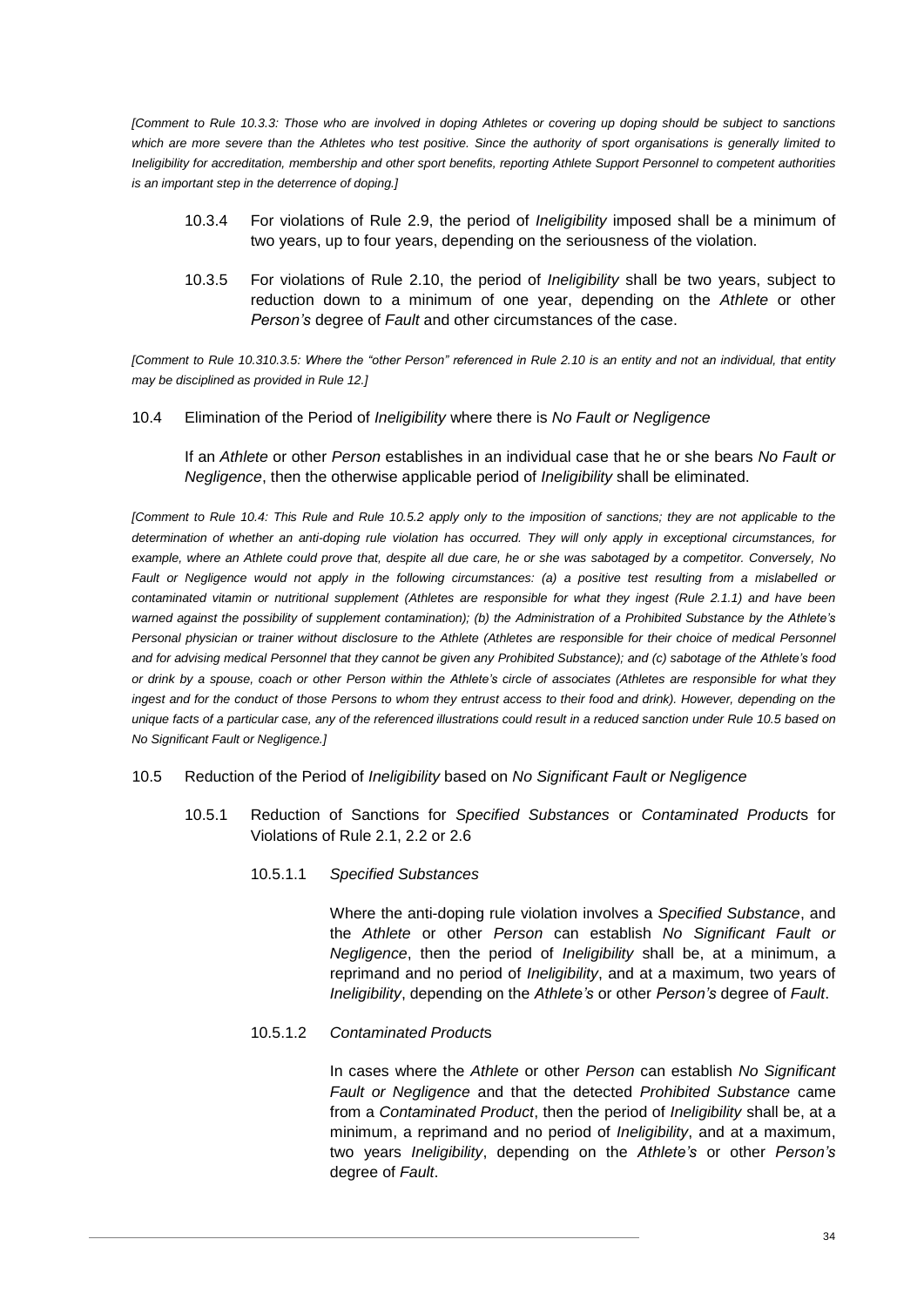*[Comment to Rule 10.3.3: Those who are involved in doping Athletes or covering up doping should be subject to sanctions which are more severe than the Athletes who test positive. Since the authority of sport organisations is generally limited to Ineligibility for accreditation, membership and other sport benefits, reporting Athlete Support Personnel to competent authorities is an important step in the deterrence of doping.]*

10.3.4 For violations of Rule 2.9, the period of *Ineligibility* imposed shall be a minimum of two years, up to four years, depending on the seriousness of the violation.

10.3.5 For violations of Rule 2.10, the period of *Ineligibility* shall be two years, subject to reduction down to a minimum of one year, depending on the *Athlete* or other *Person's* degree of *Fault* and other circumstances of the case.

*[Comment to Rule 10.310.3.5: Where the "other Person" referenced in Rule 2.10 is an entity and not an individual, that entity may be disciplined as provided in Rule 12.]*

10.4 Elimination of the Period of *Ineligibility* where there is *No Fault or Negligence*

If an *Athlete* or other *Person* establishes in an individual case that he or she bears *No Fault or Negligence*, then the otherwise applicable period of *Ineligibility* shall be eliminated.

*[Comment to Rule 10.4: This Rule and Rule 10.5.2 apply only to the imposition of sanctions; they are not applicable to the determination of whether an anti-doping rule violation has occurred. They will only apply in exceptional circumstances, for example, where an Athlete could prove that, despite all due care, he or she was sabotaged by a competitor. Conversely, No Fault or Negligence would not apply in the following circumstances: (a) a positive test resulting from a mislabelled or contaminated vitamin or nutritional supplement (Athletes are responsible for what they ingest (Rule 2.1.1) and have been warned against the possibility of supplement contamination); (b) the Administration of a Prohibited Substance by the Athlete's Personal physician or trainer without disclosure to the Athlete (Athletes are responsible for their choice of medical Personnel and for advising medical Personnel that they cannot be given any Prohibited Substance); and (c) sabotage of the Athlete's food or drink by a spouse, coach or other Person within the Athlete's circle of associates (Athletes are responsible for what they ingest and for the conduct of those Persons to whom they entrust access to their food and drink). However, depending on the unique facts of a particular case, any of the referenced illustrations could result in a reduced sanction under Rule 10.5 based on No Significant Fault or Negligence.]*

10.5 Reduction of the Period of *Ineligibility* based on *No Significant Fault or Negligence*

10.5.1 Reduction of Sanctions for *Specified Substances* or *Contaminated Product*s for Violations of Rule 2.1, 2.2 or 2.6

10.5.1.1 *Specified Substances*

Where the anti-doping rule violation involves a *Specified Substance*, and the *Athlete* or other *Person* can establish *No Significant Fault or Negligence*, then the period of *Ineligibility* shall be, at a minimum, a reprimand and no period of *Ineligibility*, and at a maximum, two years of *Ineligibility*, depending on the *Athlete's* or other *Person's* degree of *Fault*.

10.5.1.2 *Contaminated Product*s

In cases where the *Athlete* or other *Person* can establish *No Significant Fault or Negligence* and that the detected *Prohibited Substance* came from a *Contaminated Product*, then the period of *Ineligibility* shall be, at a minimum, a reprimand and no period of *Ineligibility*, and at a maximum, two years *Ineligibility*, depending on the *Athlete's* or other *Person's* degree of *Fault*.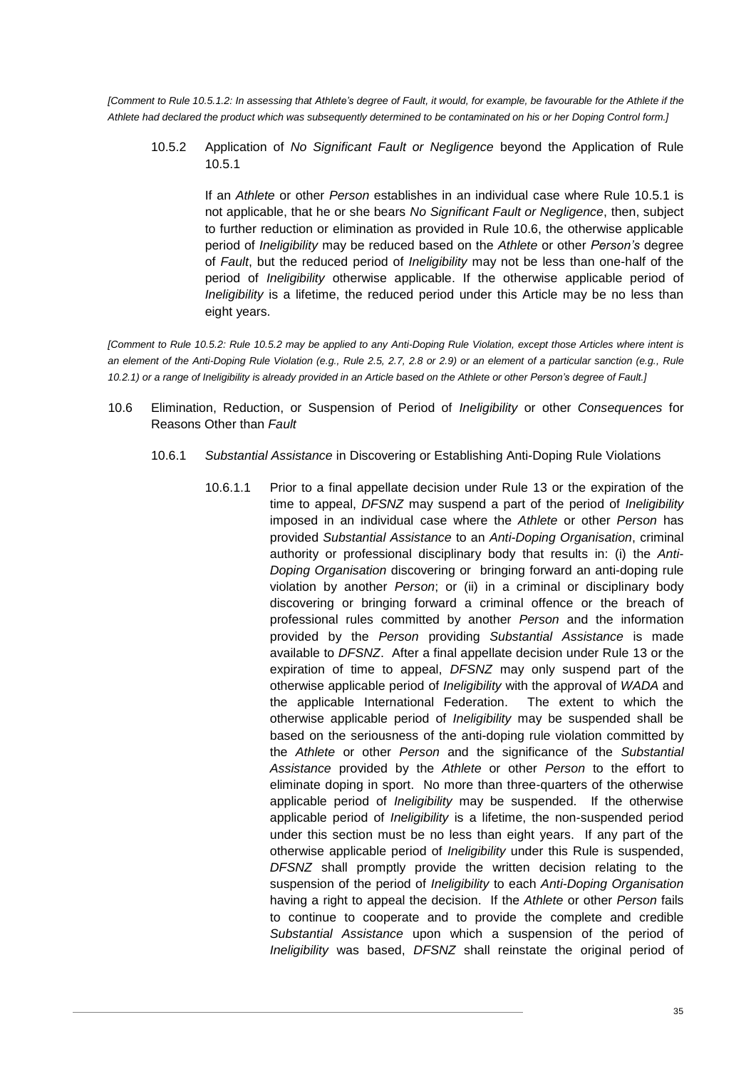*[Comment to Rule 10.5.1.2: In assessing that Athlete's degree of Fault, it would, for example, be favourable for the Athlete if the Athlete had declared the product which was subsequently determined to be contaminated on his or her Doping Control form.]*

10.5.2 Application of *No Significant Fault or Negligence* beyond the Application of Rule 10.5.1

If an *Athlete* or other *Person* establishes in an individual case where Rule 10.5.1 is not applicable, that he or she bears *No Significant Fault or Negligence*, then, subject to further reduction or elimination as provided in Rule 10.6, the otherwise applicable period of *Ineligibility* may be reduced based on the *Athlete* or other *Person's* degree of *Fault*, but the reduced period of *Ineligibility* may not be less than one-half of the period of *Ineligibility* otherwise applicable. If the otherwise applicable period of *Ineligibility* is a lifetime, the reduced period under this Article may be no less than eight years.

*[Comment to Rule 10.5.2: Rule 10.5.2 may be applied to any Anti-Doping Rule Violation, except those Articles where intent is an element of the Anti-Doping Rule Violation (e.g., Rule 2.5, 2.7, 2.8 or 2.9) or an element of a particular sanction (e.g., Rule 10.2.1) or a range of Ineligibility is already provided in an Article based on the Athlete or other Person's degree of Fault.]*

10.6 Elimination, Reduction, or Suspension of Period of *Ineligibility* or other *Consequences* for Reasons Other than *Fault*

10.6.1 *Substantial Assistance* in Discovering or Establishing Anti-Doping Rule Violations

10.6.1.1 Prior to a final appellate decision under Rule 13 or the expiration of the time to appeal, *DFSNZ* may suspend a part of the period of *Ineligibility* imposed in an individual case where the *Athlete* or other *Person* has provided *Substantial Assistance* to an *Anti-Doping Organisation*, criminal authority or professional disciplinary body that results in: (i) the *Anti-Doping Organisation* discovering or bringing forward an anti-doping rule violation by another *Person*; or (ii) in a criminal or disciplinary body discovering or bringing forward a criminal offence or the breach of professional rules committed by another *Person* and the information provided by the *Person* providing *Substantial Assistance* is made available to *DFSNZ*. After a final appellate decision under Rule 13 or the expiration of time to appeal, *DFSNZ* may only suspend part of the otherwise applicable period of *Ineligibility* with the approval of *WADA* and the applicable International Federation. The extent to which the otherwise applicable period of *Ineligibility* may be suspended shall be based on the seriousness of the anti-doping rule violation committed by the *Athlete* or other *Person* and the significance of the *Substantial Assistance* provided by the *Athlete* or other *Person* to the effort to eliminate doping in sport. No more than three-quarters of the otherwise applicable period of *Ineligibility* may be suspended. If the otherwise applicable period of *Ineligibility* is a lifetime, the non-suspended period under this section must be no less than eight years. If any part of the otherwise applicable period of *Ineligibility* under this Rule is suspended, *DFSNZ* shall promptly provide the written decision relating to the suspension of the period of *Ineligibility* to each *Anti-Doping Organisation* having a right to appeal the decision. If the *Athlete* or other *Person* fails to continue to cooperate and to provide the complete and credible *Substantial Assistance* upon which a suspension of the period of *Ineligibility* was based, *DFSNZ* shall reinstate the original period of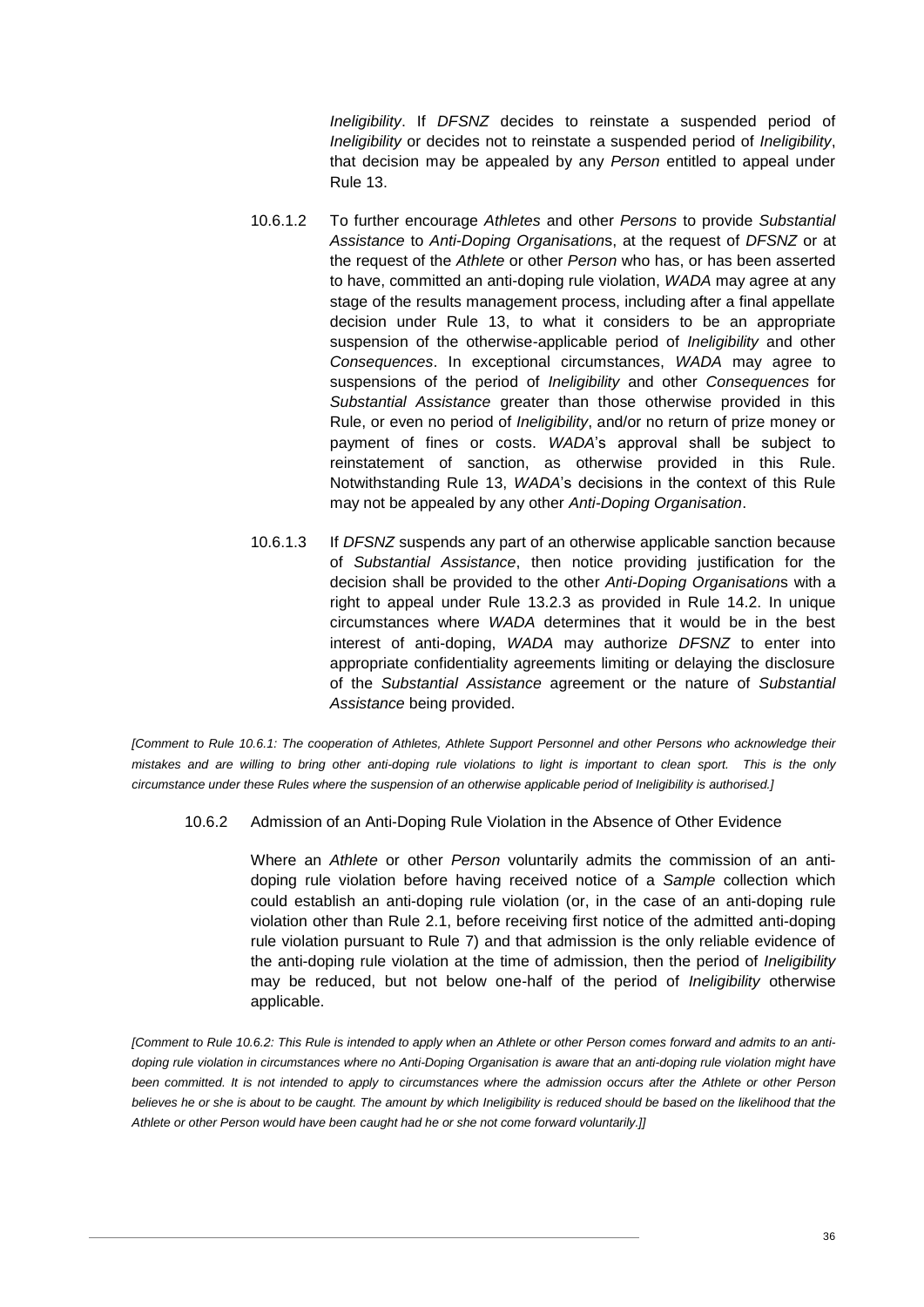*Ineligibility*. If *DFSNZ* decides to reinstate a suspended period of *Ineligibility* or decides not to reinstate a suspended period of *Ineligibility*, that decision may be appealed by any *Person* entitled to appeal under Rule 13.

10.6.1.2 To further encourage *Athletes* and other *Persons* to provide *Substantial Assistance* to *Anti-Doping Organisation*s, at the request of *DFSNZ* or at the request of the *Athlete* or other *Person* who has, or has been asserted to have, committed an anti-doping rule violation, *WADA* may agree at any stage of the results management process, including after a final appellate decision under Rule 13, to what it considers to be an appropriate suspension of the otherwise-applicable period of *Ineligibility* and other *Consequences*. In exceptional circumstances, *WADA* may agree to suspensions of the period of *Ineligibility* and other *Consequences* for *Substantial Assistance* greater than those otherwise provided in this Rule, or even no period of *Ineligibility*, and/or no return of prize money or payment of fines or costs. *WADA*'s approval shall be subject to reinstatement of sanction, as otherwise provided in this Rule. Notwithstanding Rule 13, *WADA*'s decisions in the context of this Rule may not be appealed by any other *Anti-Doping Organisation*.

10.6.1.3 If *DFSNZ* suspends any part of an otherwise applicable sanction because of *Substantial Assistance*, then notice providing justification for the decision shall be provided to the other *Anti-Doping Organisation*s with a right to appeal under Rule 13.2.3 as provided in Rule 14.2. In unique circumstances where *WADA* determines that it would be in the best interest of anti-doping, *WADA* may authorize *DFSNZ* to enter into appropriate confidentiality agreements limiting or delaying the disclosure of the *Substantial Assistance* agreement or the nature of *Substantial Assistance* being provided.

*[Comment to Rule 10.6.1: The cooperation of Athletes, Athlete Support Personnel and other Persons who acknowledge their mistakes and are willing to bring other anti-doping rule violations to light is important to clean sport. This is the only circumstance under these Rules where the suspension of an otherwise applicable period of Ineligibility is authorised.]*

10.6.2 Admission of an Anti-Doping Rule Violation in the Absence of Other Evidence

Where an *Athlete* or other *Person* voluntarily admits the commission of an anti-doping rule violation before having received notice of a *Sample* collection which could establish an anti-doping rule violation (or, in the case of an anti-doping rule violation other than Rule 2.1, before receiving first notice of the admitted anti-doping rule violation pursuant to Rule 7) and that admission is the only reliable evidence of the anti-doping rule violation at the time of admission, then the period of *Ineligibility* may be reduced, but not below one-half of the period of *Ineligibility* otherwise applicable.

*[Comment to Rule 10.6.2: This Rule is intended to apply when an Athlete or other Person comes forward and admits to an anti-doping rule violation in circumstances where no Anti-Doping Organisation is aware that an anti-doping rule violation might have been committed. It is not intended to apply to circumstances where the admission occurs after the Athlete or other Person believes he or she is about to be caught. The amount by which Ineligibility is reduced should be based on the likelihood that the Athlete or other Person would have been caught had he or she not come forward voluntarily.]]*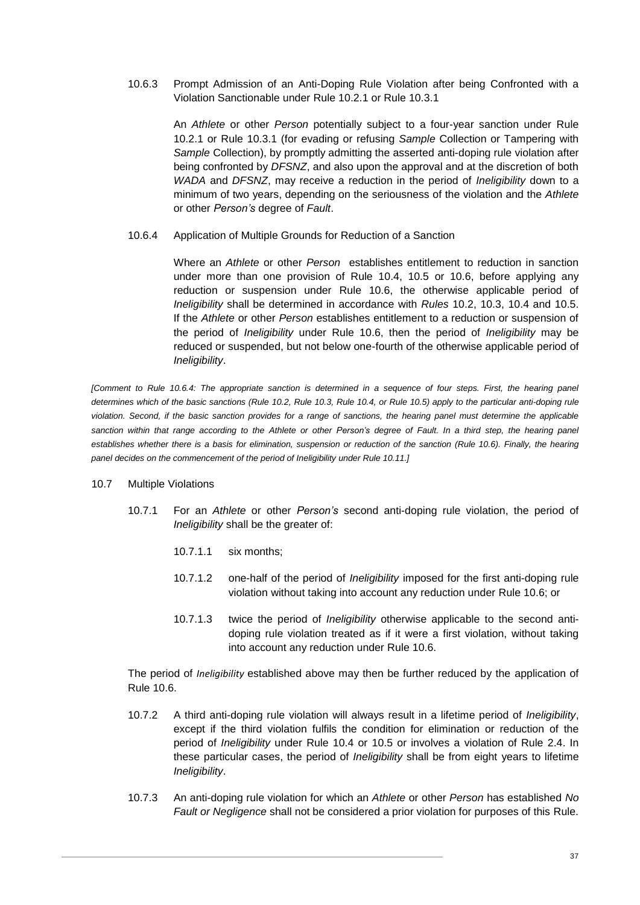10.6.3 Prompt Admission of an Anti-Doping Rule Violation after being Confronted with a Violation Sanctionable under Rule 10.2.1 or Rule 10.3.1

An *Athlete* or other *Person* potentially subject to a four-year sanction under Rule 10.2.1 or Rule 10.3.1 (for evading or refusing *Sample* Collection or Tampering with *Sample* Collection), by promptly admitting the asserted anti-doping rule violation after being confronted by *DFSNZ*, and also upon the approval and at the discretion of both *WADA* and *DFSNZ*, may receive a reduction in the period of *Ineligibility* down to a minimum of two years, depending on the seriousness of the violation and the *Athlete* or other *Person's* degree of *Fault*.

10.6.4 Application of Multiple Grounds for Reduction of a Sanction

Where an *Athlete* or other *Person* establishes entitlement to reduction in sanction under more than one provision of Rule 10.4, 10.5 or 10.6, before applying any reduction or suspension under Rule 10.6, the otherwise applicable period of *Ineligibility* shall be determined in accordance with *Rules* 10.2, 10.3, 10.4 and 10.5. If the *Athlete* or other *Person* establishes entitlement to a reduction or suspension of the period of *Ineligibility* under Rule 10.6, then the period of *Ineligibility* may be reduced or suspended, but not below one-fourth of the otherwise applicable period of *Ineligibility*.

*[Comment to Rule 10.6.4: The appropriate sanction is determined in a sequence of four steps. First, the hearing panel determines which of the basic sanctions (Rule 10.2, Rule 10.3, Rule 10.4, or Rule 10.5) apply to the particular anti-doping rule violation. Second, if the basic sanction provides for a range of sanctions, the hearing panel must determine the applicable sanction within that range according to the Athlete or other Person's degree of Fault. In a third step, the hearing panel establishes whether there is a basis for elimination, suspension or reduction of the sanction (Rule 10.6). Finally, the hearing panel decides on the commencement of the period of Ineligibility under Rule 10.11.]*

10.7 Multiple Violations

10.7.1 For an *Athlete* or other *Person's* second anti-doping rule violation, the period of *Ineligibility* shall be the greater of:

10.7.1.1 six months;

10.7.1.2 one-half of the period of *Ineligibility* imposed for the first anti-doping rule violation without taking into account any reduction under Rule 10.6; or

10.7.1.3 twice the period of *Ineligibility* otherwise applicable to the second anti-doping rule violation treated as if it were a first violation, without taking into account any reduction under Rule 10.6.

The period of *Ineligibility* established above may then be further reduced by the application of Rule 10.6.

10.7.2 A third anti-doping rule violation will always result in a lifetime period of *Ineligibility*, except if the third violation fulfils the condition for elimination or reduction of the period of *Ineligibility* under Rule 10.4 or 10.5 or involves a violation of Rule 2.4. In these particular cases, the period of *Ineligibility* shall be from eight years to lifetime *Ineligibility*.

10.7.3 An anti-doping rule violation for which an *Athlete* or other *Person* has established *No Fault or Negligence* shall not be considered a prior violation for purposes of this Rule.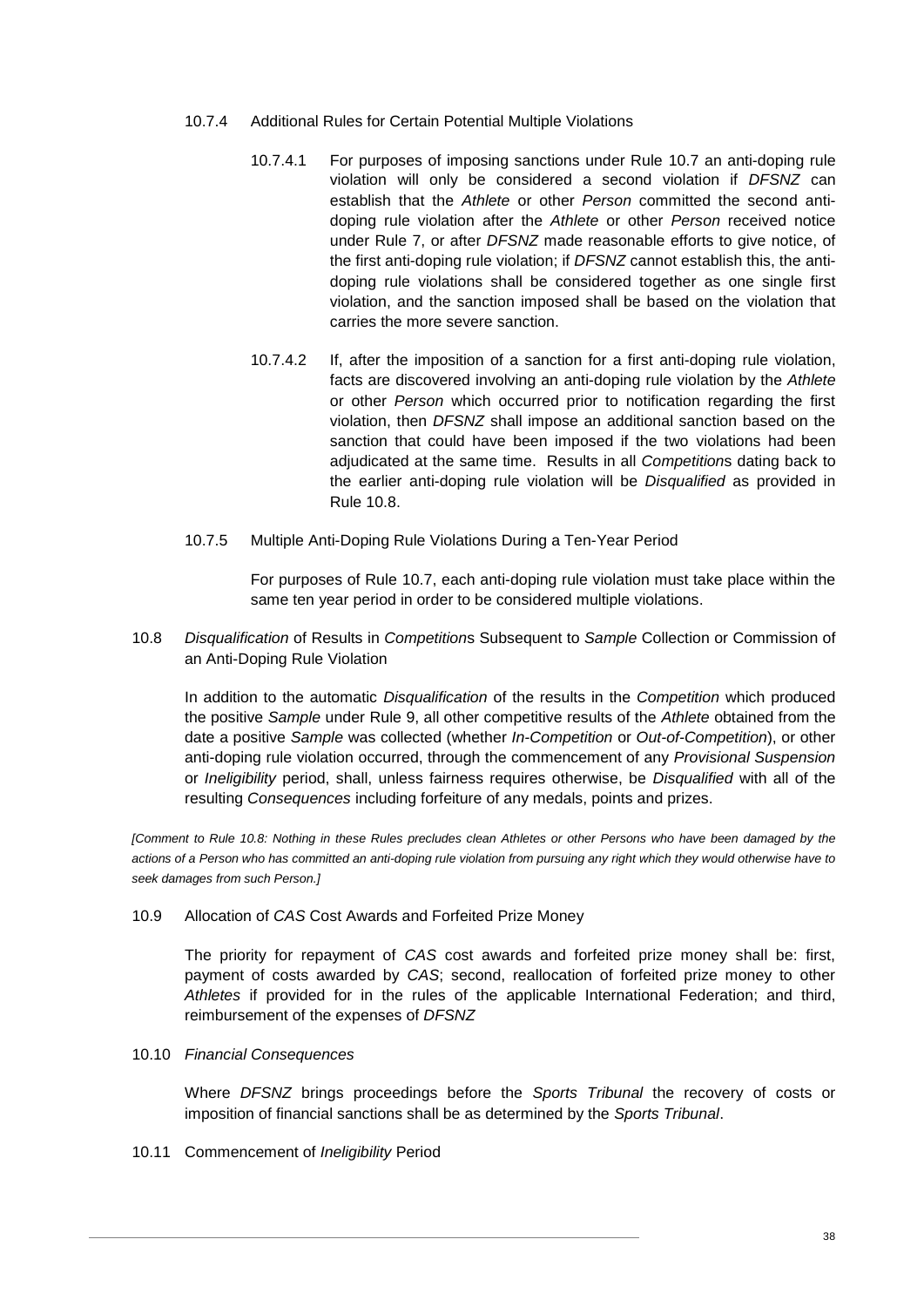10.7.4 Additional Rules for Certain Potential Multiple Violations

10.7.4.1 For purposes of imposing sanctions under Rule 10.7 an anti-doping rule violation will only be considered a second violation if *DFSNZ* can establish that the *Athlete* or other *Person* committed the second anti-doping rule violation after the *Athlete* or other *Person* received notice under Rule 7, or after *DFSNZ* made reasonable efforts to give notice, of the first anti-doping rule violation; if *DFSNZ* cannot establish this, the anti-doping rule violations shall be considered together as one single first violation, and the sanction imposed shall be based on the violation that carries the more severe sanction.

10.7.4.2 If, after the imposition of a sanction for a first anti-doping rule violation, facts are discovered involving an anti-doping rule violation by the *Athlete* or other *Person* which occurred prior to notification regarding the first violation, then *DFSNZ* shall impose an additional sanction based on the sanction that could have been imposed if the two violations had been adjudicated at the same time. Results in all *Competition*s dating back to the earlier anti-doping rule violation will be *Disqualified* as provided in Rule 10.8.

10.7.5 Multiple Anti-Doping Rule Violations During a Ten-Year Period

For purposes of Rule 10.7, each anti-doping rule violation must take place within the same ten year period in order to be considered multiple violations.

10.8 *Disqualification* of Results in *Competition*s Subsequent to *Sample* Collection or Commission of an Anti-Doping Rule Violation

In addition to the automatic *Disqualification* of the results in the *Competition* which produced the positive *Sample* under Rule 9, all other competitive results of the *Athlete* obtained from the date a positive *Sample* was collected (whether *In-Competition* or *Out-of-Competition*), or other anti-doping rule violation occurred, through the commencement of any *Provisional Suspension* or *Ineligibility* period, shall, unless fairness requires otherwise, be *Disqualified* with all of the resulting *Consequences* including forfeiture of any medals, points and prizes.

*[Comment to Rule 10.8: Nothing in these Rules precludes clean Athletes or other Persons who have been damaged by the actions of a Person who has committed an anti-doping rule violation from pursuing any right which they would otherwise have to seek damages from such Person.]*

10.9 Allocation of *CAS* Cost Awards and Forfeited Prize Money

The priority for repayment of *CAS* cost awards and forfeited prize money shall be: first, payment of costs awarded by *CAS*; second, reallocation of forfeited prize money to other *Athletes* if provided for in the rules of the applicable International Federation; and third, reimbursement of the expenses of *DFSNZ*

10.10 *Financial Consequences*

Where *DFSNZ* brings proceedings before the *Sports Tribunal* the recovery of costs or imposition of financial sanctions shall be as determined by the *Sports Tribunal*.

10.11 Commencement of *Ineligibility* Period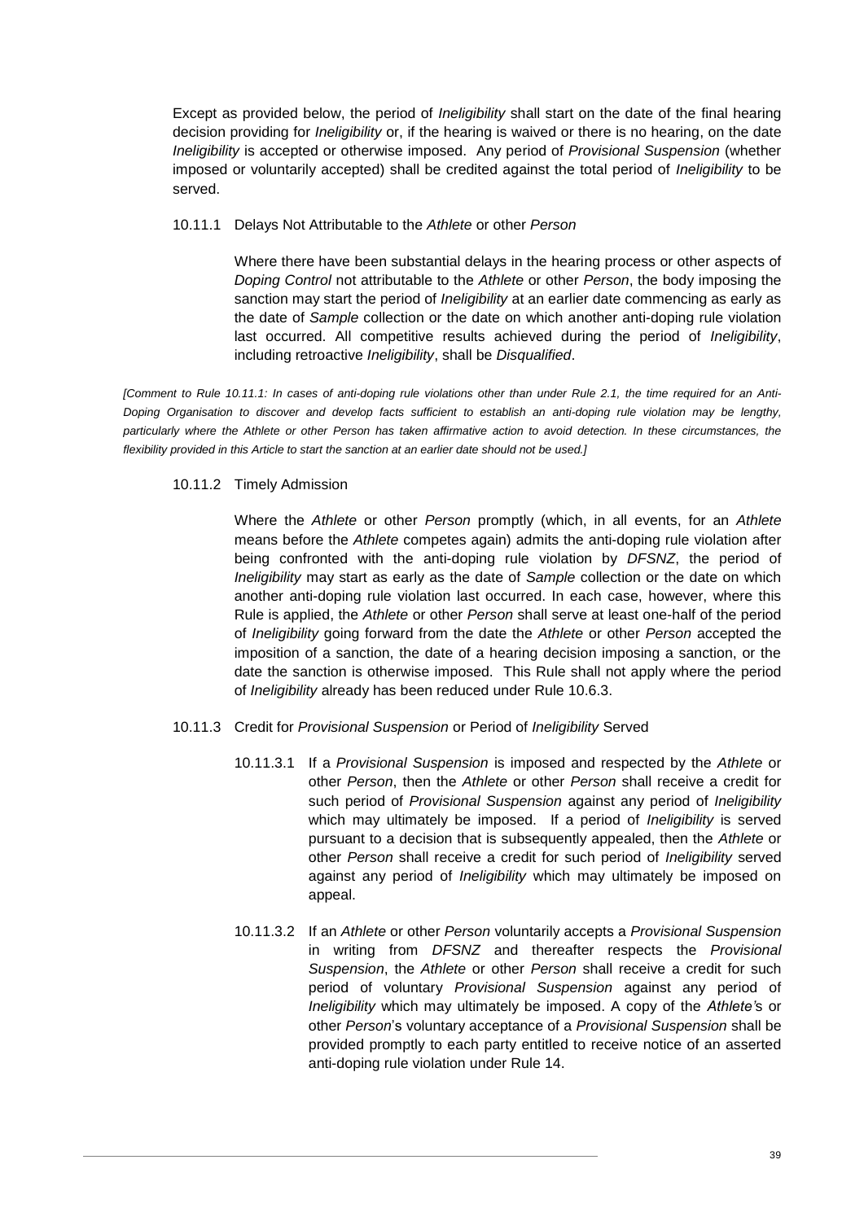Except as provided below, the period of *Ineligibility* shall start on the date of the final hearing decision providing for *Ineligibility* or, if the hearing is waived or there is no hearing, on the date *Ineligibility* is accepted or otherwise imposed. Any period of *Provisional Suspension* (whether imposed or voluntarily accepted) shall be credited against the total period of *Ineligibility* to be served.

10.11.1 Delays Not Attributable to the *Athlete* or other *Person*

Where there have been substantial delays in the hearing process or other aspects of *Doping Control* not attributable to the *Athlete* or other *Person*, the body imposing the sanction may start the period of *Ineligibility* at an earlier date commencing as early as the date of *Sample* collection or the date on which another anti-doping rule violation last occurred. All competitive results achieved during the period of *Ineligibility*, including retroactive *Ineligibility*, shall be *Disqualified*.

*[Comment to Rule 10.11.1: In cases of anti-doping rule violations other than under Rule 2.1, the time required for an Anti-Doping Organisation to discover and develop facts sufficient to establish an anti-doping rule violation may be lengthy, particularly where the Athlete or other Person has taken affirmative action to avoid detection. In these circumstances, the flexibility provided in this Article to start the sanction at an earlier date should not be used.]*

10.11.2 Timely Admission

Where the *Athlete* or other *Person* promptly (which, in all events, for an *Athlete* means before the *Athlete* competes again) admits the anti-doping rule violation after being confronted with the anti-doping rule violation by *DFSNZ*, the period of *Ineligibility* may start as early as the date of *Sample* collection or the date on which another anti-doping rule violation last occurred. In each case, however, where this Rule is applied, the *Athlete* or other *Person* shall serve at least one-half of the period of *Ineligibility* going forward from the date the *Athlete* or other *Person* accepted the imposition of a sanction, the date of a hearing decision imposing a sanction, or the date the sanction is otherwise imposed. This Rule shall not apply where the period of *Ineligibility* already has been reduced under Rule 10.6.3.

10.11.3 Credit for *Provisional Suspension* or Period of *Ineligibility* Served

10.11.3.1 If a *Provisional Suspension* is imposed and respected by the *Athlete* or other *Person*, then the *Athlete* or other *Person* shall receive a credit for such period of *Provisional Suspension* against any period of *Ineligibility* which may ultimately be imposed. If a period of *Ineligibility* is served pursuant to a decision that is subsequently appealed, then the *Athlete* or other *Person* shall receive a credit for such period of *Ineligibility* served against any period of *Ineligibility* which may ultimately be imposed on appeal.

10.11.3.2 If an *Athlete* or other *Person* voluntarily accepts a *Provisional Suspension* in writing from *DFSNZ* and thereafter respects the *Provisional Suspension*, the *Athlete* or other *Person* shall receive a credit for such period of voluntary *Provisional Suspension* against any period of *Ineligibility* which may ultimately be imposed. A copy of the *Athlete's* or other *Person's* voluntary acceptance of a *Provisional Suspension* shall be provided promptly to each party entitled to receive notice of an asserted anti-doping rule violation under Rule 14.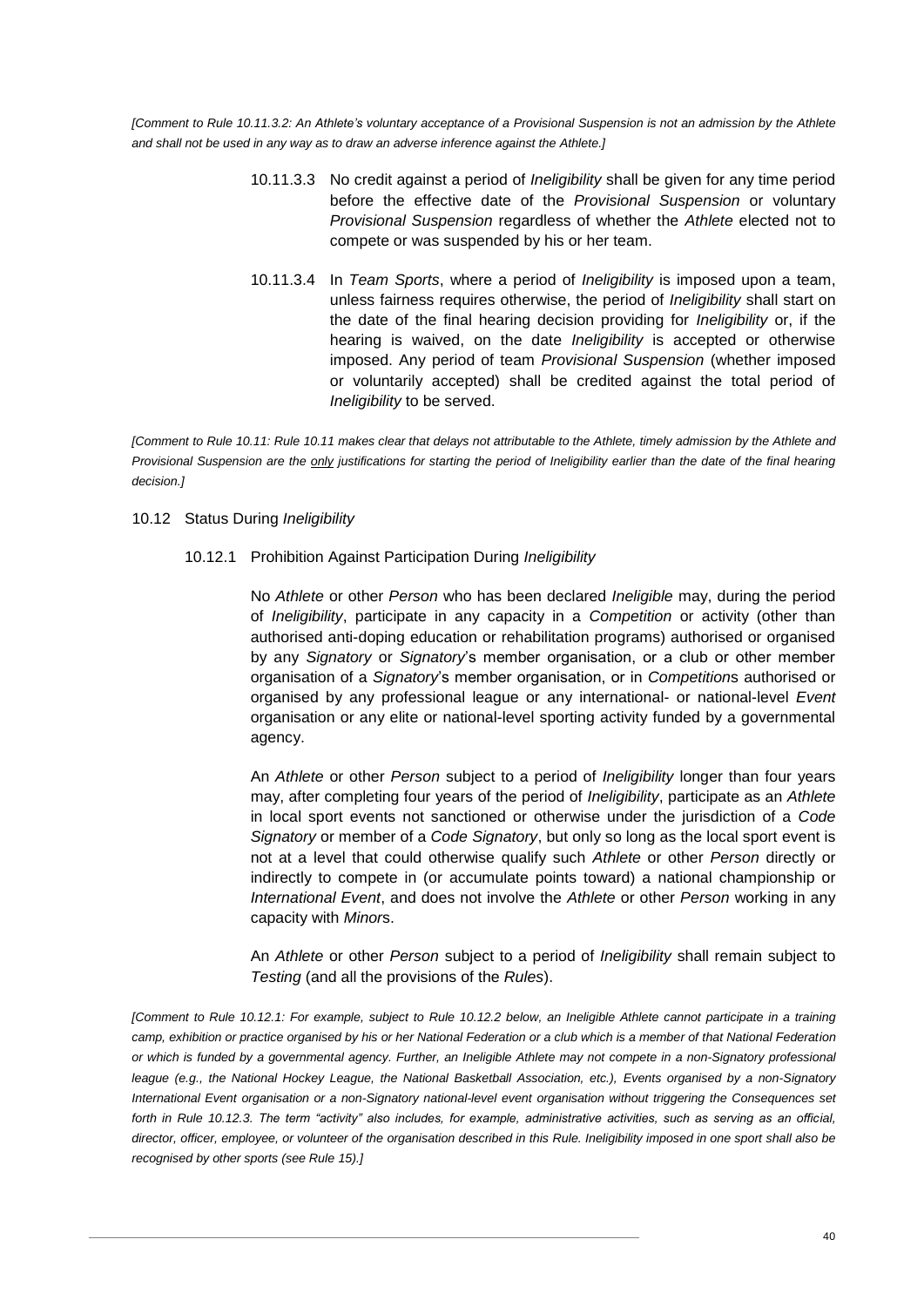*[Comment to Rule 10.11.3.2: An Athlete's voluntary acceptance of a Provisional Suspension is not an admission by the Athlete and shall not be used in any way as to draw an adverse inference against the Athlete.]*

10.11.3.3 No credit against a period of *Ineligibility* shall be given for any time period before the effective date of the *Provisional Suspension* or voluntary *Provisional Suspension* regardless of whether the *Athlete* elected not to compete or was suspended by his or her team.

10.11.3.4 In *Team Sports*, where a period of *Ineligibility* is imposed upon a team, unless fairness requires otherwise, the period of *Ineligibility* shall start on the date of the final hearing decision providing for *Ineligibility* or, if the hearing is waived, on the date *Ineligibility* is accepted or otherwise imposed. Any period of team *Provisional Suspension* (whether imposed or voluntarily accepted) shall be credited against the total period of *Ineligibility* to be served.

*[Comment to Rule 10.11: Rule 10.11 makes clear that delays not attributable to the Athlete, timely admission by the Athlete and Provisional Suspension are the <u>only</u> justifications for starting the period of Ineligibility earlier than the date of the final hearing decision.]*

10.12 Status During *Ineligibility*

10.12.1 Prohibition Against Participation During *Ineligibility*

No *Athlete* or other *Person* who has been declared *Ineligible* may, during the period of *Ineligibility*, participate in any capacity in a *Competition* or activity (other than authorised anti-doping education or rehabilitation programs) authorised or organised by any *Signatory* or *Signatory*'s member organisation, or a club or other member organisation of a *Signatory*'s member organisation, or in *Competition*s authorised or organised by any professional league or any international- or national-level *Event* organisation or any elite or national-level sporting activity funded by a governmental agency.

An *Athlete* or other *Person* subject to a period of *Ineligibility* longer than four years may, after completing four years of the period of *Ineligibility*, participate as an *Athlete* in local sport events not sanctioned or otherwise under the jurisdiction of a *Code Signatory* or member of a *Code Signatory*, but only so long as the local sport event is not at a level that could otherwise qualify such *Athlete* or other *Person* directly or indirectly to compete in (or accumulate points toward) a national championship or *International Event*, and does not involve the *Athlete* or other *Person* working in any capacity with *Minor*s.

An *Athlete* or other *Person* subject to a period of *Ineligibility* shall remain subject to *Testing* (and all the provisions of the *Rules*).

*[Comment to Rule 10.12.1: For example, subject to Rule 10.12.2 below, an Ineligible Athlete cannot participate in a training camp, exhibition or practice organised by his or her National Federation or a club which is a member of that National Federation or which is funded by a governmental agency. Further, an Ineligible Athlete may not compete in a non-Signatory professional league (e.g., the National Hockey League, the National Basketball Association, etc.), Events organised by a non-Signatory International Event organisation or a non-Signatory national-level event organisation without triggering the Consequences set forth in Rule 10.12.3. The term "activity" also includes, for example, administrative activities, such as serving as an official, director, officer, employee, or volunteer of the organisation described in this Rule. Ineligibility imposed in one sport shall also be recognised by other sports (see Rule 15).]*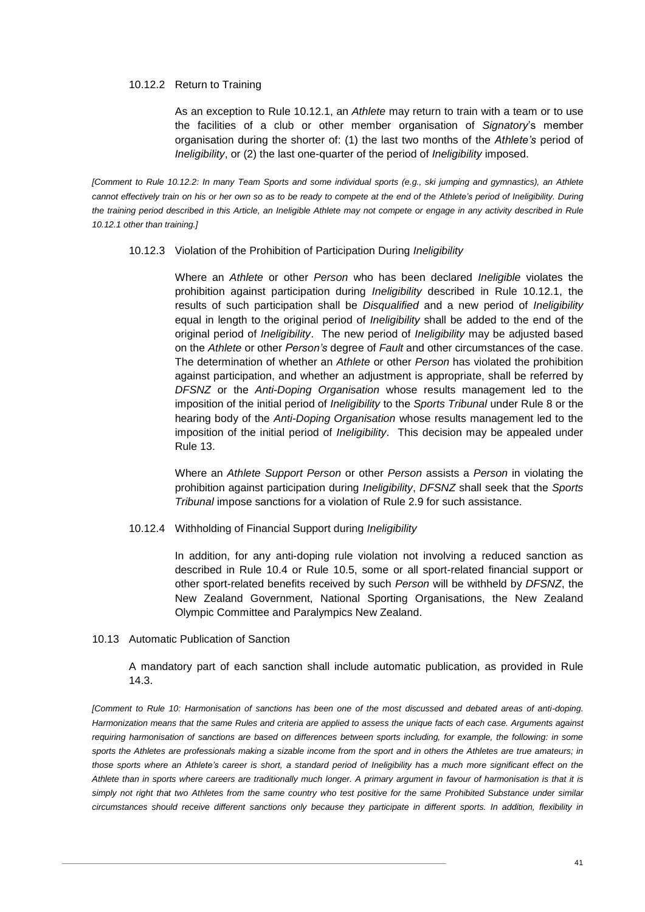#### 10.12.2 Return to Training

As an exception to Rule 10.12.1, an *Athlete* may return to train with a team or to use the facilities of a club or other member organisation of *Signatory*'s member organisation during the shorter of: (1) the last two months of the *Athlete's* period of *Ineligibility*, or (2) the last one-quarter of the period of *Ineligibility* imposed.

*[Comment to Rule 10.12.2: In many Team Sports and some individual sports (e.g., ski jumping and gymnastics), an Athlete cannot effectively train on his or her own so as to be ready to compete at the end of the Athlete's period of Ineligibility. During the training period described in this Article, an Ineligible Athlete may not compete or engage in any activity described in Rule 10.12.1 other than training.]*

#### 10.12.3 Violation of the Prohibition of Participation During *Ineligibility*

Where an *Athlete* or other *Person* who has been declared *Ineligible* violates the prohibition against participation during *Ineligibility* described in Rule 10.12.1, the results of such participation shall be *Disqualified* and a new period of *Ineligibility* equal in length to the original period of *Ineligibility* shall be added to the end of the original period of *Ineligibility*. The new period of *Ineligibility* may be adjusted based on the *Athlete* or other *Person's* degree of *Fault* and other circumstances of the case. The determination of whether an *Athlete* or other *Person* has violated the prohibition against participation, and whether an adjustment is appropriate, shall be referred by *DFSNZ* or the *Anti-Doping Organisation* whose results management led to the imposition of the initial period of *Ineligibility* to the *Sports Tribunal* under Rule 8 or the hearing body of the *Anti-Doping Organisation* whose results management led to the imposition of the initial period of *Ineligibility*. This decision may be appealed under Rule 13.

Where an *Athlete Support Person* or other *Person* assists a *Person* in violating the prohibition against participation during *Ineligibility*, *DFSNZ* shall seek that the *Sports Tribunal* impose sanctions for a violation of Rule 2.9 for such assistance.

#### 10.12.4 Withholding of Financial Support during *Ineligibility*

In addition, for any anti-doping rule violation not involving a reduced sanction as described in Rule 10.4 or Rule 10.5, some or all sport-related financial support or other sport-related benefits received by such *Person* will be withheld by *DFSNZ*, the New Zealand Government, National Sporting Organisations, the New Zealand Olympic Committee and Paralympics New Zealand.

### 10.13 Automatic Publication of Sanction

A mandatory part of each sanction shall include automatic publication, as provided in Rule 14.3.

*[Comment to Rule 10: Harmonisation of sanctions has been one of the most discussed and debated areas of anti-doping. Harmonization means that the same Rules and criteria are applied to assess the unique facts of each case. Arguments against requiring harmonisation of sanctions are based on differences between sports including, for example, the following: in some sports the Athletes are professionals making a sizable income from the sport and in others the Athletes are true amateurs; in those sports where an Athlete's career is short, a standard period of Ineligibility has a much more significant effect on the Athlete than in sports where careers are traditionally much longer. A primary argument in favour of harmonisation is that it is simply not right that two Athletes from the same country who test positive for the same Prohibited Substance under similar circumstances should receive different sanctions only because they participate in different sports. In addition, flexibility in*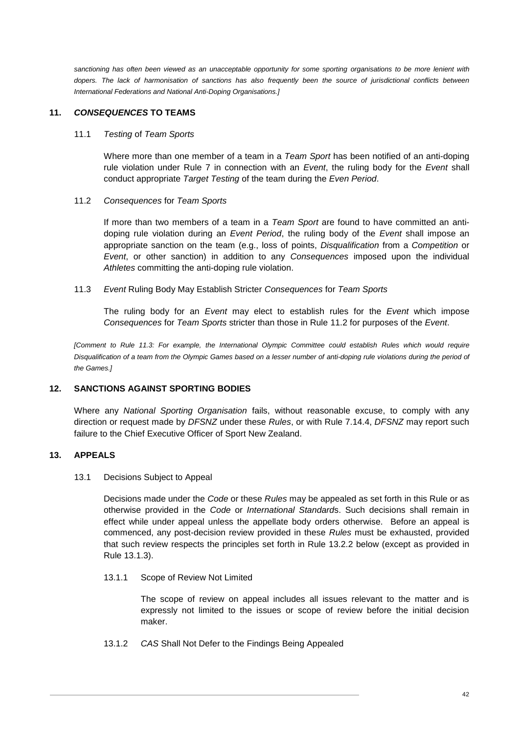*sanctioning has often been viewed as an unacceptable opportunity for some sporting organisations to be more lenient with dopers. The lack of harmonisation of sanctions has also frequently been the source of jurisdictional conflicts between International Federations and National Anti-Doping Organisations.]*

## 11. *CONSEQUENCES* TO TEAMS

### 11.1 *Testing* of *Team Sports*

Where more than one member of a team in a *Team Sport* has been notified of an anti-doping rule violation under Rule 7 in connection with an *Event*, the ruling body for the *Event* shall conduct appropriate *Target Testing* of the team during the *Even Period*.

### 11.2 *Consequences* for *Team Sports*

If more than two members of a team in a *Team Sport* are found to have committed an anti-doping rule violation during an *Event Period*, the ruling body of the *Event* shall impose an appropriate sanction on the team (e.g., loss of points, *Disqualification* from a *Competition* or *Event*, or other sanction) in addition to any *Consequences* imposed upon the individual *Athletes* committing the anti-doping rule violation.

### 11.3 *Event* Ruling Body May Establish Stricter *Consequences* for *Team Sports*

The ruling body for an *Event* may elect to establish rules for the *Event* which impose *Consequences* for *Team Sports* stricter than those in Rule 11.2 for purposes of the *Event*.

*[Comment to Rule 11.3: For example, the International Olympic Committee could establish Rules which would require Disqualification of a team from the Olympic Games based on a lesser number of anti-doping rule violations during the period of the Games.]*

## 12. SANCTIONS AGAINST SPORTING BODIES

Where any *National Sporting Organisation* fails, without reasonable excuse, to comply with any direction or request made by *DFSNZ* under these *Rules*, or with Rule 7.14.4, *DFSNZ* may report such failure to the Chief Executive Officer of Sport New Zealand.

## 13. APPEALS

### 13.1 Decisions Subject to Appeal

Decisions made under the *Code* or these *Rules* may be appealed as set forth in this Rule or as otherwise provided in the *Code* or *International Standard*s. Such decisions shall remain in effect while under appeal unless the appellate body orders otherwise. Before an appeal is commenced, any post-decision review provided in these *Rules* must be exhausted, provided that such review respects the principles set forth in Rule 13.2.2 below (except as provided in Rule 13.1.3).

#### 13.1.1 Scope of Review Not Limited

The scope of review on appeal includes all issues relevant to the matter and is expressly not limited to the issues or scope of review before the initial decision maker.

#### 13.1.2 *CAS* Shall Not Defer to the Findings Being Appealed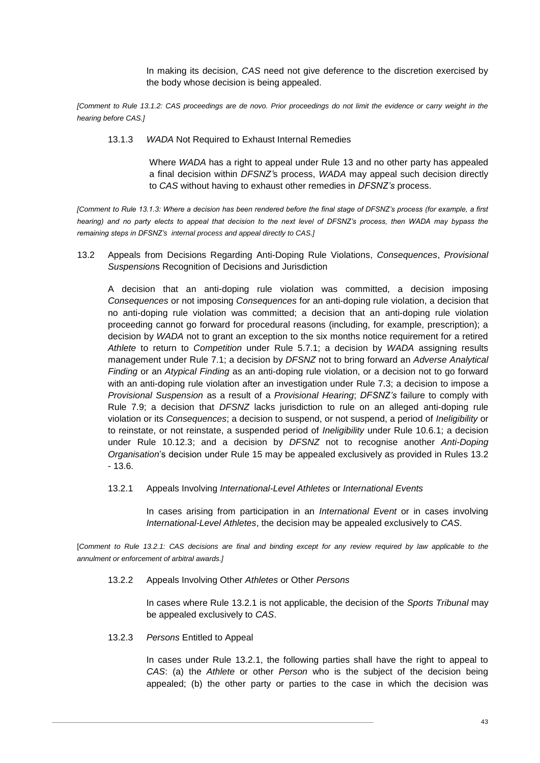In making its decision, *CAS* need not give deference to the discretion exercised by the body whose decision is being appealed.

*[Comment to Rule 13.1.2: CAS proceedings are de novo. Prior proceedings do not limit the evidence or carry weight in the hearing before CAS.]*

13.1.3 *WADA* Not Required to Exhaust Internal Remedies

Where *WADA* has a right to appeal under Rule 13 and no other party has appealed a final decision within *DFSNZ's* process, *WADA* may appeal such decision directly to *CAS* without having to exhaust other remedies in *DFSNZ's* process.

*[Comment to Rule 13.1.3: Where a decision has been rendered before the final stage of DFSNZ's process (for example, a first hearing) and no party elects to appeal that decision to the next level of DFSNZ's process, then WADA may bypass the remaining steps in DFSNZ's internal process and appeal directly to CAS.]*

13.2 Appeals from Decisions Regarding Anti-Doping Rule Violations, *Consequences*, *Provisional Suspensions* Recognition of Decisions and Jurisdiction

A decision that an anti-doping rule violation was committed, a decision imposing *Consequences* or not imposing *Consequences* for an anti-doping rule violation, a decision that no anti-doping rule violation was committed; a decision that an anti-doping rule violation proceeding cannot go forward for procedural reasons (including, for example, prescription); a decision by *WADA* not to grant an exception to the six months notice requirement for a retired *Athlete* to return to *Competition* under Rule 5.7.1; a decision by *WADA* assigning results management under Rule 7.1; a decision by *DFSNZ* not to bring forward an *Adverse Analytical Finding* or an *Atypical Finding* as an anti-doping rule violation, or a decision not to go forward with an anti-doping rule violation after an investigation under Rule 7.3; a decision to impose a *Provisional Suspension* as a result of a *Provisional Hearing*; *DFSNZ's* failure to comply with Rule 7.9; a decision that *DFSNZ* lacks jurisdiction to rule on an alleged anti-doping rule violation or its *Consequences*; a decision to suspend, or not suspend, a period of *Ineligibility* or to reinstate, or not reinstate, a suspended period of *Ineligibility* under Rule 10.6.1; a decision under Rule 10.12.3; and a decision by *DFSNZ* not to recognise another *Anti-Doping Organisation*'s decision under Rule 15 may be appealed exclusively as provided in Rules 13.2 - 13.6.

13.2.1 Appeals Involving *International-Level Athletes* or *International Events*

In cases arising from participation in an *International Event* or in cases involving *International-Level Athletes*, the decision may be appealed exclusively to *CAS*.

[*Comment to Rule 13.2.1: CAS decisions are final and binding except for any review required by law applicable to the annulment or enforcement of arbitral awards.]*

13.2.2 Appeals Involving Other *Athletes* or Other *Persons*

In cases where Rule 13.2.1 is not applicable, the decision of the *Sports Tribunal* may be appealed exclusively to *CAS*.

13.2.3 *Persons* Entitled to Appeal

In cases under Rule 13.2.1, the following parties shall have the right to appeal to *CAS*: (a) the *Athlete* or other *Person* who is the subject of the decision being appealed; (b) the other party or parties to the case in which the decision was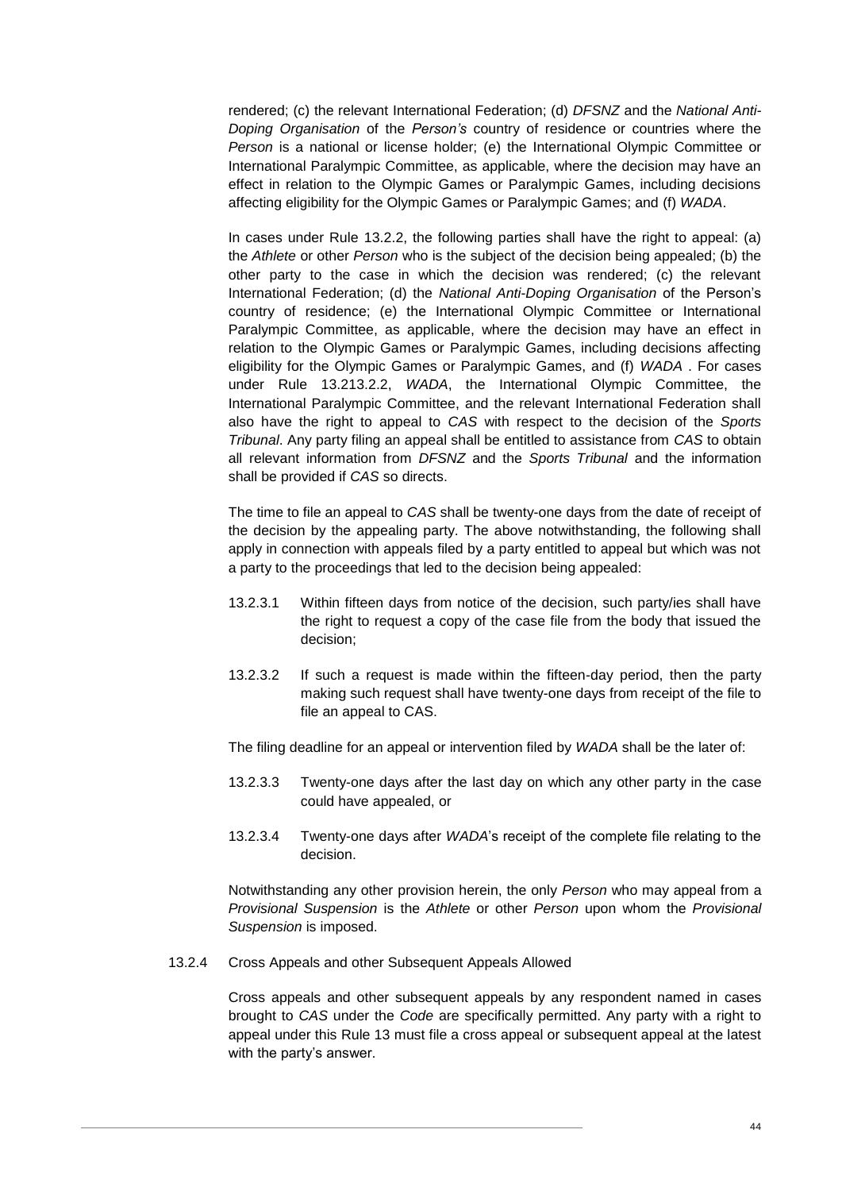rendered; (c) the relevant International Federation; (d) *DFSNZ* and the *National Anti-Doping Organisation* of the *Person's* country of residence or countries where the *Person* is a national or license holder; (e) the International Olympic Committee or International Paralympic Committee, as applicable, where the decision may have an effect in relation to the Olympic Games or Paralympic Games, including decisions affecting eligibility for the Olympic Games or Paralympic Games; and (f) *WADA*.

In cases under Rule 13.2.2, the following parties shall have the right to appeal: (a) the *Athlete* or other *Person* who is the subject of the decision being appealed; (b) the other party to the case in which the decision was rendered; (c) the relevant International Federation; (d) the *National Anti-Doping Organisation* of the Person's country of residence; (e) the International Olympic Committee or International Paralympic Committee, as applicable, where the decision may have an effect in relation to the Olympic Games or Paralympic Games, including decisions affecting eligibility for the Olympic Games or Paralympic Games, and (f) *WADA* . For cases under Rule 13.213.2.2, *WADA*, the International Olympic Committee, the International Paralympic Committee, and the relevant International Federation shall also have the right to appeal to *CAS* with respect to the decision of the *Sports Tribunal*. Any party filing an appeal shall be entitled to assistance from *CAS* to obtain all relevant information from *DFSNZ* and the *Sports Tribunal* and the information shall be provided if *CAS* so directs.

The time to file an appeal to *CAS* shall be twenty-one days from the date of receipt of the decision by the appealing party. The above notwithstanding, the following shall apply in connection with appeals filed by a party entitled to appeal but which was not a party to the proceedings that led to the decision being appealed:

13.2.3.1 Within fifteen days from notice of the decision, such party/ies shall have the right to request a copy of the case file from the body that issued the decision;

13.2.3.2 If such a request is made within the fifteen-day period, then the party making such request shall have twenty-one days from receipt of the file to file an appeal to CAS.

The filing deadline for an appeal or intervention filed by *WADA* shall be the later of:

13.2.3.3 Twenty-one days after the last day on which any other party in the case could have appealed, or

13.2.3.4 Twenty-one days after *WADA*'s receipt of the complete file relating to the decision.

Notwithstanding any other provision herein, the only *Person* who may appeal from a *Provisional Suspension* is the *Athlete* or other *Person* upon whom the *Provisional Suspension* is imposed.

13.2.4 Cross Appeals and other Subsequent Appeals Allowed

Cross appeals and other subsequent appeals by any respondent named in cases brought to *CAS* under the *Code* are specifically permitted. Any party with a right to appeal under this Rule 13 must file a cross appeal or subsequent appeal at the latest with the party's answer.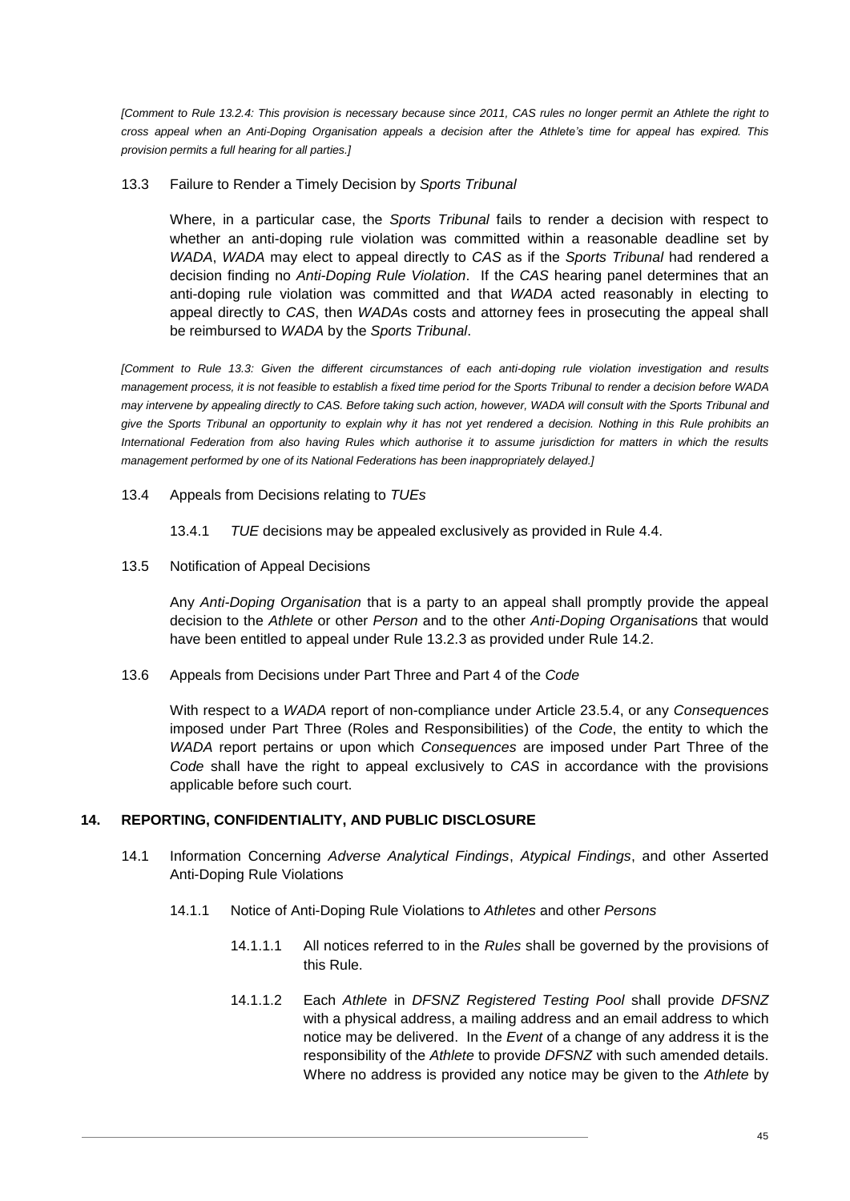*[Comment to Rule 13.2.4: This provision is necessary because since 2011, CAS rules no longer permit an Athlete the right to cross appeal when an Anti-Doping Organisation appeals a decision after the Athlete's time for appeal has expired. This provision permits a full hearing for all parties.]*

13.3 Failure to Render a Timely Decision by *Sports Tribunal*

Where, in a particular case, the *Sports Tribunal* fails to render a decision with respect to whether an anti-doping rule violation was committed within a reasonable deadline set by *WADA*, *WADA* may elect to appeal directly to *CAS* as if the *Sports Tribunal* had rendered a decision finding no *Anti-Doping Rule Violation*. If the *CAS* hearing panel determines that an anti-doping rule violation was committed and that *WADA* acted reasonably in electing to appeal directly to *CAS*, then *WADA*s costs and attorney fees in prosecuting the appeal shall be reimbursed to *WADA* by the *Sports Tribunal*.

*[Comment to Rule 13.3: Given the different circumstances of each anti-doping rule violation investigation and results management process, it is not feasible to establish a fixed time period for the Sports Tribunal to render a decision before WADA may intervene by appealing directly to CAS. Before taking such action, however, WADA will consult with the Sports Tribunal and give the Sports Tribunal an opportunity to explain why it has not yet rendered a decision. Nothing in this Rule prohibits an International Federation from also having Rules which authorise it to assume jurisdiction for matters in which the results management performed by one of its National Federations has been inappropriately delayed.]*

13.4 Appeals from Decisions relating to *TUEs*

13.4.1 *TUE* decisions may be appealed exclusively as provided in Rule 4.4.

13.5 Notification of Appeal Decisions

Any *Anti-Doping Organisation* that is a party to an appeal shall promptly provide the appeal decision to the *Athlete* or other *Person* and to the other *Anti-Doping Organisation*s that would have been entitled to appeal under Rule 13.2.3 as provided under Rule 14.2.

13.6 Appeals from Decisions under Part Three and Part 4 of the *Code*

With respect to a *WADA* report of non-compliance under Article 23.5.4, or any *Consequences* imposed under Part Three (Roles and Responsibilities) of the *Code*, the entity to which the *WADA* report pertains or upon which *Consequences* are imposed under Part Three of the *Code* shall have the right to appeal exclusively to *CAS* in accordance with the provisions applicable before such court.

## 14. REPORTING, CONFIDENTIALITY, AND PUBLIC DISCLOSURE

14.1 Information Concerning *Adverse Analytical Findings*, *Atypical Findings*, and other Asserted Anti-Doping Rule Violations

14.1.1 Notice of Anti-Doping Rule Violations to *Athletes* and other *Persons*

14.1.1.1 All notices referred to in the *Rules* shall be governed by the provisions of this Rule.

14.1.1.2 Each *Athlete* in *DFSNZ Registered Testing Pool* shall provide *DFSNZ* with a physical address, a mailing address and an email address to which notice may be delivered. In the *Event* of a change of any address it is the responsibility of the *Athlete* to provide *DFSNZ* with such amended details. Where no address is provided any notice may be given to the *Athlete* by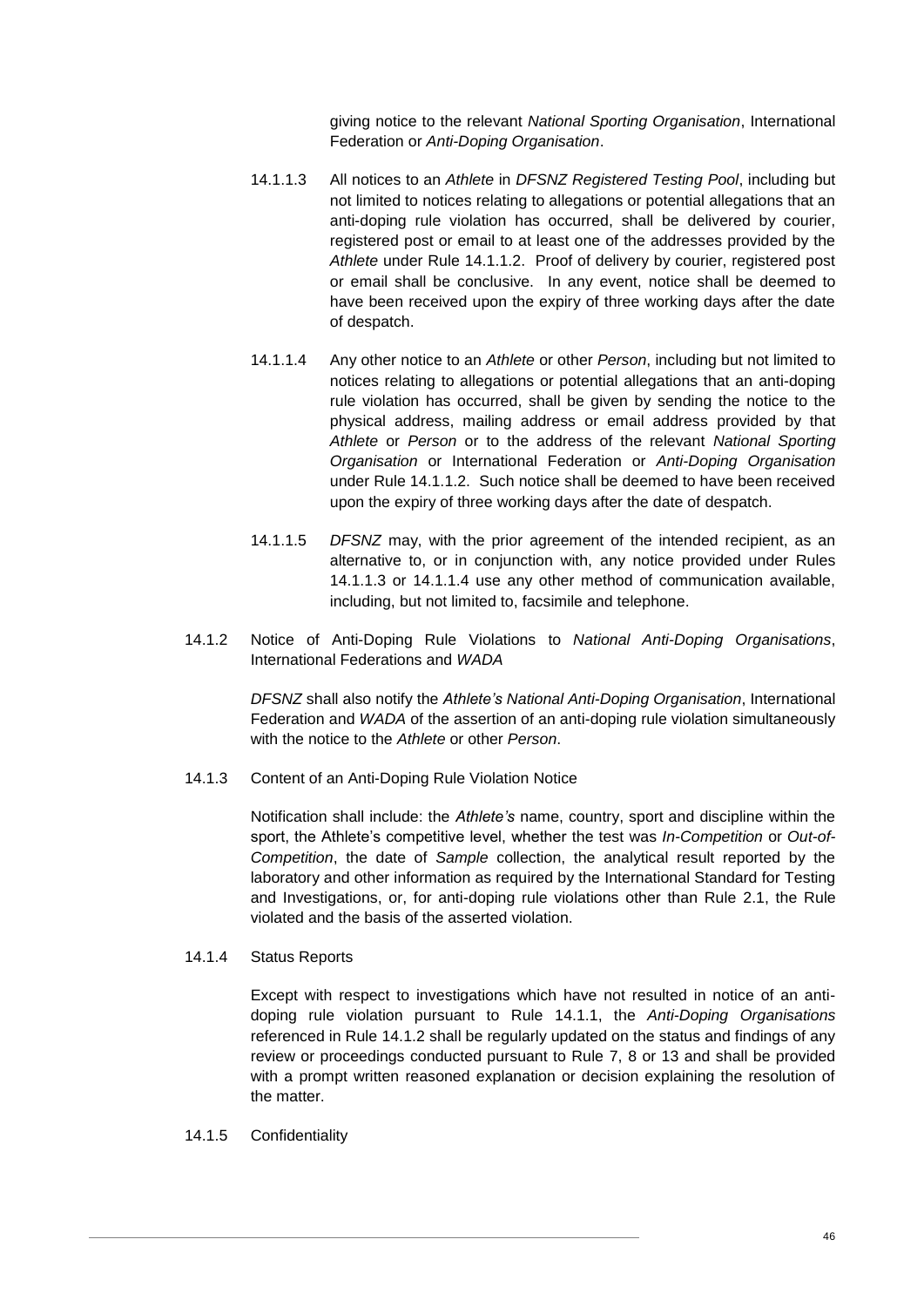giving notice to the relevant *National Sporting Organisation*, International Federation or *Anti-Doping Organisation*.

14.1.1.3 All notices to an *Athlete* in *DFSNZ Registered Testing Pool*, including but not limited to notices relating to allegations or potential allegations that an anti-doping rule violation has occurred, shall be delivered by courier, registered post or email to at least one of the addresses provided by the *Athlete* under Rule 14.1.1.2. Proof of delivery by courier, registered post or email shall be conclusive. In any event, notice shall be deemed to have been received upon the expiry of three working days after the date of despatch.

14.1.1.4 Any other notice to an *Athlete* or other *Person*, including but not limited to notices relating to allegations or potential allegations that an anti-doping rule violation has occurred, shall be given by sending the notice to the physical address, mailing address or email address provided by that *Athlete* or *Person* or to the address of the relevant *National Sporting Organisation* or International Federation or *Anti-Doping Organisation* under Rule 14.1.1.2. Such notice shall be deemed to have been received upon the expiry of three working days after the date of despatch.

14.1.1.5 *DFSNZ* may, with the prior agreement of the intended recipient, as an alternative to, or in conjunction with, any notice provided under Rules 14.1.1.3 or 14.1.1.4 use any other method of communication available, including, but not limited to, facsimile and telephone.

14.1.2 Notice of Anti-Doping Rule Violations to *National Anti-Doping Organisations*, International Federations and *WADA*

*DFSNZ* shall also notify the *Athlete's National Anti-Doping Organisation*, International Federation and *WADA* of the assertion of an anti-doping rule violation simultaneously with the notice to the *Athlete* or other *Person*.

14.1.3 Content of an Anti-Doping Rule Violation Notice

Notification shall include: the *Athlete's* name, country, sport and discipline within the sport, the Athlete's competitive level, whether the test was *In-Competition* or *Out-of-Competition*, the date of *Sample* collection, the analytical result reported by the laboratory and other information as required by the International Standard for Testing and Investigations, or, for anti-doping rule violations other than Rule 2.1, the Rule violated and the basis of the asserted violation.

14.1.4 Status Reports

Except with respect to investigations which have not resulted in notice of an anti-doping rule violation pursuant to Rule 14.1.1, the *Anti-Doping Organisations* referenced in Rule 14.1.2 shall be regularly updated on the status and findings of any review or proceedings conducted pursuant to Rule 7, 8 or 13 and shall be provided with a prompt written reasoned explanation or decision explaining the resolution of the matter.

14.1.5 Confidentiality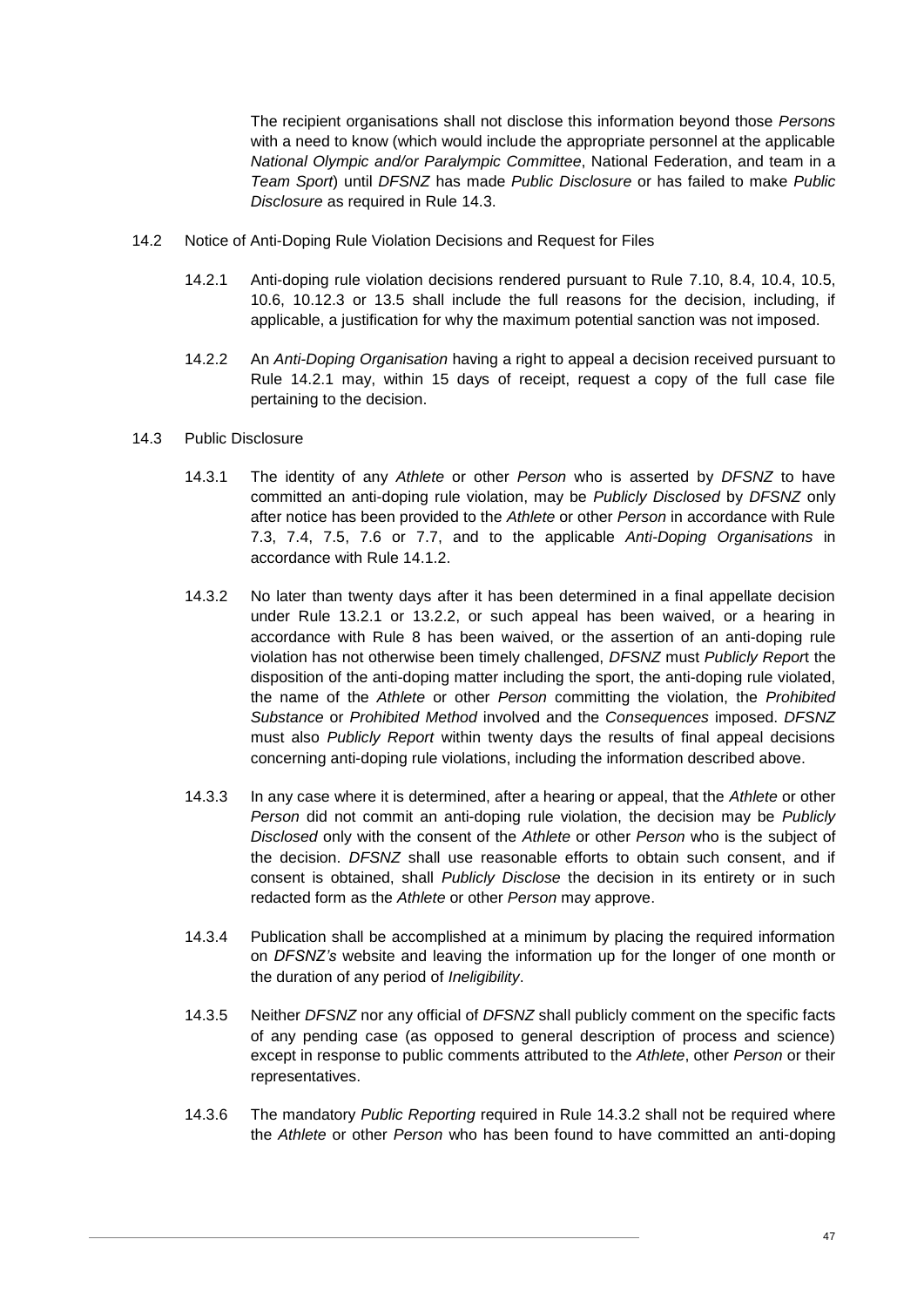The recipient organisations shall not disclose this information beyond those *Persons* with a need to know (which would include the appropriate personnel at the applicable *National Olympic and/or Paralympic Committee*, National Federation, and team in a *Team Sport*) until *DFSNZ* has made *Public Disclosure* or has failed to make *Public Disclosure* as required in Rule 14.3.

14.2 Notice of Anti-Doping Rule Violation Decisions and Request for Files

14.2.1 Anti-doping rule violation decisions rendered pursuant to Rule 7.10, 8.4, 10.4, 10.5, 10.6, 10.12.3 or 13.5 shall include the full reasons for the decision, including, if applicable, a justification for why the maximum potential sanction was not imposed.

14.2.2 An *Anti-Doping Organisation* having a right to appeal a decision received pursuant to Rule 14.2.1 may, within 15 days of receipt, request a copy of the full case file pertaining to the decision.

14.3 Public Disclosure

14.3.1 The identity of any *Athlete* or other *Person* who is asserted by *DFSNZ* to have committed an anti-doping rule violation, may be *Publicly Disclosed* by *DFSNZ* only after notice has been provided to the *Athlete* or other *Person* in accordance with Rule 7.3, 7.4, 7.5, 7.6 or 7.7, and to the applicable *Anti-Doping Organisations* in accordance with Rule 14.1.2.

14.3.2 No later than twenty days after it has been determined in a final appellate decision under Rule 13.2.1 or 13.2.2, or such appeal has been waived, or a hearing in accordance with Rule 8 has been waived, or the assertion of an anti-doping rule violation has not otherwise been timely challenged, *DFSNZ* must *Publicly Report* the disposition of the anti-doping matter including the sport, the anti-doping rule violated, the name of the *Athlete* or other *Person* committing the violation, the *Prohibited Substance* or *Prohibited Method* involved and the *Consequences* imposed. *DFSNZ* must also *Publicly Report* within twenty days the results of final appeal decisions concerning anti-doping rule violations, including the information described above.

14.3.3 In any case where it is determined, after a hearing or appeal, that the *Athlete* or other *Person* did not commit an anti-doping rule violation, the decision may be *Publicly Disclosed* only with the consent of the *Athlete* or other *Person* who is the subject of the decision. *DFSNZ* shall use reasonable efforts to obtain such consent, and if consent is obtained, shall *Publicly Disclose* the decision in its entirety or in such redacted form as the *Athlete* or other *Person* may approve.

14.3.4 Publication shall be accomplished at a minimum by placing the required information on *DFSNZ's* website and leaving the information up for the longer of one month or the duration of any period of *Ineligibility*.

14.3.5 Neither *DFSNZ* nor any official of *DFSNZ* shall publicly comment on the specific facts of any pending case (as opposed to general description of process and science) except in response to public comments attributed to the *Athlete*, other *Person* or their representatives.

14.3.6 The mandatory *Public Reporting* required in Rule 14.3.2 shall not be required where the *Athlete* or other *Person* who has been found to have committed an anti-doping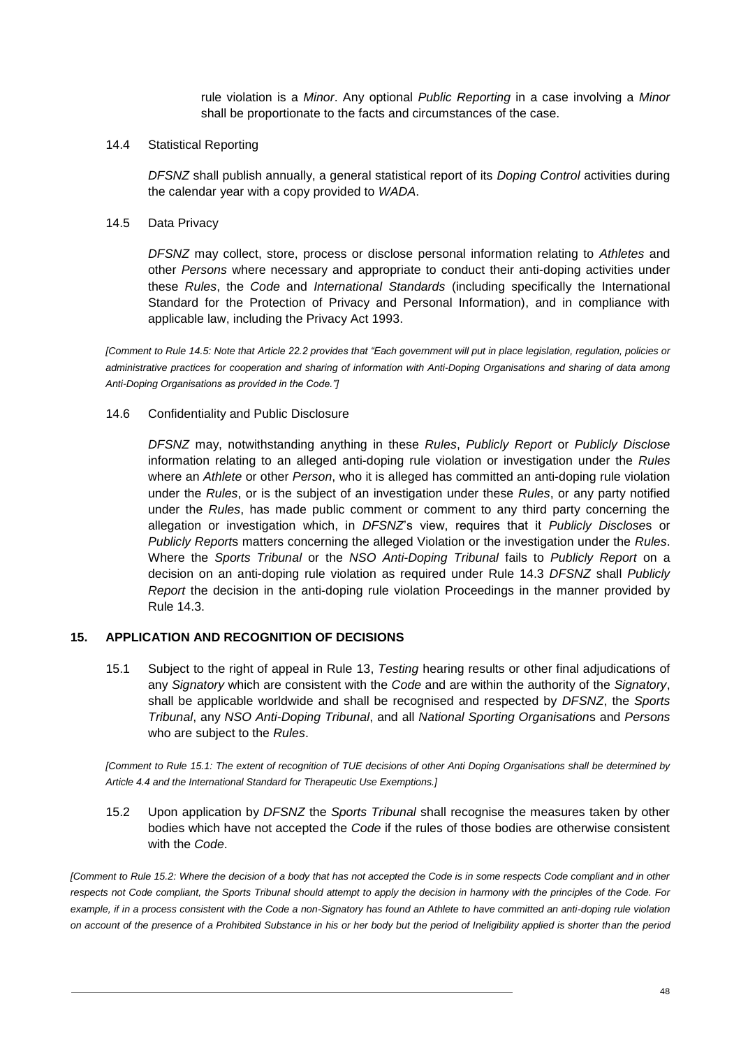rule violation is a *Minor*. Any optional *Public Reporting* in a case involving a *Minor* shall be proportionate to the facts and circumstances of the case.

14.4 Statistical Reporting

*DFSNZ* shall publish annually, a general statistical report of its *Doping Control* activities during the calendar year with a copy provided to *WADA*.

14.5 Data Privacy

*DFSNZ* may collect, store, process or disclose personal information relating to *Athletes* and other *Persons* where necessary and appropriate to conduct their anti-doping activities under these *Rules*, the *Code* and *International Standards* (including specifically the International Standard for the Protection of Privacy and Personal Information), and in compliance with applicable law, including the Privacy Act 1993.

*[Comment to Rule 14.5: Note that Article 22.2 provides that "Each government will put in place legislation, regulation, policies or administrative practices for cooperation and sharing of information with Anti-Doping Organisations and sharing of data among Anti-Doping Organisations as provided in the Code."]*

14.6 Confidentiality and Public Disclosure

*DFSNZ* may, notwithstanding anything in these *Rules*, *Publicly Report* or *Publicly Disclose* information relating to an alleged anti-doping rule violation or investigation under the *Rules* where an *Athlete* or other *Person*, who it is alleged has committed an anti-doping rule violation under the *Rules*, or is the subject of an investigation under these *Rules*, or any party notified under the *Rules*, has made public comment or comment to any third party concerning the allegation or investigation which, in *DFSNZ*'s view, requires that it *Publicly Discloses* or *Publicly Reports* matters concerning the alleged Violation or the investigation under the *Rules*. Where the *Sports Tribunal* or the *NSO Anti-Doping Tribunal* fails to *Publicly Report* on a decision on an anti-doping rule violation as required under Rule 14.3 *DFSNZ* shall *Publicly Report* the decision in the anti-doping rule violation Proceedings in the manner provided by Rule 14.3.

## 15. APPLICATION AND RECOGNITION OF DECISIONS

15.1 Subject to the right of appeal in Rule 13, *Testing* hearing results or other final adjudications of any *Signatory* which are consistent with the *Code* and are within the authority of the *Signatory*, shall be applicable worldwide and shall be recognised and respected by *DFSNZ*, the *Sports Tribunal*, any *NSO Anti-Doping Tribunal*, and all *National Sporting Organisations* and *Persons* who are subject to the *Rules*.

*[Comment to Rule 15.1: The extent of recognition of TUE decisions of other Anti Doping Organisations shall be determined by Article 4.4 and the International Standard for Therapeutic Use Exemptions.]*

15.2 Upon application by *DFSNZ* the *Sports Tribunal* shall recognise the measures taken by other bodies which have not accepted the *Code* if the rules of those bodies are otherwise consistent with the *Code*.

*[Comment to Rule 15.2: Where the decision of a body that has not accepted the Code is in some respects Code compliant and in other respects not Code compliant, the Sports Tribunal should attempt to apply the decision in harmony with the principles of the Code. For example, if in a process consistent with the Code a non-Signatory has found an Athlete to have committed an anti-doping rule violation on account of the presence of a Prohibited Substance in his or her body but the period of Ineligibility applied is shorter than the period*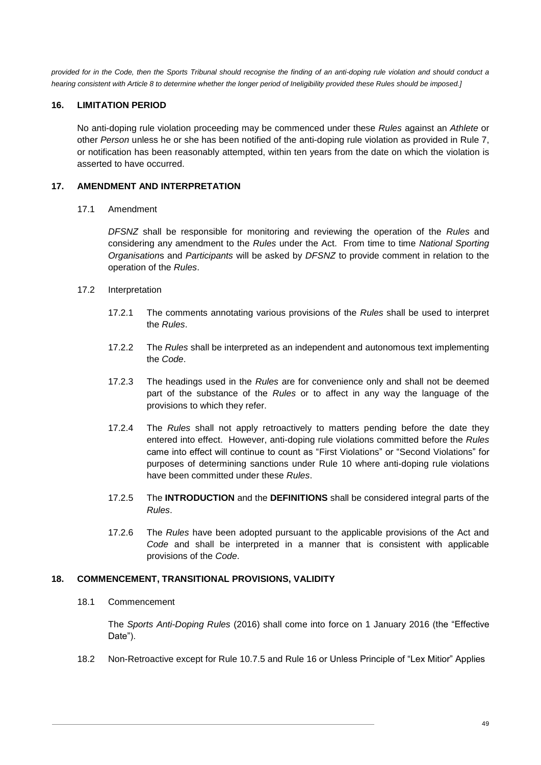*provided for in the Code, then the Sports Tribunal should recognise the finding of an anti-doping rule violation and should conduct a hearing consistent with Article 8 to determine whether the longer period of Ineligibility provided these Rules should be imposed.]*

## 16. LIMITATION PERIOD

No anti-doping rule violation proceeding may be commenced under these *Rules* against an *Athlete* or other *Person* unless he or she has been notified of the anti-doping rule violation as provided in Rule 7, or notification has been reasonably attempted, within ten years from the date on which the violation is asserted to have occurred.

## 17. AMENDMENT AND INTERPRETATION

17.1 Amendment

*DFSNZ* shall be responsible for monitoring and reviewing the operation of the *Rules* and considering any amendment to the *Rules* under the Act. From time to time *National Sporting Organisation*s and *Participants* will be asked by *DFSNZ* to provide comment in relation to the operation of the *Rules*.

17.2 Interpretation

17.2.1 The comments annotating various provisions of the *Rules* shall be used to interpret the *Rules*.

17.2.2 The *Rules* shall be interpreted as an independent and autonomous text implementing the *Code*.

17.2.3 The headings used in the *Rules* are for convenience only and shall not be deemed part of the substance of the *Rules* or to affect in any way the language of the provisions to which they refer.

17.2.4 The *Rules* shall not apply retroactively to matters pending before the date they entered into effect. However, anti-doping rule violations committed before the *Rules* came into effect will continue to count as "First Violations" or "Second Violations" for purposes of determining sanctions under Rule 10 where anti-doping rule violations have been committed under these *Rules*.

17.2.5 The **INTRODUCTION** and the **DEFINITIONS** shall be considered integral parts of the *Rules*.

17.2.6 The *Rules* have been adopted pursuant to the applicable provisions of the Act and *Code* and shall be interpreted in a manner that is consistent with applicable provisions of the *Code*.

## 18. COMMENCEMENT, TRANSITIONAL PROVISIONS, VALIDITY

18.1 Commencement

The *Sports Anti-Doping Rules* (2016) shall come into force on 1 January 2016 (the "Effective Date").

18.2 Non-Retroactive except for Rule 10.7.5 and Rule 16 or Unless Principle of "Lex Mitior" Applies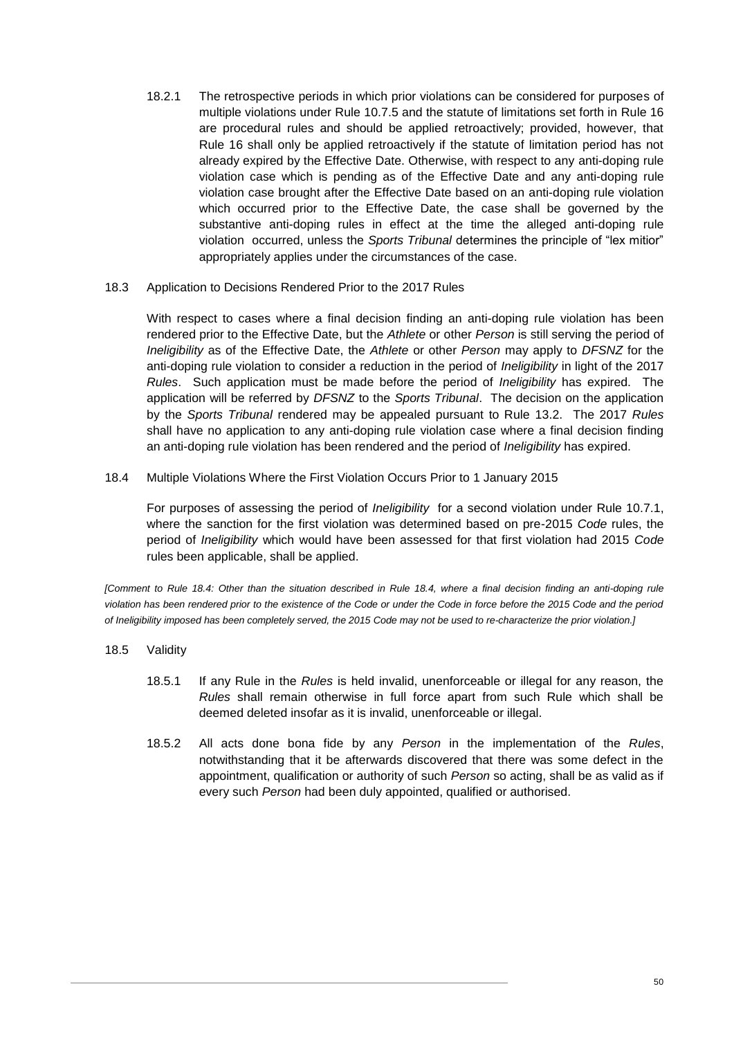18.2.1 The retrospective periods in which prior violations can be considered for purposes of multiple violations under Rule 10.7.5 and the statute of limitations set forth in Rule 16 are procedural rules and should be applied retroactively; provided, however, that Rule 16 shall only be applied retroactively if the statute of limitation period has not already expired by the Effective Date. Otherwise, with respect to any anti-doping rule violation case which is pending as of the Effective Date and any anti-doping rule violation case brought after the Effective Date based on an anti-doping rule violation which occurred prior to the Effective Date, the case shall be governed by the substantive anti-doping rules in effect at the time the alleged anti-doping rule violation occurred, unless the *Sports Tribunal* determines the principle of "lex mitior" appropriately applies under the circumstances of the case.

18.3 Application to Decisions Rendered Prior to the 2017 Rules

With respect to cases where a final decision finding an anti-doping rule violation has been rendered prior to the Effective Date, but the *Athlete* or other *Person* is still serving the period of *Ineligibility* as of the Effective Date, the *Athlete* or other *Person* may apply to *DFSNZ* for the anti-doping rule violation to consider a reduction in the period of *Ineligibility* in light of the 2017 *Rules*. Such application must be made before the period of *Ineligibility* has expired. The application will be referred by *DFSNZ* to the *Sports Tribunal*. The decision on the application by the *Sports Tribunal* rendered may be appealed pursuant to Rule 13.2. The 2017 *Rules* shall have no application to any anti-doping rule violation case where a final decision finding an anti-doping rule violation has been rendered and the period of *Ineligibility* has expired.

18.4 Multiple Violations Where the First Violation Occurs Prior to 1 January 2015

For purposes of assessing the period of *Ineligibility* for a second violation under Rule 10.7.1, where the sanction for the first violation was determined based on pre-2015 *Code* rules, the period of *Ineligibility* which would have been assessed for that first violation had 2015 *Code* rules been applicable, shall be applied.

*[Comment to Rule 18.4: Other than the situation described in Rule 18.4, where a final decision finding an anti-doping rule violation has been rendered prior to the existence of the Code or under the Code in force before the 2015 Code and the period of Ineligibility imposed has been completely served, the 2015 Code may not be used to re-characterize the prior violation.]*

18.5 Validity

18.5.1 If any Rule in the *Rules* is held invalid, unenforceable or illegal for any reason, the *Rules* shall remain otherwise in full force apart from such Rule which shall be deemed deleted insofar as it is invalid, unenforceable or illegal.

18.5.2 All acts done bona fide by any *Person* in the implementation of the *Rules*, notwithstanding that it be afterwards discovered that there was some defect in the appointment, qualification or authority of such *Person* so acting, shall be as valid as if every such *Person* had been duly appointed, qualified or authorised.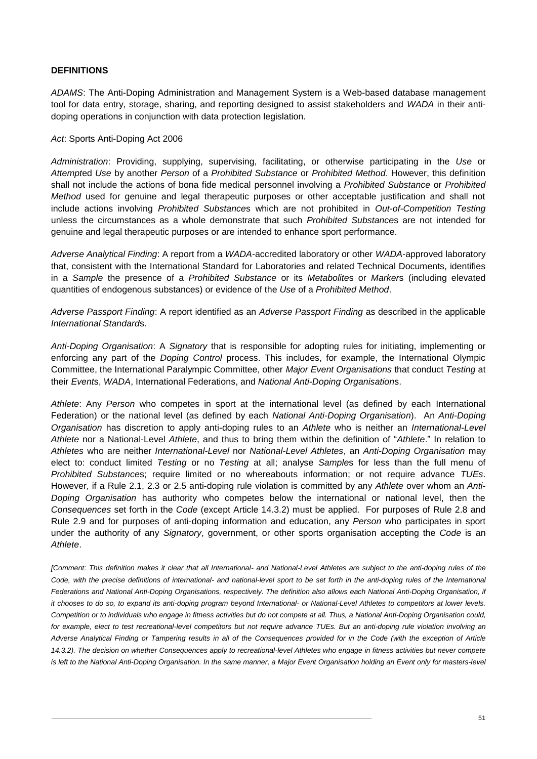**DEFINITIONS**

*ADAMS*: The Anti-Doping Administration and Management System is a Web-based database management tool for data entry, storage, sharing, and reporting designed to assist stakeholders and *WADA* in their anti-doping operations in conjunction with data protection legislation.

*Act*: Sports Anti-Doping Act 2006

*Administration*: Providing, supplying, supervising, facilitating, or otherwise participating in the *Use* or *Attempt*ed *Use* by another *Person* of a *Prohibited Substance* or *Prohibited Method*. However, this definition shall not include the actions of bona fide medical personnel involving a *Prohibited Substance* or *Prohibited Method* used for genuine and legal therapeutic purposes or other acceptable justification and shall not include actions involving *Prohibited Substance*s which are not prohibited in *Out-of-Competition Testing* unless the circumstances as a whole demonstrate that such *Prohibited Substance*s are not intended for genuine and legal therapeutic purposes or are intended to enhance sport performance.

*Adverse Analytical Finding*: A report from a *WADA*-accredited laboratory or other *WADA*-approved laboratory that, consistent with the International Standard for Laboratories and related Technical Documents, identifies in a *Sample* the presence of a *Prohibited Substance* or its *Metabolite*s or *Marker*s (including elevated quantities of endogenous substances) or evidence of the *Use* of a *Prohibited Method*.

*Adverse Passport Finding*: A report identified as an *Adverse Passport Finding* as described in the applicable *International Standard*s.

*Anti-Doping Organisation*: A *Signatory* that is responsible for adopting rules for initiating, implementing or enforcing any part of the *Doping Control* process. This includes, for example, the International Olympic Committee, the International Paralympic Committee, other *Major Event Organisations* that conduct *Testing* at their *Event*s, *WADA*, International Federations, and *National Anti-Doping Organisation*s.

*Athlete*: Any *Person* who competes in sport at the international level (as defined by each International Federation) or the national level (as defined by each *National Anti-Doping Organisation*). An *Anti-Doping Organisation* has discretion to apply anti-doping rules to an *Athlete* who is neither an *International-Level Athlete* nor a National-Level *Athlete*, and thus to bring them within the definition of "*Athlete*." In relation to *Athletes* who are neither *International-Level* nor *National-Level Athletes*, an *Anti-Doping Organisation* may elect to: conduct limited *Testing* or no *Testing* at all; analyse *Sample*s for less than the full menu of *Prohibited Substance*s; require limited or no whereabouts information; or not require advance *TUEs*. However, if a Rule 2.1, 2.3 or 2.5 anti-doping rule violation is committed by any *Athlete* over whom an *Anti-Doping Organisation* has authority who competes below the international or national level, then the *Consequences* set forth in the *Code* (except Article 14.3.2) must be applied. For purposes of Rule 2.8 and Rule 2.9 and for purposes of anti-doping information and education, any *Person* who participates in sport under the authority of any *Signatory*, government, or other sports organisation accepting the *Code* is an *Athlete*.

*[Comment: This definition makes it clear that all International- and National-Level Athletes are subject to the anti-doping rules of the Code, with the precise definitions of international- and national-level sport to be set forth in the anti-doping rules of the International Federations and National Anti-Doping Organisations, respectively. The definition also allows each National Anti-Doping Organisation, if it chooses to do so, to expand its anti-doping program beyond International- or National-Level Athletes to competitors at lower levels. Competition or to individuals who engage in fitness activities but do not compete at all. Thus, a National Anti-Doping Organisation could, for example, elect to test recreational-level competitors but not require advance TUEs. But an anti-doping rule violation involving an Adverse Analytical Finding or Tampering results in all of the Consequences provided for in the Code (with the exception of Article 14.3.2). The decision on whether Consequences apply to recreational-level Athletes who engage in fitness activities but never compete is left to the National Anti-Doping Organisation. In the same manner, a Major Event Organisation holding an Event only for masters-level*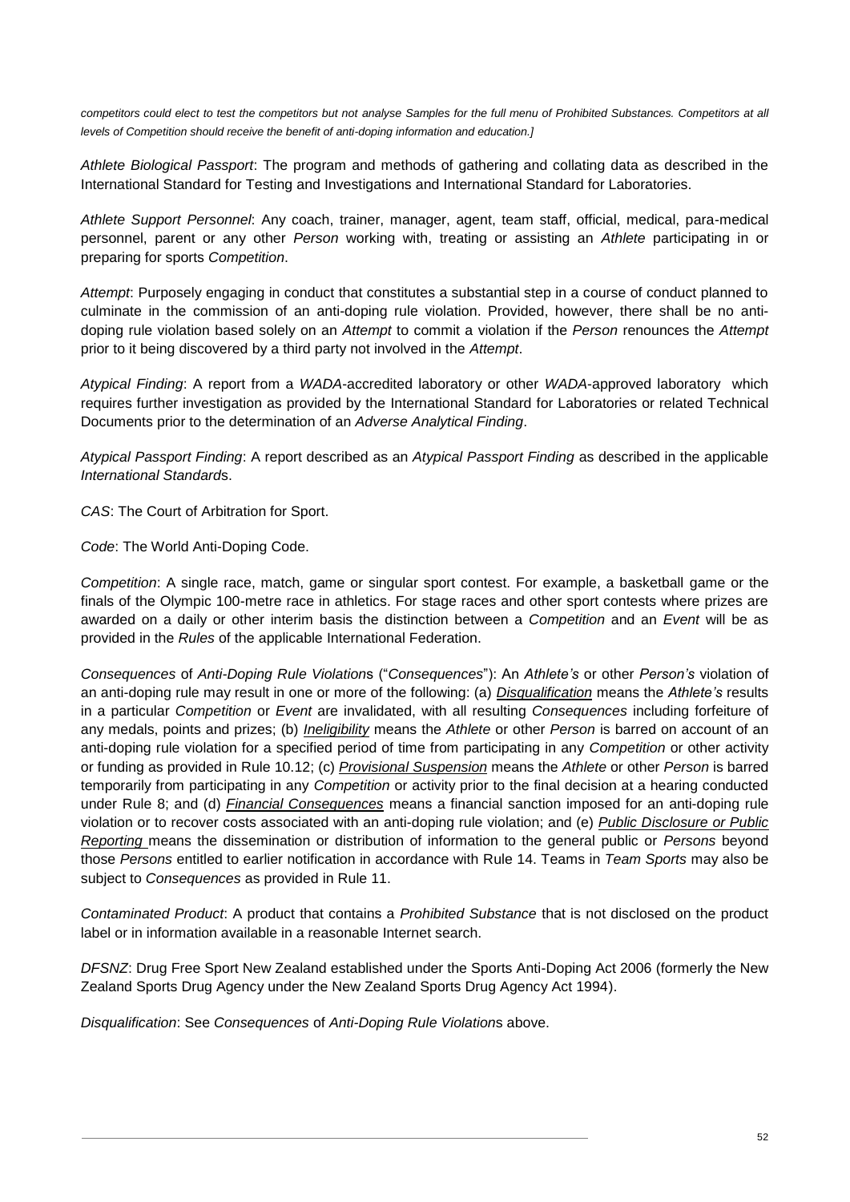*competitors could elect to test the competitors but not analyse Samples for the full menu of Prohibited Substances. Competitors at all levels of Competition should receive the benefit of anti-doping information and education.]*

*Athlete Biological Passport*: The program and methods of gathering and collating data as described in the International Standard for Testing and Investigations and International Standard for Laboratories.

*Athlete Support Personnel*: Any coach, trainer, manager, agent, team staff, official, medical, para-medical personnel, parent or any other *Person* working with, treating or assisting an *Athlete* participating in or preparing for sports *Competition*.

*Attempt*: Purposely engaging in conduct that constitutes a substantial step in a course of conduct planned to culminate in the commission of an anti-doping rule violation. Provided, however, there shall be no anti-doping rule violation based solely on an *Attempt* to commit a violation if the *Person* renounces the *Attempt* prior to it being discovered by a third party not involved in the *Attempt*.

*Atypical Finding*: A report from a *WADA*-accredited laboratory or other *WADA*-approved laboratory which requires further investigation as provided by the International Standard for Laboratories or related Technical Documents prior to the determination of an *Adverse Analytical Finding*.

*Atypical Passport Finding*: A report described as an *Atypical Passport Finding* as described in the applicable *International Standard*s.

*CAS*: The Court of Arbitration for Sport.

*Code*: The World Anti-Doping Code.

*Competition*: A single race, match, game or singular sport contest. For example, a basketball game or the finals of the Olympic 100-metre race in athletics. For stage races and other sport contests where prizes are awarded on a daily or other interim basis the distinction between a *Competition* and an *Event* will be as provided in the *Rules* of the applicable International Federation.

*Consequences* of *Anti-Doping Rule Violation*s ("*Consequences*"): An *Athlete's* or other *Person's* violation of an anti-doping rule may result in one or more of the following: (a) ***Disqualification*** means the *Athlete's* results in a particular *Competition* or *Event* are invalidated, with all resulting *Consequences* including forfeiture of any medals, points and prizes; (b) ***Ineligibility*** means the *Athlete* or other *Person* is barred on account of an anti-doping rule violation for a specified period of time from participating in any *Competition* or other activity or funding as provided in Rule 10.12; (c) ***Provisional Suspension*** means the *Athlete* or other *Person* is barred temporarily from participating in any *Competition* or activity prior to the final decision at a hearing conducted under Rule 8; and (d) ***Financial Consequences*** means a financial sanction imposed for an anti-doping rule violation or to recover costs associated with an anti-doping rule violation; and (e) ***Public Disclosure or Public Reporting*** means the dissemination or distribution of information to the general public or *Persons* beyond those *Persons* entitled to earlier notification in accordance with Rule 14. Teams in *Team Sports* may also be subject to *Consequences* as provided in Rule 11.

*Contaminated Product*: A product that contains a *Prohibited Substance* that is not disclosed on the product label or in information available in a reasonable Internet search.

*DFSNZ*: Drug Free Sport New Zealand established under the Sports Anti-Doping Act 2006 (formerly the New Zealand Sports Drug Agency under the New Zealand Sports Drug Agency Act 1994).

*Disqualification*: See *Consequences* of *Anti-Doping Rule Violation*s above.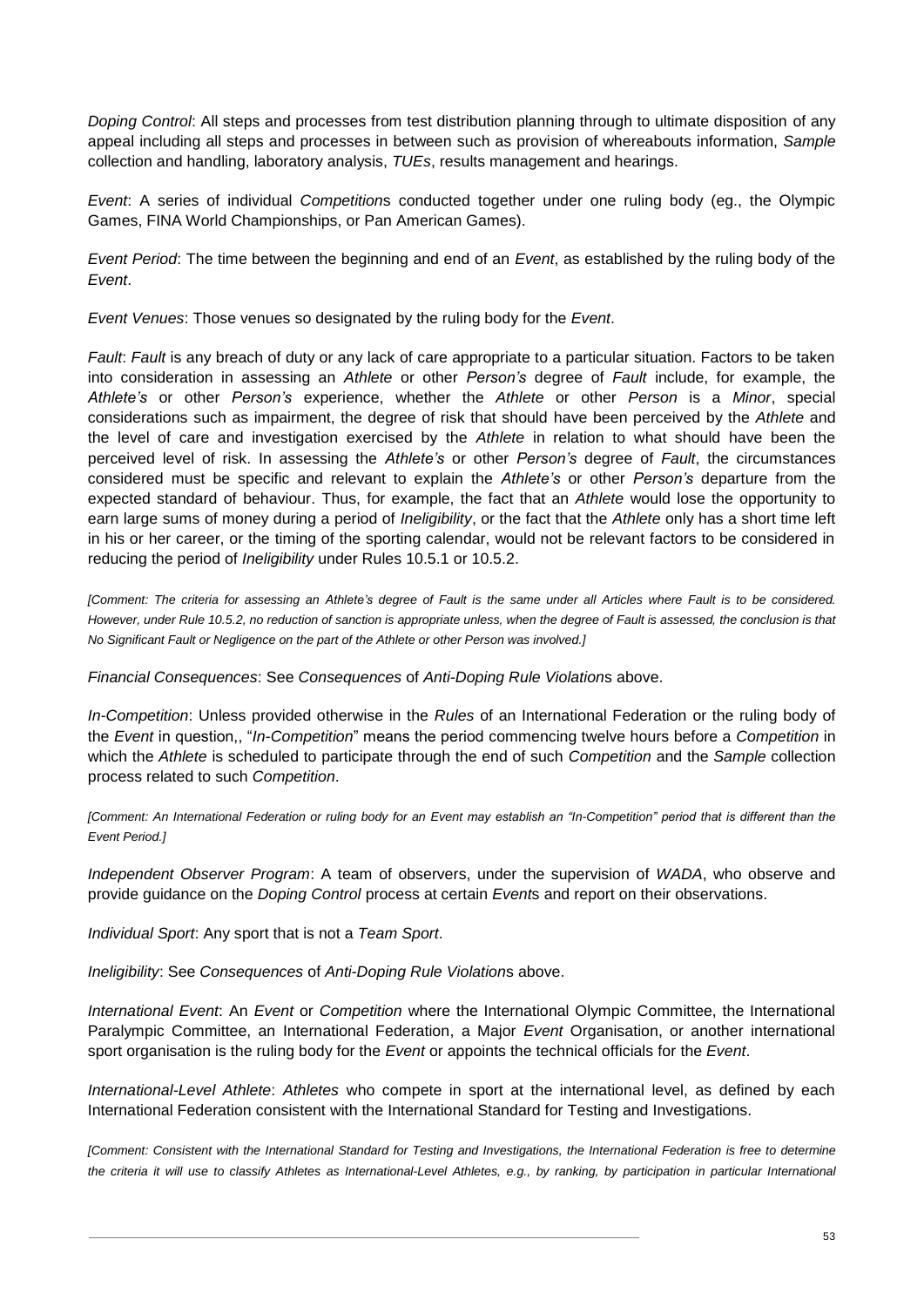*Doping Control*: All steps and processes from test distribution planning through to ultimate disposition of any appeal including all steps and processes in between such as provision of whereabouts information, *Sample* collection and handling, laboratory analysis, *TUEs*, results management and hearings.

*Event*: A series of individual *Competition*s conducted together under one ruling body (eg., the Olympic Games, FINA World Championships, or Pan American Games).

*Event Period*: The time between the beginning and end of an *Event*, as established by the ruling body of the *Event*.

*Event Venues*: Those venues so designated by the ruling body for the *Event*.

*Fault*: *Fault* is any breach of duty or any lack of care appropriate to a particular situation. Factors to be taken into consideration in assessing an *Athlete* or other *Person's* degree of *Fault* include, for example, the *Athlete's* or other *Person's* experience, whether the *Athlete* or other *Person* is a *Minor*, special considerations such as impairment, the degree of risk that should have been perceived by the *Athlete* and the level of care and investigation exercised by the *Athlete* in relation to what should have been the perceived level of risk. In assessing the *Athlete's* or other *Person's* degree of *Fault*, the circumstances considered must be specific and relevant to explain the *Athlete's* or other *Person's* departure from the expected standard of behaviour. Thus, for example, the fact that an *Athlete* would lose the opportunity to earn large sums of money during a period of *Ineligibility*, or the fact that the *Athlete* only has a short time left in his or her career, or the timing of the sporting calendar, would not be relevant factors to be considered in reducing the period of *Ineligibility* under Rules 10.5.1 or 10.5.2.

*[Comment: The criteria for assessing an Athlete's degree of Fault is the same under all Articles where Fault is to be considered. However, under Rule 10.5.2, no reduction of sanction is appropriate unless, when the degree of Fault is assessed, the conclusion is that No Significant Fault or Negligence on the part of the Athlete or other Person was involved.]*

*Financial Consequences*: See *Consequences* of *Anti-Doping Rule Violation*s above.

*In-Competition*: Unless provided otherwise in the *Rules* of an International Federation or the ruling body of the *Event* in question,, "*In-Competition*" means the period commencing twelve hours before a *Competition* in which the *Athlete* is scheduled to participate through the end of such *Competition* and the *Sample* collection process related to such *Competition*.

*[Comment: An International Federation or ruling body for an Event may establish an "In-Competition" period that is different than the Event Period.]*

*Independent Observer Program*: A team of observers, under the supervision of *WADA*, who observe and provide guidance on the *Doping Control* process at certain *Event*s and report on their observations.

*Individual Sport*: Any sport that is not a *Team Sport*.

*Ineligibility*: See *Consequences* of *Anti-Doping Rule Violation*s above.

*International Event*: An *Event* or *Competition* where the International Olympic Committee, the International Paralympic Committee, an International Federation, a Major *Event* Organisation, or another international sport organisation is the ruling body for the *Event* or appoints the technical officials for the *Event*.

*International-Level Athlete*: *Athletes* who compete in sport at the international level, as defined by each International Federation consistent with the International Standard for Testing and Investigations.

*[Comment: Consistent with the International Standard for Testing and Investigations, the International Federation is free to determine the criteria it will use to classify Athletes as International-Level Athletes, e.g., by ranking, by participation in particular International*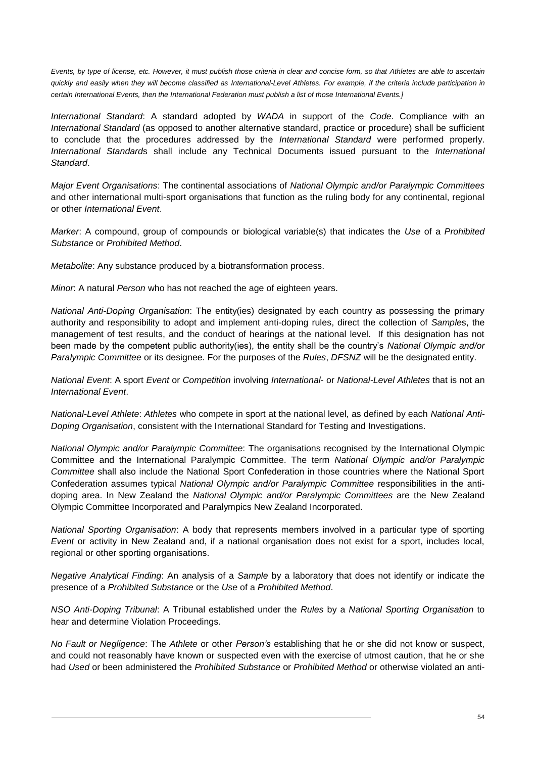*Events, by type of license, etc. However, it must publish those criteria in clear and concise form, so that Athletes are able to ascertain quickly and easily when they will become classified as International-Level Athletes. For example, if the criteria include participation in certain International Events, then the International Federation must publish a list of those International Events.]*

*International Standard*: A standard adopted by *WADA* in support of the *Code*. Compliance with an *International Standard* (as opposed to another alternative standard, practice or procedure) shall be sufficient to conclude that the procedures addressed by the *International Standard* were performed properly. *International Standard*s shall include any Technical Documents issued pursuant to the *International Standard*.

*Major Event Organisations*: The continental associations of *National Olympic and/or Paralympic Committees* and other international multi-sport organisations that function as the ruling body for any continental, regional or other *International Event*.

*Marker*: A compound, group of compounds or biological variable(s) that indicates the *Use* of a *Prohibited Substance* or *Prohibited Method*.

*Metabolite*: Any substance produced by a biotransformation process.

*Minor*: A natural *Person* who has not reached the age of eighteen years.

*National Anti-Doping Organisation*: The entity(ies) designated by each country as possessing the primary authority and responsibility to adopt and implement anti-doping rules, direct the collection of *Sample*s, the management of test results, and the conduct of hearings at the national level. If this designation has not been made by the competent public authority(ies), the entity shall be the country's *National Olympic and/or Paralympic Committee* or its designee. For the purposes of the *Rules*, *DFSNZ* will be the designated entity.

*National Event*: A sport *Event* or *Competition* involving *International-* or *National-Level Athletes* that is not an *International Event*.

*National-Level Athlete*: *Athletes* who compete in sport at the national level, as defined by each *National Anti-Doping Organisation*, consistent with the International Standard for Testing and Investigations.

*National Olympic and/or Paralympic Committee*: The organisations recognised by the International Olympic Committee and the International Paralympic Committee. The term *National Olympic and/or Paralympic Committee* shall also include the National Sport Confederation in those countries where the National Sport Confederation assumes typical *National Olympic and/or Paralympic Committee* responsibilities in the anti-doping area. In New Zealand the *National Olympic and/or Paralympic Committees* are the New Zealand Olympic Committee Incorporated and Paralympics New Zealand Incorporated.

*National Sporting Organisation*: A body that represents members involved in a particular type of sporting *Event* or activity in New Zealand and, if a national organisation does not exist for a sport, includes local, regional or other sporting organisations.

*Negative Analytical Finding*: An analysis of a *Sample* by a laboratory that does not identify or indicate the presence of a *Prohibited Substance* or the *Use* of a *Prohibited Method*.

*NSO Anti-Doping Tribunal*: A Tribunal established under the *Rules* by a *National Sporting Organisation* to hear and determine Violation Proceedings.

*No Fault or Negligence*: The *Athlete* or other *Person's* establishing that he or she did not know or suspect, and could not reasonably have known or suspected even with the exercise of utmost caution, that he or she had *Used* or been administered the *Prohibited Substance* or *Prohibited Method* or otherwise violated an anti-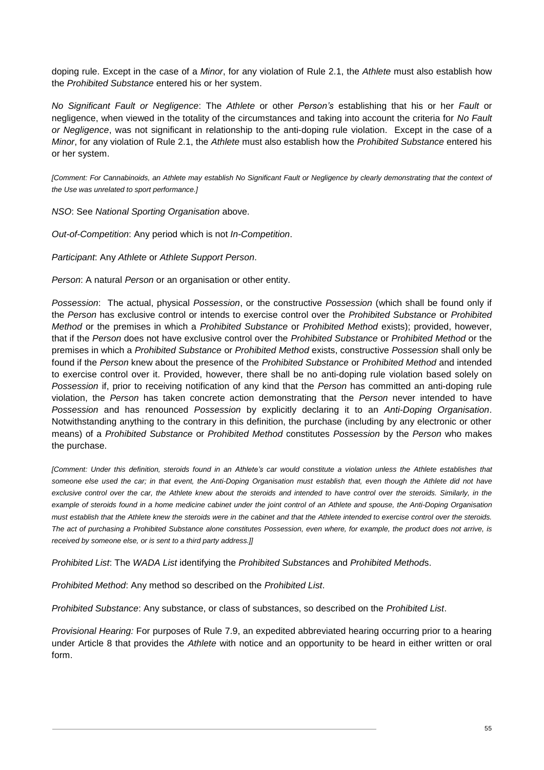doping rule. Except in the case of a *Minor*, for any violation of Rule 2.1, the *Athlete* must also establish how the *Prohibited Substance* entered his or her system.

*No Significant Fault or Negligence*: The *Athlete* or other *Person's* establishing that his or her *Fault* or negligence, when viewed in the totality of the circumstances and taking into account the criteria for *No Fault or Negligence*, was not significant in relationship to the anti-doping rule violation. Except in the case of a *Minor*, for any violation of Rule 2.1, the *Athlete* must also establish how the *Prohibited Substance* entered his or her system.

*[Comment: For Cannabinoids, an Athlete may establish No Significant Fault or Negligence by clearly demonstrating that the context of the Use was unrelated to sport performance.]*

*NSO*: See *National Sporting Organisation* above.

*Out-of-Competition*: Any period which is not *In-Competition*.

*Participant*: Any *Athlete* or *Athlete Support Person*.

*Person*: A natural *Person* or an organisation or other entity.

*Possession*: The actual, physical *Possession*, or the constructive *Possession* (which shall be found only if the *Person* has exclusive control or intends to exercise control over the *Prohibited Substance* or *Prohibited Method* or the premises in which a *Prohibited Substance* or *Prohibited Method* exists); provided, however, that if the *Person* does not have exclusive control over the *Prohibited Substance* or *Prohibited Method* or the premises in which a *Prohibited Substance* or *Prohibited Method* exists, constructive *Possession* shall only be found if the *Person* knew about the presence of the *Prohibited Substance* or *Prohibited Method* and intended to exercise control over it. Provided, however, there shall be no anti-doping rule violation based solely on *Possession* if, prior to receiving notification of any kind that the *Person* has committed an anti-doping rule violation, the *Person* has taken concrete action demonstrating that the *Person* never intended to have *Possession* and has renounced *Possession* by explicitly declaring it to an *Anti-Doping Organisation*. Notwithstanding anything to the contrary in this definition, the purchase (including by any electronic or other means) of a *Prohibited Substance* or *Prohibited Method* constitutes *Possession* by the *Person* who makes the purchase.

*[Comment: Under this definition, steroids found in an Athlete's car would constitute a violation unless the Athlete establishes that someone else used the car; in that event, the Anti-Doping Organisation must establish that, even though the Athlete did not have exclusive control over the car, the Athlete knew about the steroids and intended to have control over the steroids. Similarly, in the example of steroids found in a home medicine cabinet under the joint control of an Athlete and spouse, the Anti-Doping Organisation must establish that the Athlete knew the steroids were in the cabinet and that the Athlete intended to exercise control over the steroids. The act of purchasing a Prohibited Substance alone constitutes Possession, even where, for example, the product does not arrive, is received by someone else, or is sent to a third party address.]]*

*Prohibited List*: The *WADA List* identifying the *Prohibited Substance*s and *Prohibited Method*s.

*Prohibited Method*: Any method so described on the *Prohibited List*.

*Prohibited Substance*: Any substance, or class of substances, so described on the *Prohibited List*.

*Provisional Hearing:* For purposes of Rule 7.9, an expedited abbreviated hearing occurring prior to a hearing under Article 8 that provides the *Athlete* with notice and an opportunity to be heard in either written or oral form.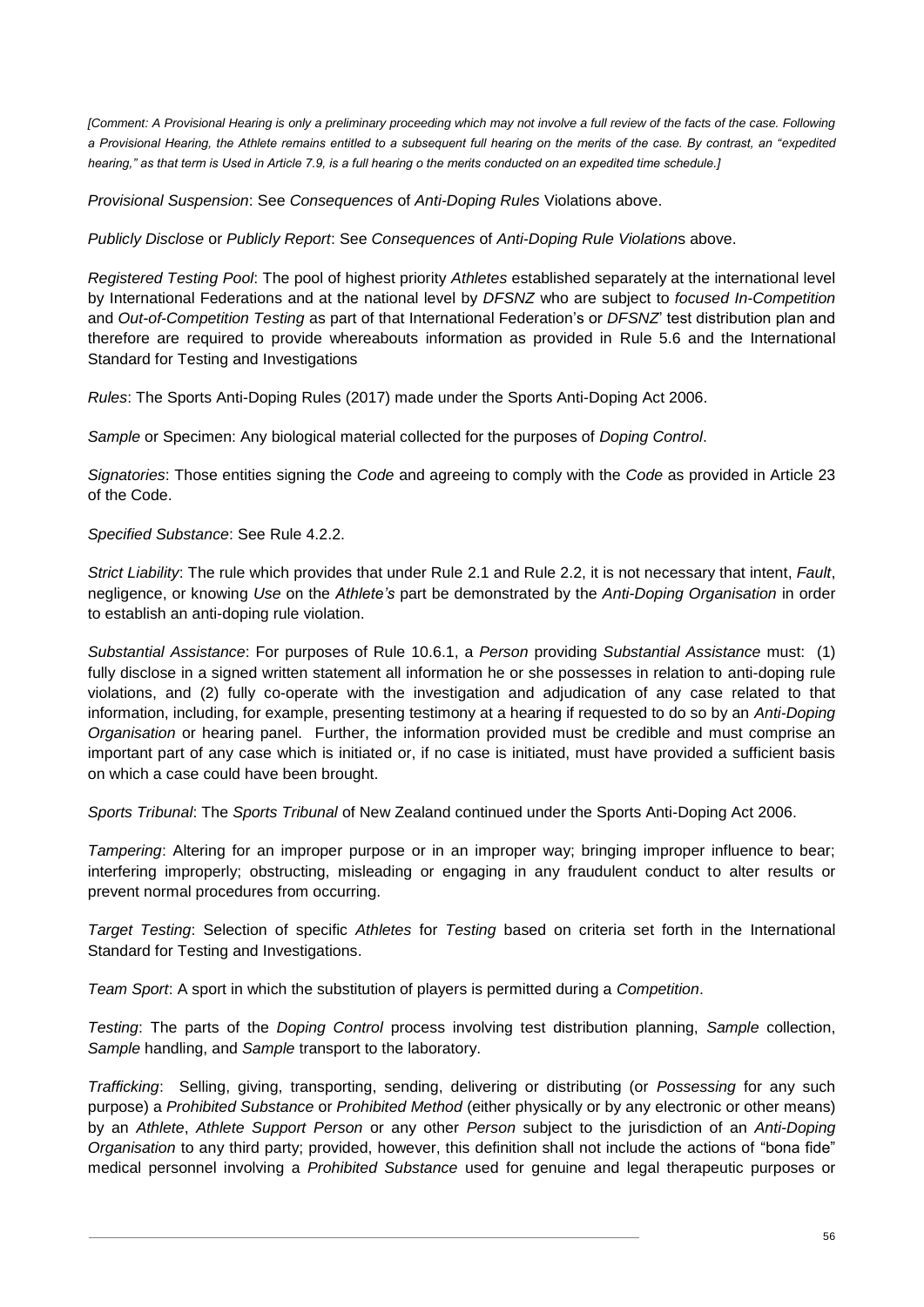*[Comment: A Provisional Hearing is only a preliminary proceeding which may not involve a full review of the facts of the case. Following a Provisional Hearing, the Athlete remains entitled to a subsequent full hearing on the merits of the case. By contrast, an "expedited hearing," as that term is Used in Article 7.9, is a full hearing o the merits conducted on an expedited time schedule.]*

*Provisional Suspension*: See *Consequences* of *Anti-Doping Rules* Violations above.

*Publicly Disclose* or *Publicly Report*: See *Consequences* of *Anti-Doping Rule Violation*s above.

*Registered Testing Pool*: The pool of highest priority *Athletes* established separately at the international level by International Federations and at the national level by *DFSNZ* who are subject to *focused In-Competition* and *Out-of-Competition Testing* as part of that International Federation's or *DFSNZ*' test distribution plan and therefore are required to provide whereabouts information as provided in Rule 5.6 and the International Standard for Testing and Investigations

*Rules*: The Sports Anti-Doping Rules (2017) made under the Sports Anti-Doping Act 2006.

*Sample* or Specimen: Any biological material collected for the purposes of *Doping Control*.

*Signatories*: Those entities signing the *Code* and agreeing to comply with the *Code* as provided in Article 23 of the Code.

*Specified Substance*: See Rule 4.2.2.

*Strict Liability*: The rule which provides that under Rule 2.1 and Rule 2.2, it is not necessary that intent, *Fault*, negligence, or knowing *Use* on the *Athlete's* part be demonstrated by the *Anti-Doping Organisation* in order to establish an anti-doping rule violation.

*Substantial Assistance*: For purposes of Rule 10.6.1, a *Person* providing *Substantial Assistance* must: (1) fully disclose in a signed written statement all information he or she possesses in relation to anti-doping rule violations, and (2) fully co-operate with the investigation and adjudication of any case related to that information, including, for example, presenting testimony at a hearing if requested to do so by an *Anti-Doping Organisation* or hearing panel. Further, the information provided must be credible and must comprise an important part of any case which is initiated or, if no case is initiated, must have provided a sufficient basis on which a case could have been brought.

*Sports Tribunal*: The *Sports Tribunal* of New Zealand continued under the Sports Anti-Doping Act 2006.

*Tampering*: Altering for an improper purpose or in an improper way; bringing improper influence to bear; interfering improperly; obstructing, misleading or engaging in any fraudulent conduct to alter results or prevent normal procedures from occurring.

*Target Testing*: Selection of specific *Athletes* for *Testing* based on criteria set forth in the International Standard for Testing and Investigations.

*Team Sport*: A sport in which the substitution of players is permitted during a *Competition*.

*Testing*: The parts of the *Doping Control* process involving test distribution planning, *Sample* collection, *Sample* handling, and *Sample* transport to the laboratory.

*Trafficking*: Selling, giving, transporting, sending, delivering or distributing (or *Possessing* for any such purpose) a *Prohibited Substance* or *Prohibited Method* (either physically or by any electronic or other means) by an *Athlete*, *Athlete Support Person* or any other *Person* subject to the jurisdiction of an *Anti-Doping Organisation* to any third party; provided, however, this definition shall not include the actions of "bona fide" medical personnel involving a *Prohibited Substance* used for genuine and legal therapeutic purposes or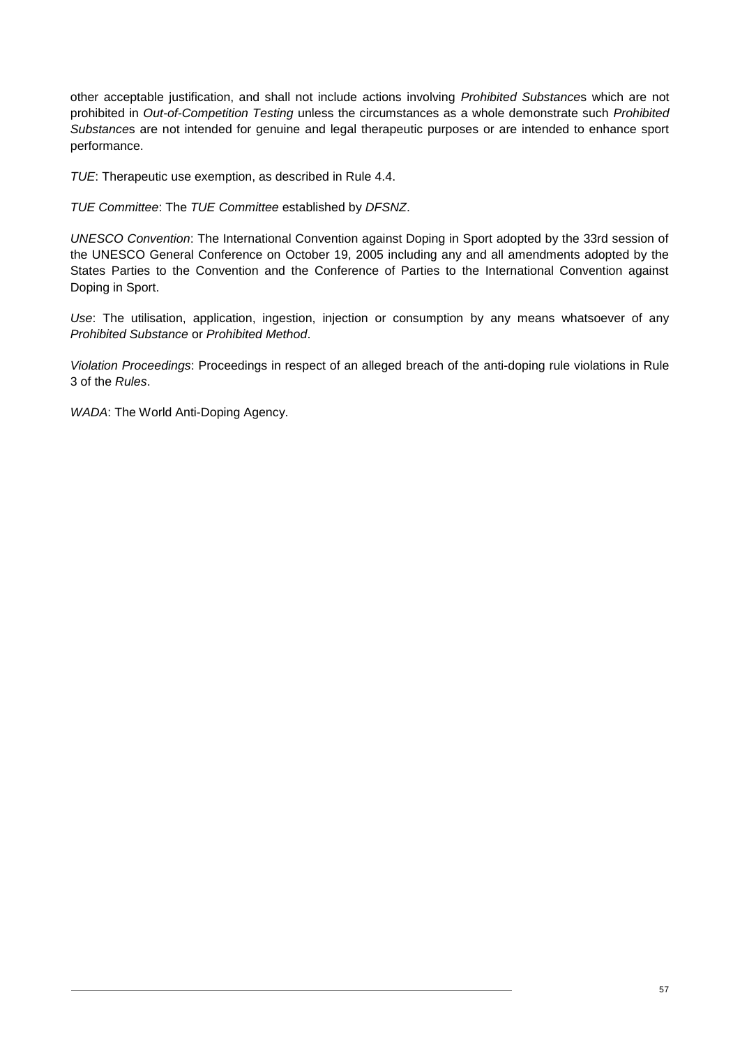other acceptable justification, and shall not include actions involving *Prohibited Substance*s which are not prohibited in *Out-of-Competition Testing* unless the circumstances as a whole demonstrate such *Prohibited Substance*s are not intended for genuine and legal therapeutic purposes or are intended to enhance sport performance.

*TUE*: Therapeutic use exemption, as described in Rule 4.4.

*TUE Committee*: The *TUE Committee* established by *DFSNZ*.

*UNESCO Convention*: The International Convention against Doping in Sport adopted by the 33rd session of the UNESCO General Conference on October 19, 2005 including any and all amendments adopted by the States Parties to the Convention and the Conference of Parties to the International Convention against Doping in Sport.

*Use*: The utilisation, application, ingestion, injection or consumption by any means whatsoever of any *Prohibited Substance* or *Prohibited Method*.

*Violation Proceedings*: Proceedings in respect of an alleged breach of the anti-doping rule violations in Rule 3 of the *Rules*.

*WADA*: The World Anti-Doping Agency.